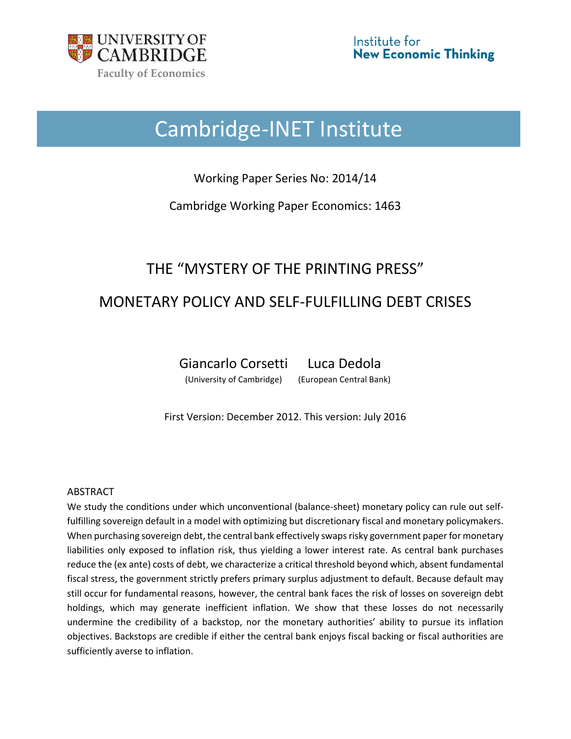UNIVERSITY OF CAMBRIDGE
Faculty of Economics

Institute for
New Economic Thinking

# Cambridge-INET Institute

Working Paper Series No: 2014/14

Cambridge Working Paper Economics: 1463

# THE "MYSTERY OF THE PRINTING PRESS"

# MONETARY POLICY AND SELF-FULFILLING DEBT CRISES

Giancarlo Corsetti (University of Cambridge)

Luca Dedola (European Central Bank)

First Version: December 2012. This version: July 2016

## ABSTRACT

We study the conditions under which unconventional (balance-sheet) monetary policy can rule out self-fulfilling sovereign default in a model with optimizing but discretionary fiscal and monetary policymakers. When purchasing sovereign debt, the central bank effectively swaps risky government paper for monetary liabilities only exposed to inflation risk, thus yielding a lower interest rate. As central bank purchases reduce the (ex ante) costs of debt, we characterize a critical threshold beyond which, absent fundamental fiscal stress, the government strictly prefers primary surplus adjustment to default. Because default may still occur for fundamental reasons, however, the central bank faces the risk of losses on sovereign debt holdings, which may generate inefficient inflation. We show that these losses do not necessarily undermine the credibility of a backstop, nor the monetary authorities' ability to pursue its inflation objectives. Backstops are credible if either the central bank enjoys fiscal backing or fiscal authorities are sufficiently averse to inflation.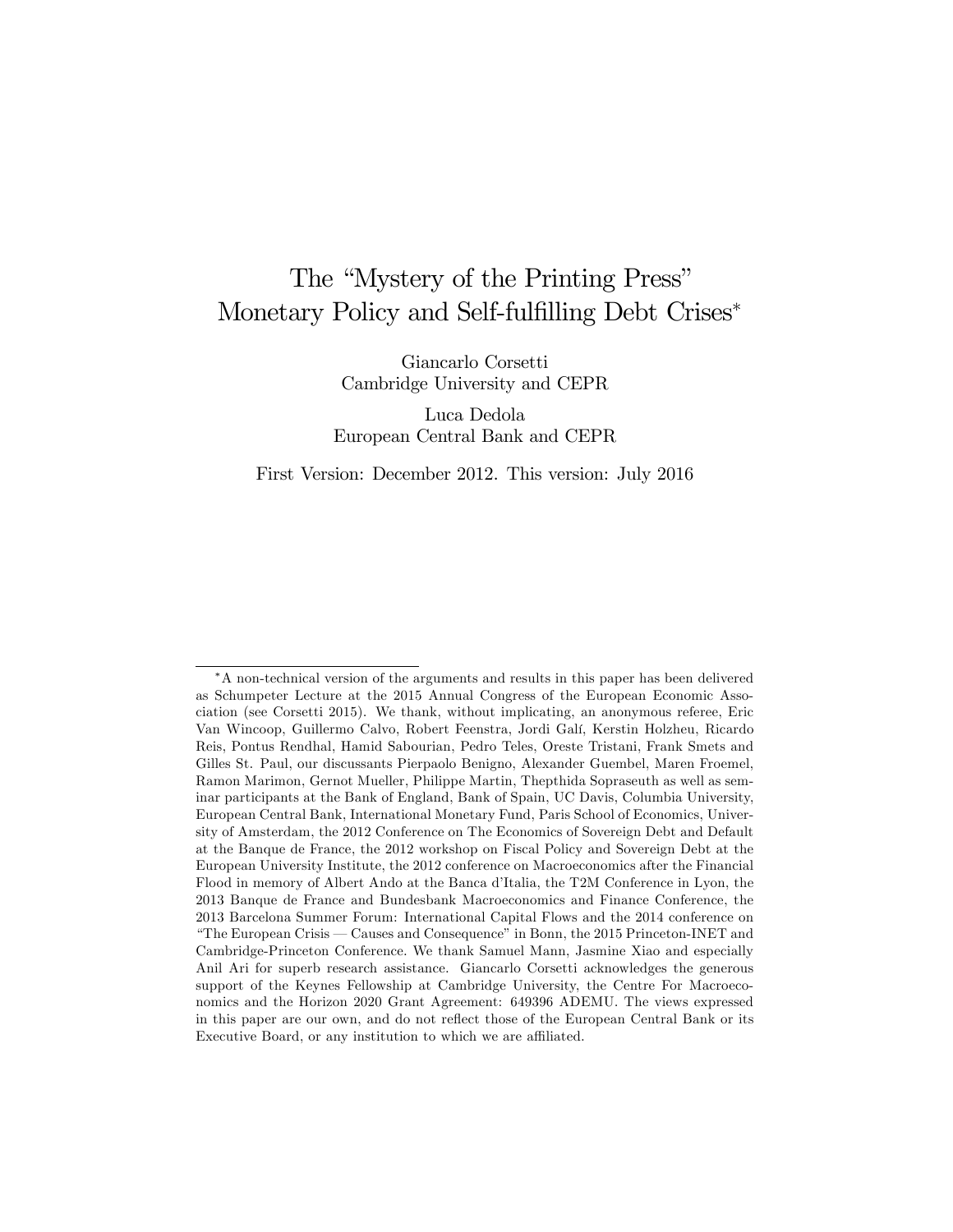# The "Mystery of the Printing Press" Monetary Policy and Self-fulfilling Debt Crises*

Giancarlo Corsetti
Cambridge University and CEPR

Luca Dedola
European Central Bank and CEPR

First Version: December 2012. This version: July 2016

*A non-technical version of the arguments and results in this paper has been delivered as Schumpeter Lecture at the 2015 Annual Congress of the European Economic Association (see Corsetti 2015). We thank, without implicating, an anonymous referee, Eric Van Wincoop, Guillermo Calvo, Robert Feenstra, Jordi Galí, Kerstin Holzheu, Ricardo Reis, Pontus Rendhal, Hamid Sabourian, Pedro Teles, Oreste Tristani, Frank Smets and Gilles St. Paul, our discussants Pierpaolo Benigno, Alexander Guembel, Maren Froemel, Ramon Marimon, Gernot Mueller, Philippe Martin, Thepthida Sopraseuth as well as seminar participants at the Bank of England, Bank of Spain, UC Davis, Columbia University, European Central Bank, International Monetary Fund, Paris School of Economics, University of Amsterdam, the 2012 Conference on The Economics of Sovereign Debt and Default at the Banque de France, the 2012 workshop on Fiscal Policy and Sovereign Debt at the European University Institute, the 2012 conference on Macroeconomics after the Financial Flood in memory of Albert Ando at the Banca d'Italia, the T2M Conference in Lyon, the 2013 Banque de France and Bundesbank Macroeconomics and Finance Conference, the 2013 Barcelona Summer Forum: International Capital Flows and the 2014 conference on "The European Crisis — Causes and Consequence" in Bonn, the 2015 Princeton-INET and Cambridge-Princeton Conference. We thank Samuel Mann, Jasmine Xiao and especially Anil Ari for superb research assistance. Giancarlo Corsetti acknowledges the generous support of the Keynes Fellowship at Cambridge University, the Centre For Macroeconomics and the Horizon 2020 Grant Agreement: 649396 ADEMU. The views expressed in this paper are our own, and do not reflect those of the European Central Bank or its Executive Board, or any institution to which we are affiliated.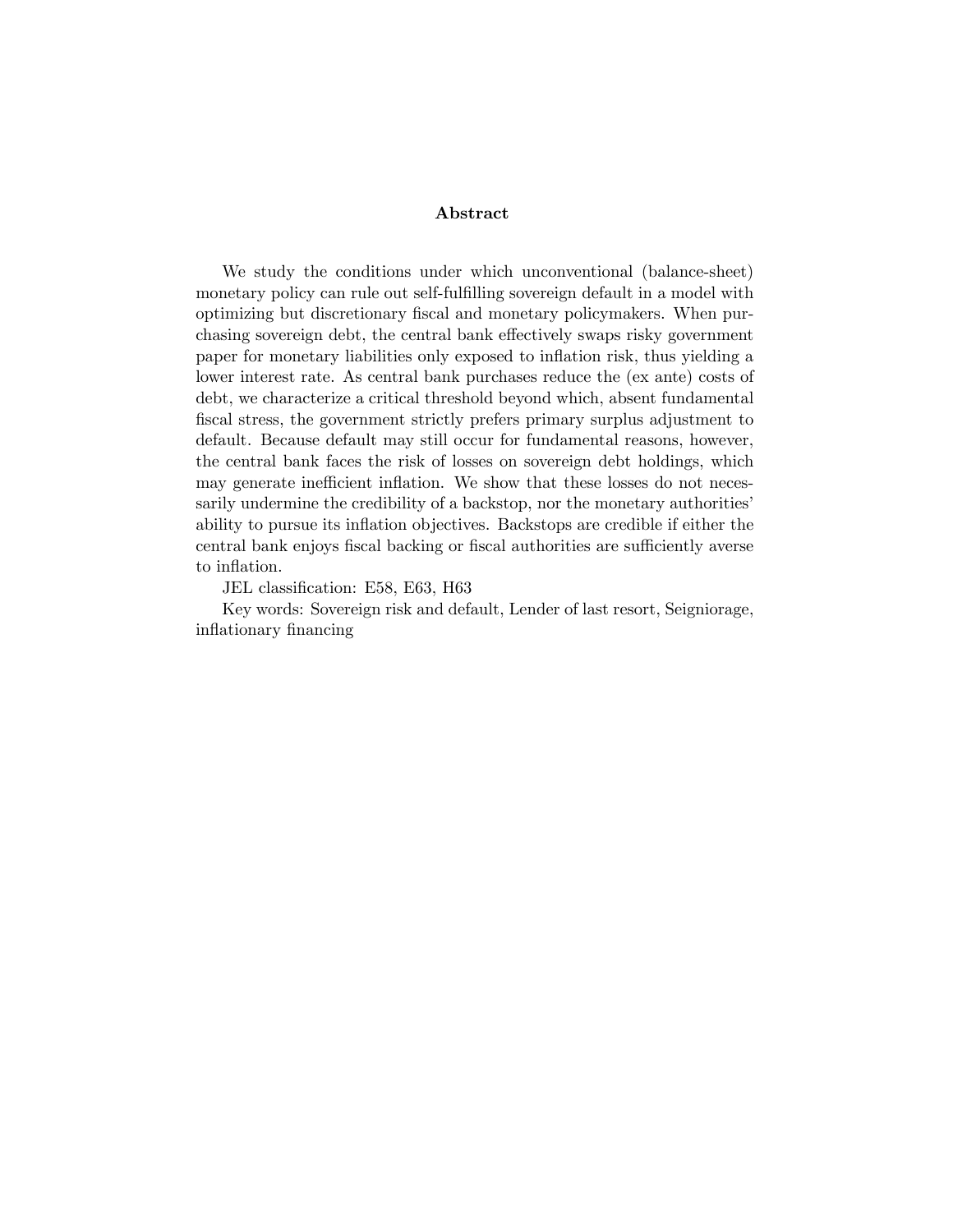## Abstract

We study the conditions under which unconventional (balance-sheet) monetary policy can rule out self-fulfilling sovereign default in a model with optimizing but discretionary fiscal and monetary policymakers. When purchasing sovereign debt, the central bank effectively swaps risky government paper for monetary liabilities only exposed to inflation risk, thus yielding a lower interest rate. As central bank purchases reduce the (ex ante) costs of debt, we characterize a critical threshold beyond which, absent fundamental fiscal stress, the government strictly prefers primary surplus adjustment to default. Because default may still occur for fundamental reasons, however, the central bank faces the risk of losses on sovereign debt holdings, which may generate inefficient inflation. We show that these losses do not necessarily undermine the credibility of a backstop, nor the monetary authorities' ability to pursue its inflation objectives. Backstops are credible if either the central bank enjoys fiscal backing or fiscal authorities are sufficiently averse to inflation.

JEL classification: E58, E63, H63

Key words: Sovereign risk and default, Lender of last resort, Seigniorage, inflationary financing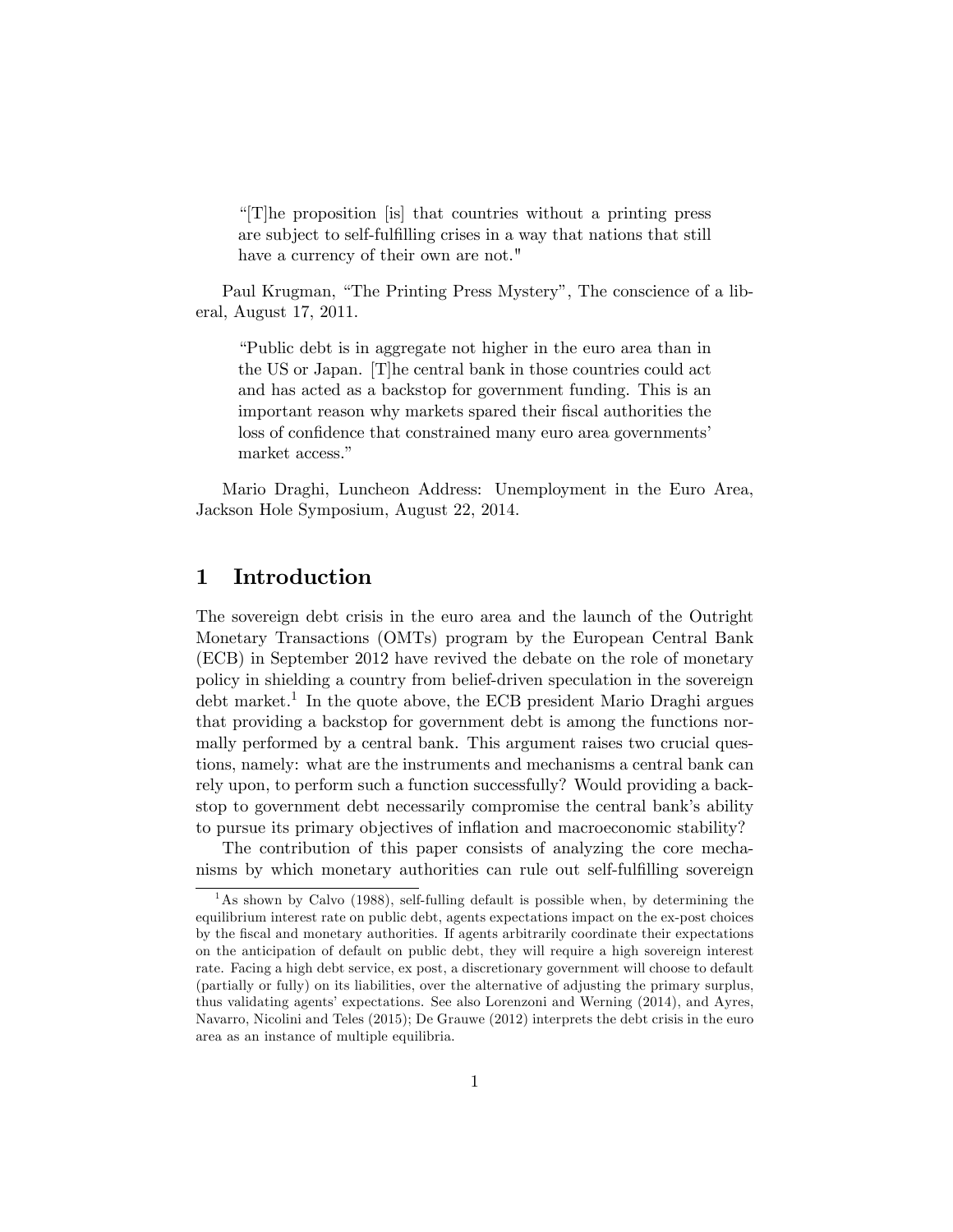> "[T]he proposition [is] that countries without a printing press are subject to self-fulfilling crises in a way that nations that still have a currency of their own are not."

Paul Krugman, "The Printing Press Mystery", The conscience of a liberal, August 17, 2011.

> "Public debt is in aggregate not higher in the euro area than in the US or Japan. [T]he central bank in those countries could act and has acted as a backstop for government funding. This is an important reason why markets spared their fiscal authorities the loss of confidence that constrained many euro area governments' market access."

Mario Draghi, Luncheon Address: Unemployment in the Euro Area, Jackson Hole Symposium, August 22, 2014.

# 1 Introduction

The sovereign debt crisis in the euro area and the launch of the Outright Monetary Transactions (OMTs) program by the European Central Bank (ECB) in September 2012 have revived the debate on the role of monetary policy in shielding a country from belief-driven speculation in the sovereign debt market.[1] In the quote above, the ECB president Mario Draghi argues that providing a backstop for government debt is among the functions normally performed by a central bank. This argument raises two crucial questions, namely: what are the instruments and mechanisms a central bank can rely upon, to perform such a function successfully? Would providing a backstop to government debt necessarily compromise the central bank's ability to pursue its primary objectives of inflation and macroeconomic stability?

The contribution of this paper consists of analyzing the core mechanisms by which monetary authorities can rule out self-fulfilling sovereign

[1] As shown by Calvo (1988), self-fulling default is possible when, by determining the equilibrium interest rate on public debt, agents expectations impact on the ex-post choices by the fiscal and monetary authorities. If agents arbitrarily coordinate their expectations on the anticipation of default on public debt, they will require a high sovereign interest rate. Facing a high debt service, ex post, a discretionary government will choose to default (partially or fully) on its liabilities, over the alternative of adjusting the primary surplus, thus validating agents' expectations. See also Lorenzoni and Werning (2014), and Ayres, Navarro, Nicolini and Teles (2015); De Grauwe (2012) interprets the debt crisis in the euro area as an instance of multiple equilibria.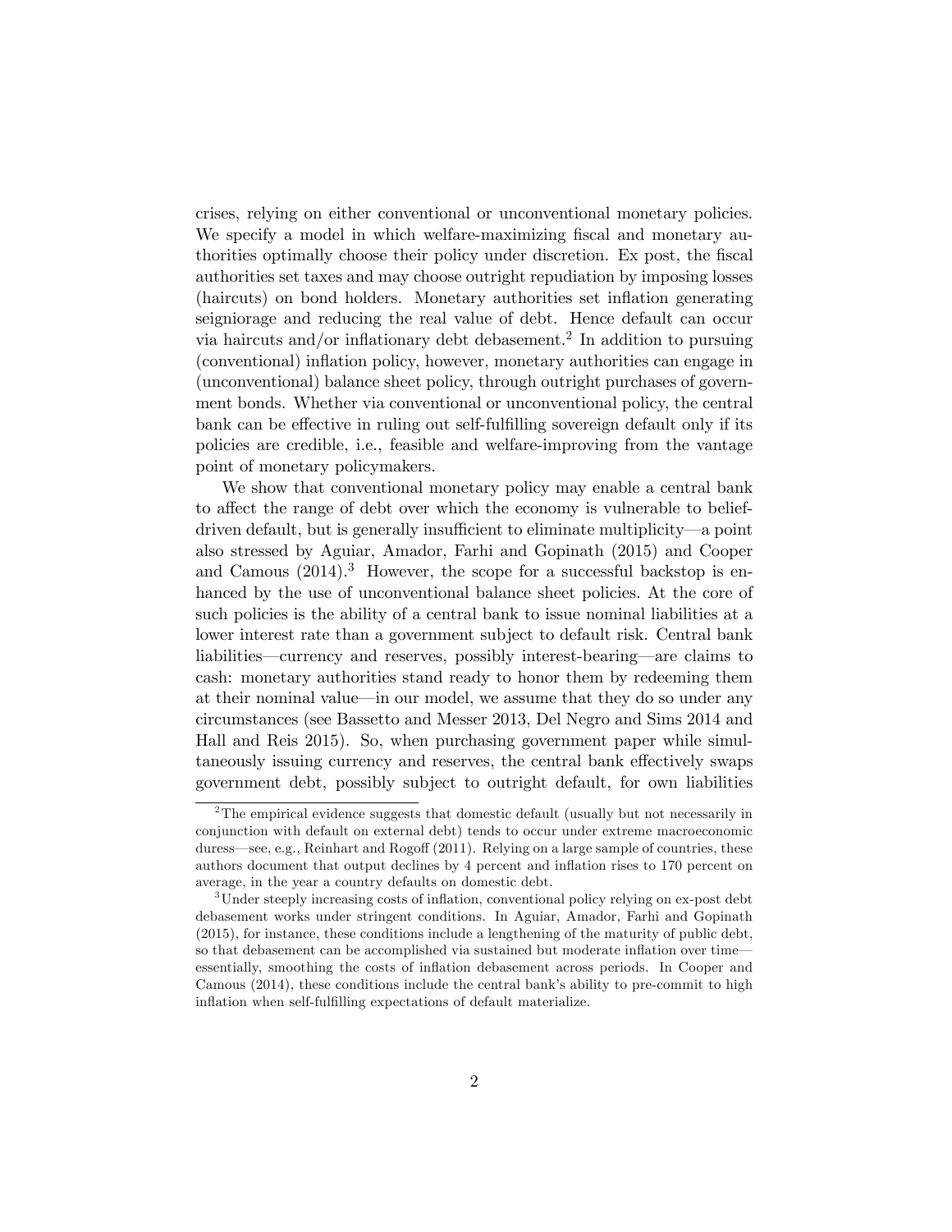crises, relying on either conventional or unconventional monetary policies. We specify a model in which welfare-maximizing fiscal and monetary authorities optimally choose their policy under discretion. Ex post, the fiscal authorities set taxes and may choose outright repudiation by imposing losses (haircuts) on bond holders. Monetary authorities set inflation generating seigniorage and reducing the real value of debt. Hence default can occur via haircuts and/or inflationary debt debasement.[2] In addition to pursuing (conventional) inflation policy, however, monetary authorities can engage in (unconventional) balance sheet policy, through outright purchases of government bonds. Whether via conventional or unconventional policy, the central bank can be effective in ruling out self-fulfilling sovereign default only if its policies are credible, i.e., feasible and welfare-improving from the vantage point of monetary policymakers.

We show that conventional monetary policy may enable a central bank to affect the range of debt over which the economy is vulnerable to belief-driven default, but is generally insufficient to eliminate multiplicity—a point also stressed by Aguiar, Amador, Farhi and Gopinath (2015) and Cooper and Camous (2014).[3] However, the scope for a successful backstop is enhanced by the use of unconventional balance sheet policies. At the core of such policies is the ability of a central bank to issue nominal liabilities at a lower interest rate than a government subject to default risk. Central bank liabilities—currency and reserves, possibly interest-bearing—are claims to cash: monetary authorities stand ready to honor them by redeeming them at their nominal value—in our model, we assume that they do so under any circumstances (see Bassetto and Messer 2013, Del Negro and Sims 2014 and Hall and Reis 2015). So, when purchasing government paper while simultaneously issuing currency and reserves, the central bank effectively swaps government debt, possibly subject to outright default, for own liabilities

[2] The empirical evidence suggests that domestic default (usually but not necessarily in conjunction with default on external debt) tends to occur under extreme macroeconomic duress—see, e.g., Reinhart and Rogoff (2011). Relying on a large sample of countries, these authors document that output declines by 4 percent and inflation rises to 170 percent on average, in the year a country defaults on domestic debt.

[3] Under steeply increasing costs of inflation, conventional policy relying on ex-post debt debasement works under stringent conditions. In Aguiar, Amador, Farhi and Gopinath (2015), for instance, these conditions include a lengthening of the maturity of public debt, so that debasement can be accomplished via sustained but moderate inflation over time—essentially, smoothing the costs of inflation debasement across periods. In Cooper and Camous (2014), these conditions include the central bank's ability to pre-commit to high inflation when self-fulfilling expectations of default materialize.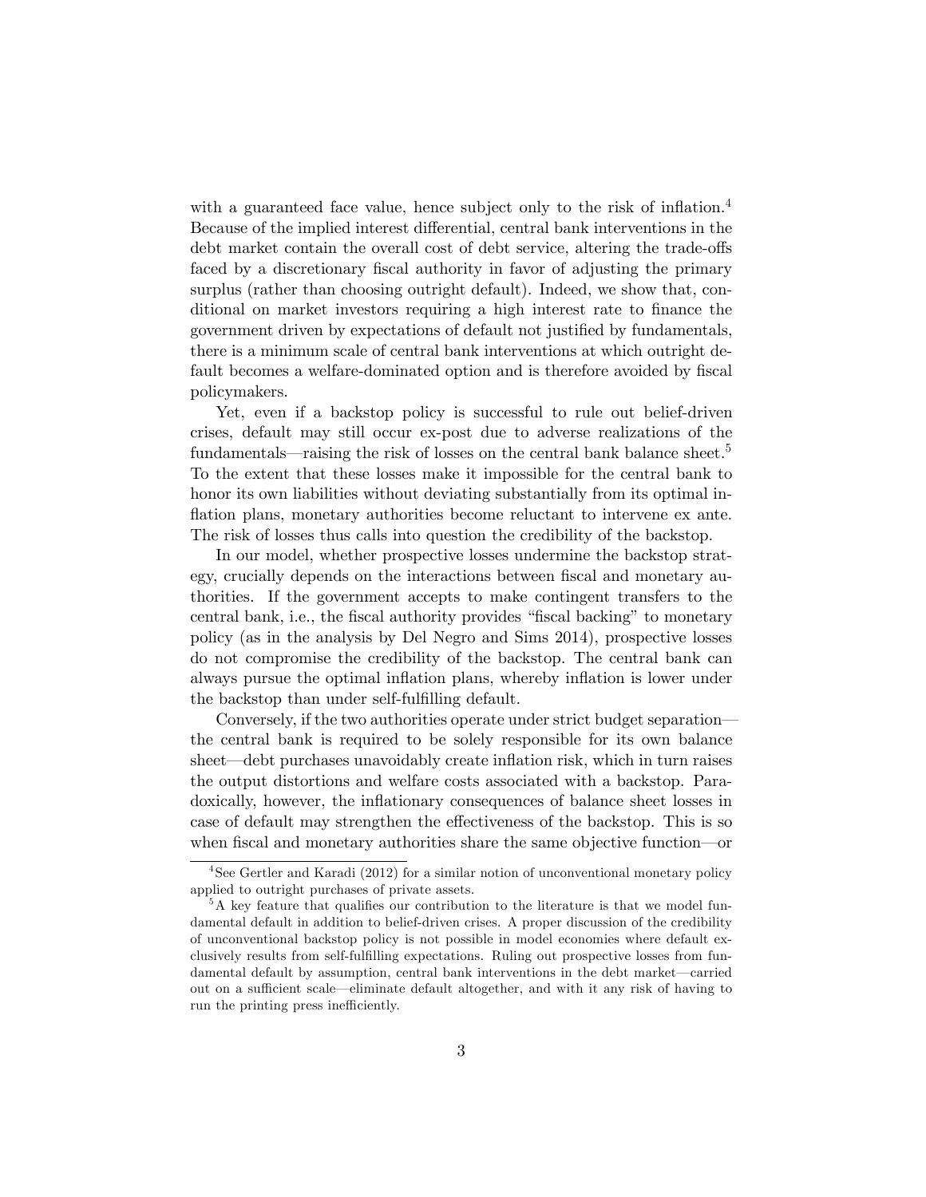with a guaranteed face value, hence subject only to the risk of inflation.[4] Because of the implied interest differential, central bank interventions in the debt market contain the overall cost of debt service, altering the trade-offs faced by a discretionary fiscal authority in favor of adjusting the primary surplus (rather than choosing outright default). Indeed, we show that, conditional on market investors requiring a high interest rate to finance the government driven by expectations of default not justified by fundamentals, there is a minimum scale of central bank interventions at which outright default becomes a welfare-dominated option and is therefore avoided by fiscal policymakers.

Yet, even if a backstop policy is successful to rule out belief-driven crises, default may still occur ex-post due to adverse realizations of the fundamentals—raising the risk of losses on the central bank balance sheet.[5] To the extent that these losses make it impossible for the central bank to honor its own liabilities without deviating substantially from its optimal inflation plans, monetary authorities become reluctant to intervene ex ante. The risk of losses thus calls into question the credibility of the backstop.

In our model, whether prospective losses undermine the backstop strategy, crucially depends on the interactions between fiscal and monetary authorities. If the government accepts to make contingent transfers to the central bank, i.e., the fiscal authority provides "fiscal backing" to monetary policy (as in the analysis by Del Negro and Sims 2014), prospective losses do not compromise the credibility of the backstop. The central bank can always pursue the optimal inflation plans, whereby inflation is lower under the backstop than under self-fulfilling default.

Conversely, if the two authorities operate under strict budget separation—the central bank is required to be solely responsible for its own balance sheet—debt purchases unavoidably create inflation risk, which in turn raises the output distortions and welfare costs associated with a backstop. Paradoxically, however, the inflationary consequences of balance sheet losses in case of default may strengthen the effectiveness of the backstop. This is so when fiscal and monetary authorities share the same objective function—or

[4] See Gertler and Karadi (2012) for a similar notion of unconventional monetary policy applied to outright purchases of private assets.

[5] A key feature that qualifies our contribution to the literature is that we model fundamental default in addition to belief-driven crises. A proper discussion of the credibility of unconventional backstop policy is not possible in model economies where default exclusively results from self-fulfilling expectations. Ruling out prospective losses from fundamental default by assumption, central bank interventions in the debt market—carried out on a sufficient scale—eliminate default altogether, and with it any risk of having to run the printing press inefficiently.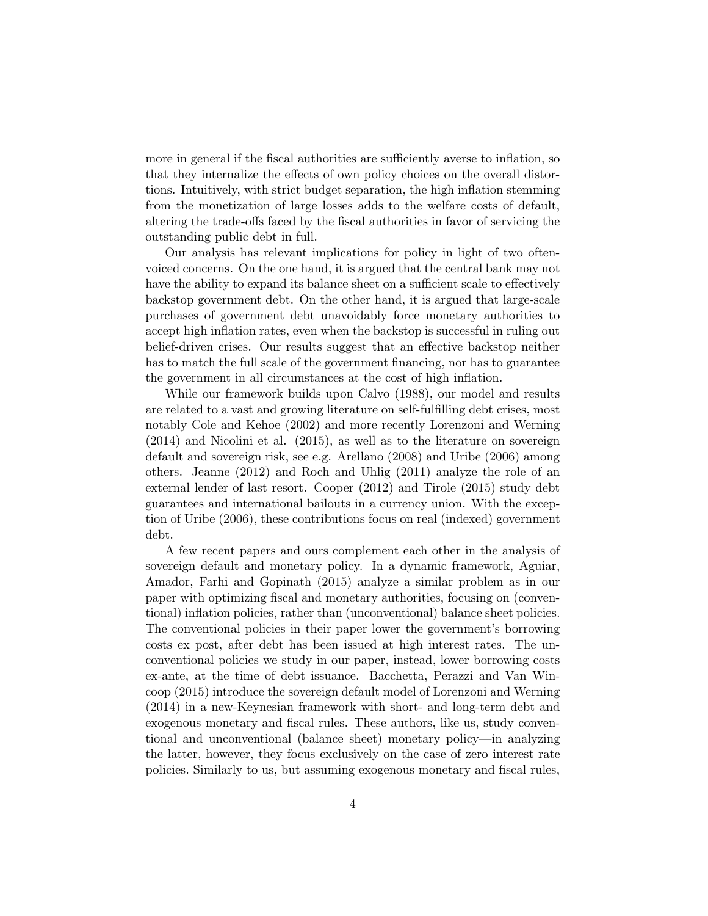more in general if the fiscal authorities are sufficiently averse to inflation, so that they internalize the effects of own policy choices on the overall distortions. Intuitively, with strict budget separation, the high inflation stemming from the monetization of large losses adds to the welfare costs of default, altering the trade-offs faced by the fiscal authorities in favor of servicing the outstanding public debt in full.

Our analysis has relevant implications for policy in light of two often-voiced concerns. On the one hand, it is argued that the central bank may not have the ability to expand its balance sheet on a sufficient scale to effectively backstop government debt. On the other hand, it is argued that large-scale purchases of government debt unavoidably force monetary authorities to accept high inflation rates, even when the backstop is successful in ruling out belief-driven crises. Our results suggest that an effective backstop neither has to match the full scale of the government financing, nor has to guarantee the government in all circumstances at the cost of high inflation.

While our framework builds upon Calvo (1988), our model and results are related to a vast and growing literature on self-fulfilling debt crises, most notably Cole and Kehoe (2002) and more recently Lorenzoni and Werning (2014) and Nicolini et al. (2015), as well as to the literature on sovereign default and sovereign risk, see e.g. Arellano (2008) and Uribe (2006) among others. Jeanne (2012) and Roch and Uhlig (2011) analyze the role of an external lender of last resort. Cooper (2012) and Tirole (2015) study debt guarantees and international bailouts in a currency union. With the exception of Uribe (2006), these contributions focus on real (indexed) government debt.

A few recent papers and ours complement each other in the analysis of sovereign default and monetary policy. In a dynamic framework, Aguiar, Amador, Farhi and Gopinath (2015) analyze a similar problem as in our paper with optimizing fiscal and monetary authorities, focusing on (conventional) inflation policies, rather than (unconventional) balance sheet policies. The conventional policies in their paper lower the government's borrowing costs ex post, after debt has been issued at high interest rates. The unconventional policies we study in our paper, instead, lower borrowing costs ex-ante, at the time of debt issuance. Bacchetta, Perazzi and Van Wincoop (2015) introduce the sovereign default model of Lorenzoni and Werning (2014) in a new-Keynesian framework with short- and long-term debt and exogenous monetary and fiscal rules. These authors, like us, study conventional and unconventional (balance sheet) monetary policy—in analyzing the latter, however, they focus exclusively on the case of zero interest rate policies. Similarly to us, but assuming exogenous monetary and fiscal rules,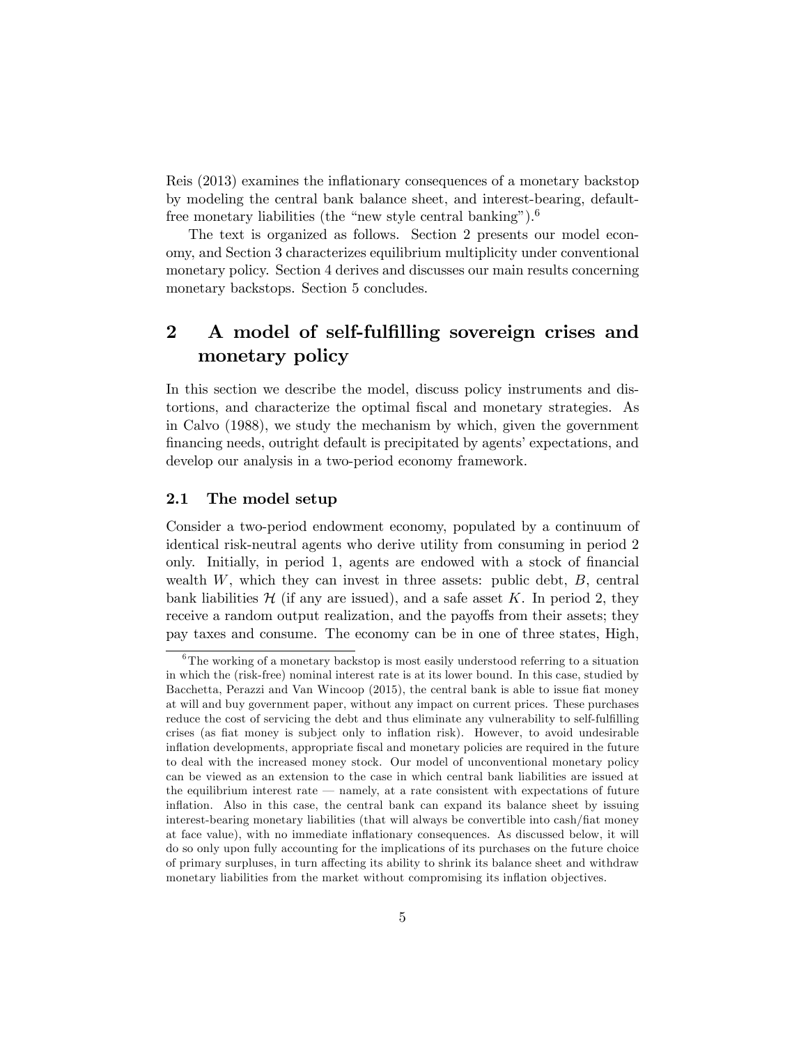Reis (2013) examines the inflationary consequences of a monetary backstop by modeling the central bank balance sheet, and interest-bearing, default-free monetary liabilities (the "new style central banking").[6]

The text is organized as follows. Section 2 presents our model economy, and Section 3 characterizes equilibrium multiplicity under conventional monetary policy. Section 4 derives and discusses our main results concerning monetary backstops. Section 5 concludes.

# 2 A model of self-fulfilling sovereign crises and monetary policy

In this section we describe the model, discuss policy instruments and distortions, and characterize the optimal fiscal and monetary strategies. As in Calvo (1988), we study the mechanism by which, given the government financing needs, outright default is precipitated by agents' expectations, and develop our analysis in a two-period economy framework.

## 2.1 The model setup

Consider a two-period endowment economy, populated by a continuum of identical risk-neutral agents who derive utility from consuming in period 2 only. Initially, in period 1, agents are endowed with a stock of financial wealth $W$, which they can invest in three assets: public debt, $B$, central bank liabilities $\mathcal{H}$ (if any are issued), and a safe asset $K$. In period 2, they receive a random output realization, and the payoffs from their assets; they pay taxes and consume. The economy can be in one of three states, High,

[6] The working of a monetary backstop is most easily understood referring to a situation in which the (risk-free) nominal interest rate is at its lower bound. In this case, studied by Bacchetta, Perazzi and Van Wincoop (2015), the central bank is able to issue fiat money at will and buy government paper, without any impact on current prices. These purchases reduce the cost of servicing the debt and thus eliminate any vulnerability to self-fulfilling crises (as fiat money is subject only to inflation risk). However, to avoid undesirable inflation developments, appropriate fiscal and monetary policies are required in the future to deal with the increased money stock. Our model of unconventional monetary policy can be viewed as an extension to the case in which central bank liabilities are issued at the equilibrium interest rate — namely, at a rate consistent with expectations of future inflation. Also in this case, the central bank can expand its balance sheet by issuing interest-bearing monetary liabilities (that will always be convertible into cash/fiat money at face value), with no immediate inflationary consequences. As discussed below, it will do so only upon fully accounting for the implications of its purchases on the future choice of primary surpluses, in turn affecting its ability to shrink its balance sheet and withdraw monetary liabilities from the market without compromising its inflation objectives.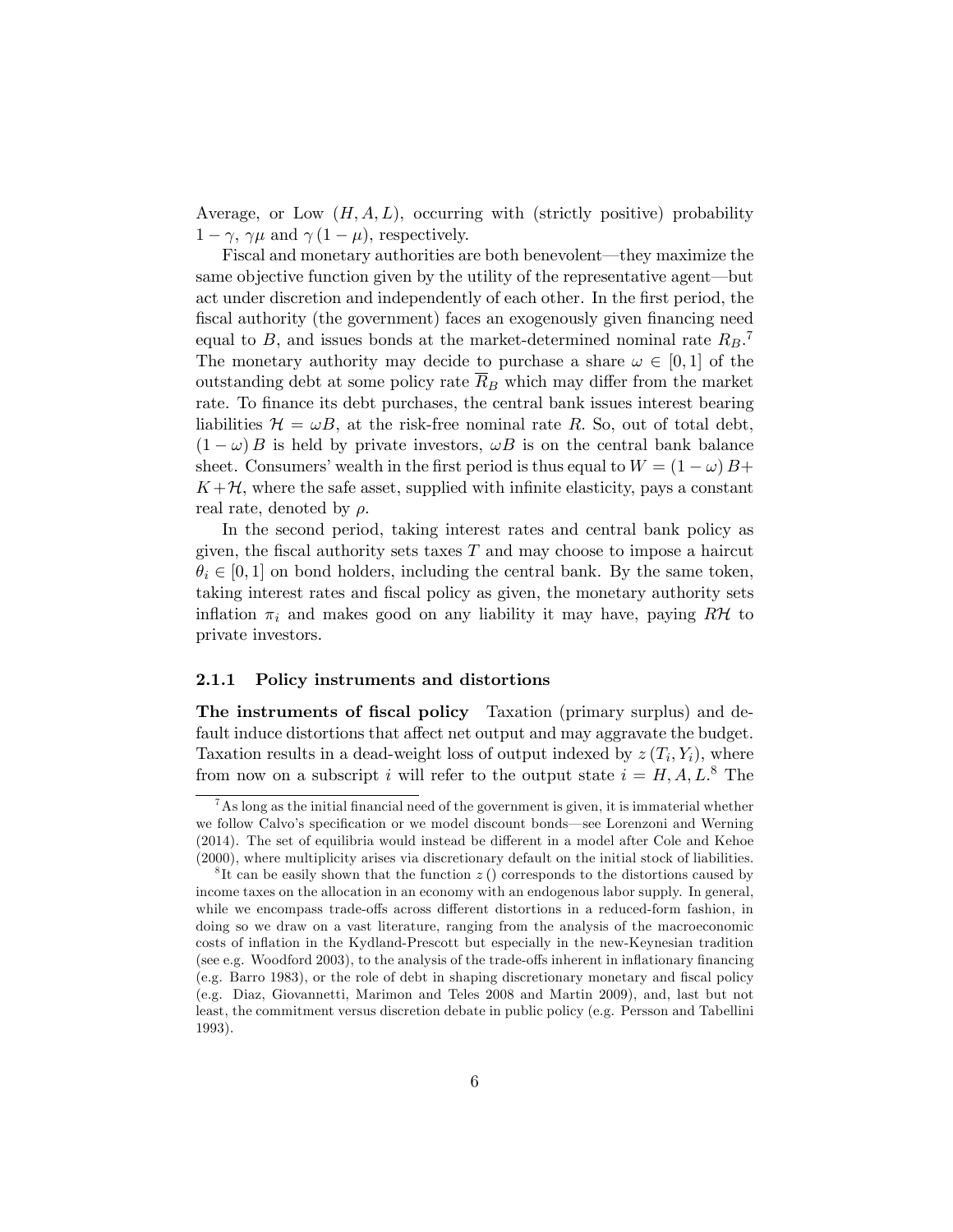Average, or Low $(H, A, L)$, occurring with (strictly positive) probability $1-\gamma$, $\gamma\mu$ and $\gamma(1-\mu)$, respectively.

Fiscal and monetary authorities are both benevolent—they maximize the same objective function given by the utility of the representative agent—but act under discretion and independently of each other. In the first period, the fiscal authority (the government) faces an exogenously given financing need equal to $B$, and issues bonds at the market-determined nominal rate $R_B$.[7] The monetary authority may decide to purchase a share $\omega \in [0,1]$ of the outstanding debt at some policy rate $\overline{R}_B$ which may differ from the market rate. To finance its debt purchases, the central bank issues interest bearing liabilities $\mathcal{H} = \omega B$, at the risk-free nominal rate $R$. So, out of total debt, $(1-\omega)B$ is held by private investors, $\omega B$ is on the central bank balance sheet. Consumers' wealth in the first period is thus equal to $W = (1-\omega)B + K + \mathcal{H}$, where the safe asset, supplied with infinite elasticity, pays a constant real rate, denoted by $\rho$.

In the second period, taking interest rates and central bank policy as given, the fiscal authority sets taxes $T$ and may choose to impose a haircut $\theta_i \in [0,1]$ on bond holders, including the central bank. By the same token, taking interest rates and fiscal policy as given, the monetary authority sets inflation $\pi_i$ and makes good on any liability it may have, paying $R\mathcal{H}$ to private investors.

### 2.1.1 Policy instruments and distortions

**The instruments of fiscal policy** Taxation (primary surplus) and default induce distortions that affect net output and may aggravate the budget. Taxation results in a dead-weight loss of output indexed by $z(T_i, Y_i)$, where from now on a subscript $i$ will refer to the output state $i = H, A, L$.[8] The

[7] As long as the initial financial need of the government is given, it is immaterial whether we follow Calvo's specification or we model discount bonds—see Lorenzoni and Werning (2014). The set of equilibria would instead be different in a model after Cole and Kehoe (2000), where multiplicity arises via discretionary default on the initial stock of liabilities.

[8] It can be easily shown that the function $z()$ corresponds to the distortions caused by income taxes on the allocation in an economy with an endogenous labor supply. In general, while we encompass trade-offs across different distortions in a reduced-form fashion, in doing so we draw on a vast literature, ranging from the analysis of the macroeconomic costs of inflation in the Kydland-Prescott but especially in the new-Keynesian tradition (see e.g. Woodford 2003), to the analysis of the trade-offs inherent in inflationary financing (e.g. Barro 1983), or the role of debt in shaping discretionary monetary and fiscal policy (e.g. Diaz, Giovannetti, Marimon and Teles 2008 and Martin 2009), and, last but not least, the commitment versus discretion debate in public policy (e.g. Persson and Tabellini 1993).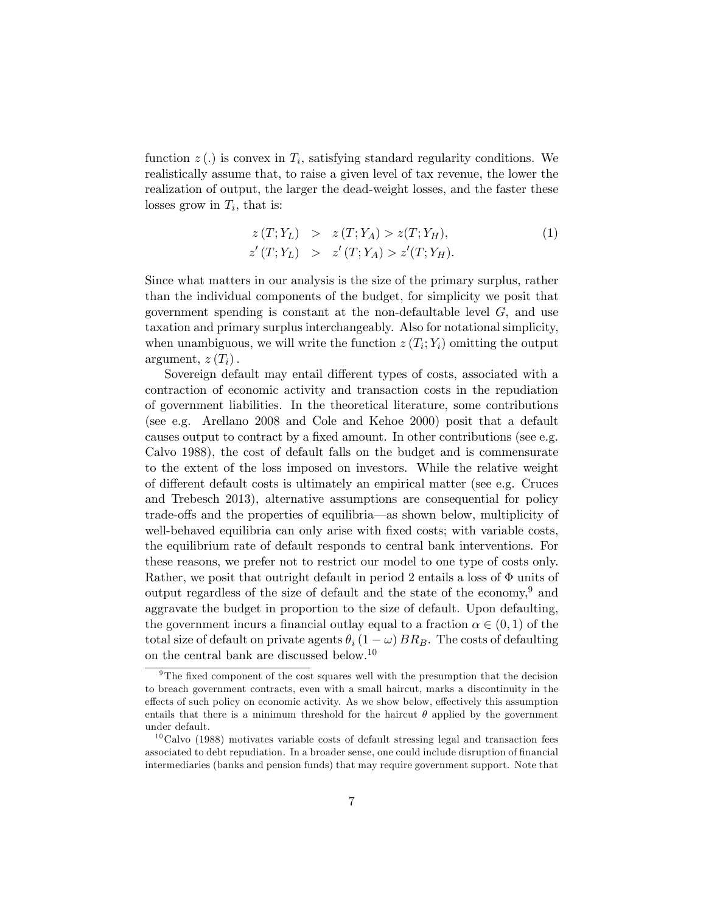function $z(.)$ is convex in $T_i$, satisfying standard regularity conditions. We realistically assume that, to raise a given level of tax revenue, the lower the realization of output, the larger the dead-weight losses, and the faster these losses grow in $T_i$, that is:

$$
\begin{aligned}
z(T;Y_L) &> z(T;Y_A) > z(T;Y_H), \\
z'(T;Y_L) &> z'(T;Y_A) > z'(T;Y_H).
\end{aligned}
\tag{1}
$$

Since what matters in our analysis is the size of the primary surplus, rather than the individual components of the budget, for simplicity we posit that government spending is constant at the non-defaultable level $G$, and use taxation and primary surplus interchangeably. Also for notational simplicity, when unambiguous, we will write the function $z(T_i;Y_i)$ omitting the output argument, $z(T_i)$.

Sovereign default may entail different types of costs, associated with a contraction of economic activity and transaction costs in the repudiation of government liabilities. In the theoretical literature, some contributions (see e.g. Arellano 2008 and Cole and Kehoe 2000) posit that a default causes output to contract by a fixed amount. In other contributions (see e.g. Calvo 1988), the cost of default falls on the budget and is commensurate to the extent of the loss imposed on investors. While the relative weight of different default costs is ultimately an empirical matter (see e.g. Cruces and Trebesch 2013), alternative assumptions are consequential for policy trade-offs and the properties of equilibria—as shown below, multiplicity of well-behaved equilibria can only arise with fixed costs; with variable costs, the equilibrium rate of default responds to central bank interventions. For these reasons, we prefer not to restrict our model to one type of costs only. Rather, we posit that outright default in period 2 entails a loss of $\Phi$ units of output regardless of the size of default and the state of the economy,[9] and aggravate the budget in proportion to the size of default. Upon defaulting, the government incurs a financial outlay equal to a fraction $\alpha \in (0,1)$ of the total size of default on private agents $\theta_i (1-\omega) BR_B$. The costs of defaulting on the central bank are discussed below.[10]

[9] The fixed component of the cost squares well with the presumption that the decision to breach government contracts, even with a small haircut, marks a discontinuity in the effects of such policy on economic activity. As we show below, effectively this assumption entails that there is a minimum threshold for the haircut $\theta$ applied by the government under default.

[10] Calvo (1988) motivates variable costs of default stressing legal and transaction fees associated to debt repudiation. In a broader sense, one could include disruption of financial intermediaries (banks and pension funds) that may require government support. Note that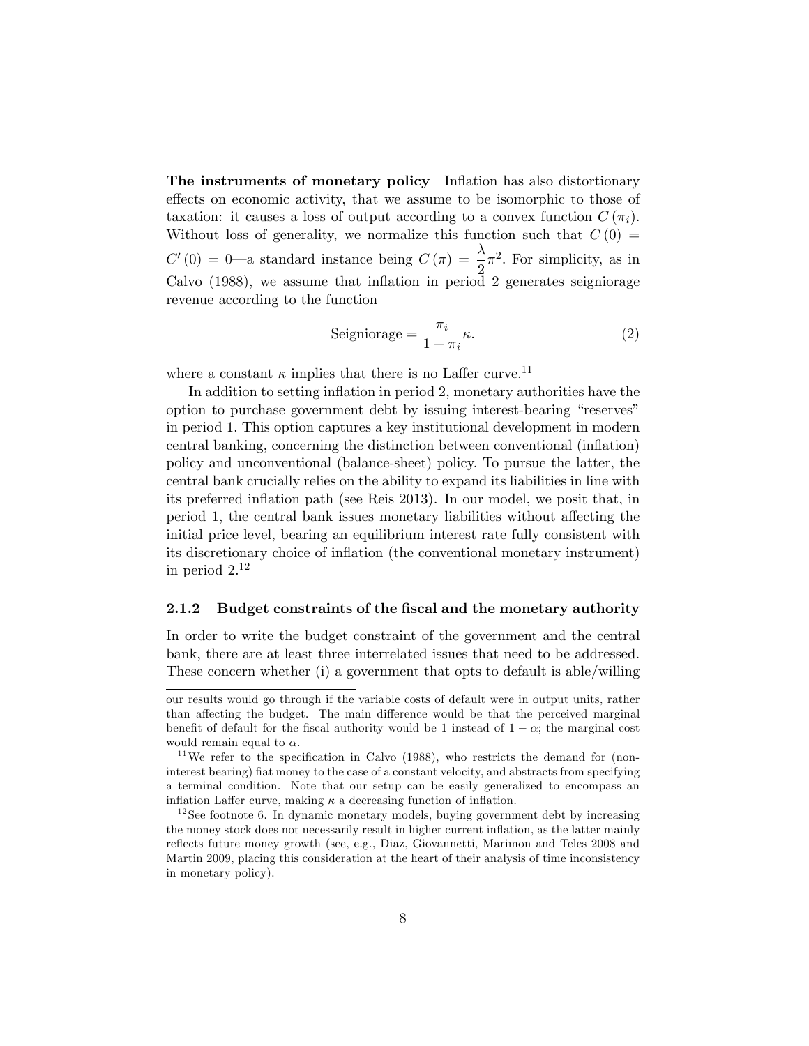**The instruments of monetary policy** Inflation has also distortionary effects on economic activity, that we assume to be isomorphic to those of taxation: it causes a loss of output according to a convex function $C(\pi_i)$. Without loss of generality, we normalize this function such that $C(0) = C'(0) = 0$—a standard instance being $C(\pi) = \frac{\lambda}{2}\pi^2$. For simplicity, as in Calvo (1988), we assume that inflation in period 2 generates seigniorage revenue according to the function

$$\text{Seigniorage} = \frac{\pi_i}{1+\pi_i}\kappa. \tag{2}$$

where a constant $\kappa$ implies that there is no Laffer curve.[11]

In addition to setting inflation in period 2, monetary authorities have the option to purchase government debt by issuing interest-bearing "reserves" in period 1. This option captures a key institutional development in modern central banking, concerning the distinction between conventional (inflation) policy and unconventional (balance-sheet) policy. To pursue the latter, the central bank crucially relies on the ability to expand its liabilities in line with its preferred inflation path (see Reis 2013). In our model, we posit that, in period 1, the central bank issues monetary liabilities without affecting the initial price level, bearing an equilibrium interest rate fully consistent with its discretionary choice of inflation (the conventional monetary instrument) in period 2.[12]

### 2.1.2 Budget constraints of the fiscal and the monetary authority

In order to write the budget constraint of the government and the central bank, there are at least three interrelated issues that need to be addressed. These concern whether (i) a government that opts to default is able/willing

---

our results would go through if the variable costs of default were in output units, rather than affecting the budget. The main difference would be that the perceived marginal benefit of default for the fiscal authority would be 1 instead of $1-\alpha$; the marginal cost would remain equal to $\alpha$.

[11] We refer to the specification in Calvo (1988), who restricts the demand for (non-interest bearing) fiat money to the case of a constant velocity, and abstracts from specifying a terminal condition. Note that our setup can be easily generalized to encompass an inflation Laffer curve, making $\kappa$ a decreasing function of inflation.

[12] See footnote 6. In dynamic monetary models, buying government debt by increasing the money stock does not necessarily result in higher current inflation, as the latter mainly reflects future money growth (see, e.g., Diaz, Giovannetti, Marimon and Teles 2008 and Martin 2009, placing this consideration at the heart of their analysis of time inconsistency in monetary policy).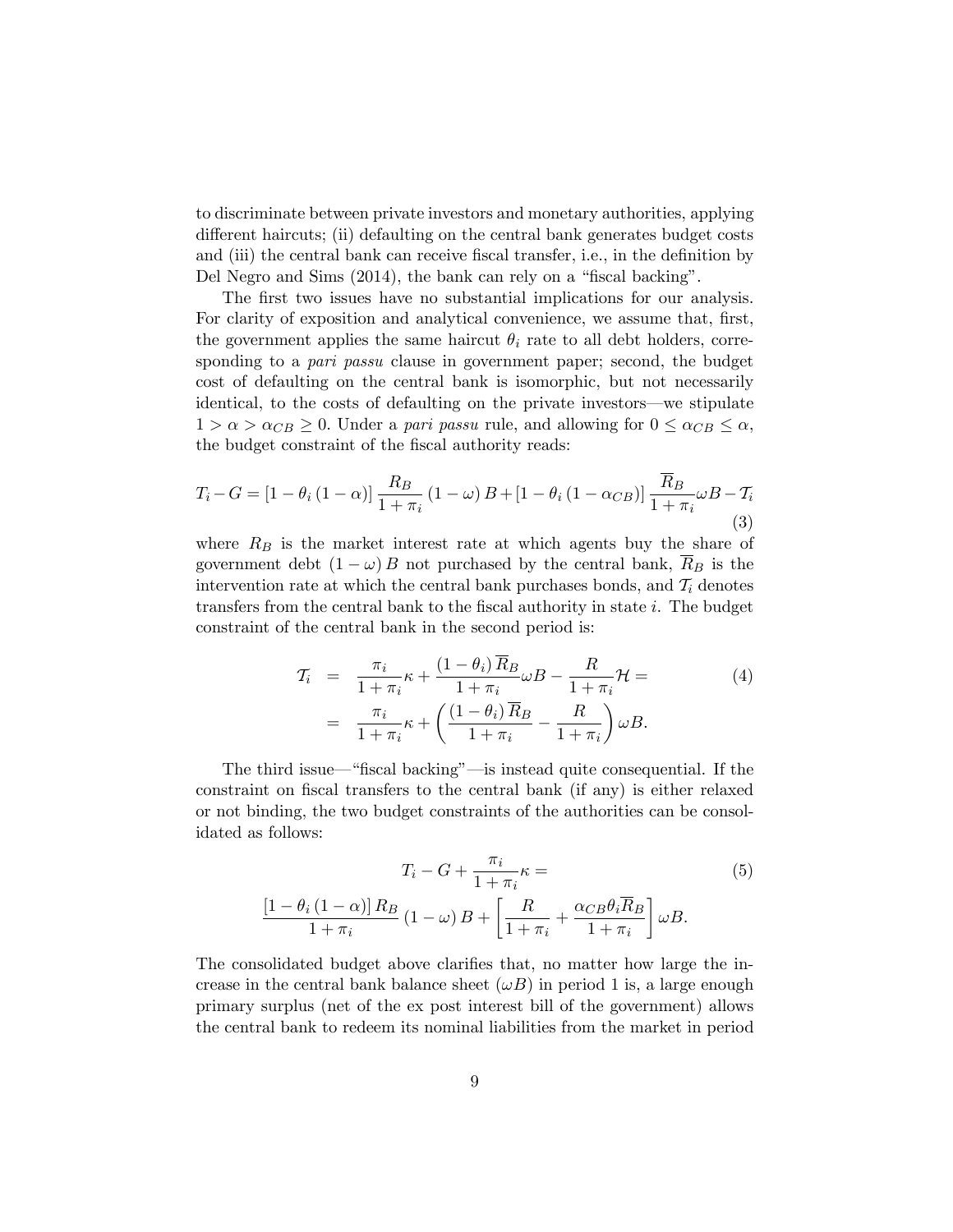to discriminate between private investors and monetary authorities, applying different haircuts; (ii) defaulting on the central bank generates budget costs and (iii) the central bank can receive fiscal transfer, i.e., in the definition by Del Negro and Sims (2014), the bank can rely on a "fiscal backing".

The first two issues have no substantial implications for our analysis. For clarity of exposition and analytical convenience, we assume that, first, the government applies the same haircut $\theta_i$ rate to all debt holders, corresponding to a *pari passu* clause in government paper; second, the budget cost of defaulting on the central bank is isomorphic, but not necessarily identical, to the costs of defaulting on the private investors—we stipulate $1 > \alpha > \alpha_{CB} \geq 0$. Under a *pari passu* rule, and allowing for $0 \leq \alpha_{CB} \leq \alpha$, the budget constraint of the fiscal authority reads:

$$T_i - G = [1 - \theta_i (1 - \alpha)] \frac{R_B}{1 + \pi_i} (1 - \omega) B + [1 - \theta_i (1 - \alpha_{CB})] \frac{\overline{R}_B}{1 + \pi_i} \omega B - \mathcal{T}_i \tag{3}$$

where $R_B$ is the market interest rate at which agents buy the share of government debt $(1 - \omega) B$ not purchased by the central bank, $\overline{R}_B$ is the intervention rate at which the central bank purchases bonds, and $\mathcal{T}_i$ denotes transfers from the central bank to the fiscal authority in state $i$. The budget constraint of the central bank in the second period is:

$$\begin{aligned} \mathcal{T}_i &= \frac{\pi_i}{1 + \pi_i} \kappa + \frac{(1 - \theta_i) \overline{R}_B}{1 + \pi_i} \omega B - \frac{R}{1 + \pi_i} \mathcal{H} = \\ &= \frac{\pi_i}{1 + \pi_i} \kappa + \left( \frac{(1 - \theta_i) \overline{R}_B}{1 + \pi_i} - \frac{R}{1 + \pi_i} \right) \omega B. \end{aligned} \tag{4}$$

The third issue—"fiscal backing"—is instead quite consequential. If the constraint on fiscal transfers to the central bank (if any) is either relaxed or not binding, the two budget constraints of the authorities can be consolidated as follows:

$$\begin{aligned} & T_i - G + \frac{\pi_i}{1 + \pi_i} \kappa = \\ & \frac{[1 - \theta_i (1 - \alpha)] R_B}{1 + \pi_i} (1 - \omega) B + \left[ \frac{R}{1 + \pi_i} + \frac{\alpha_{CB} \theta_i \overline{R}_B}{1 + \pi_i} \right] \omega B. \end{aligned} \tag{5}$$

The consolidated budget above clarifies that, no matter how large the increase in the central bank balance sheet $(\omega B)$ in period 1 is, a large enough primary surplus (net of the ex post interest bill of the government) allows the central bank to redeem its nominal liabilities from the market in period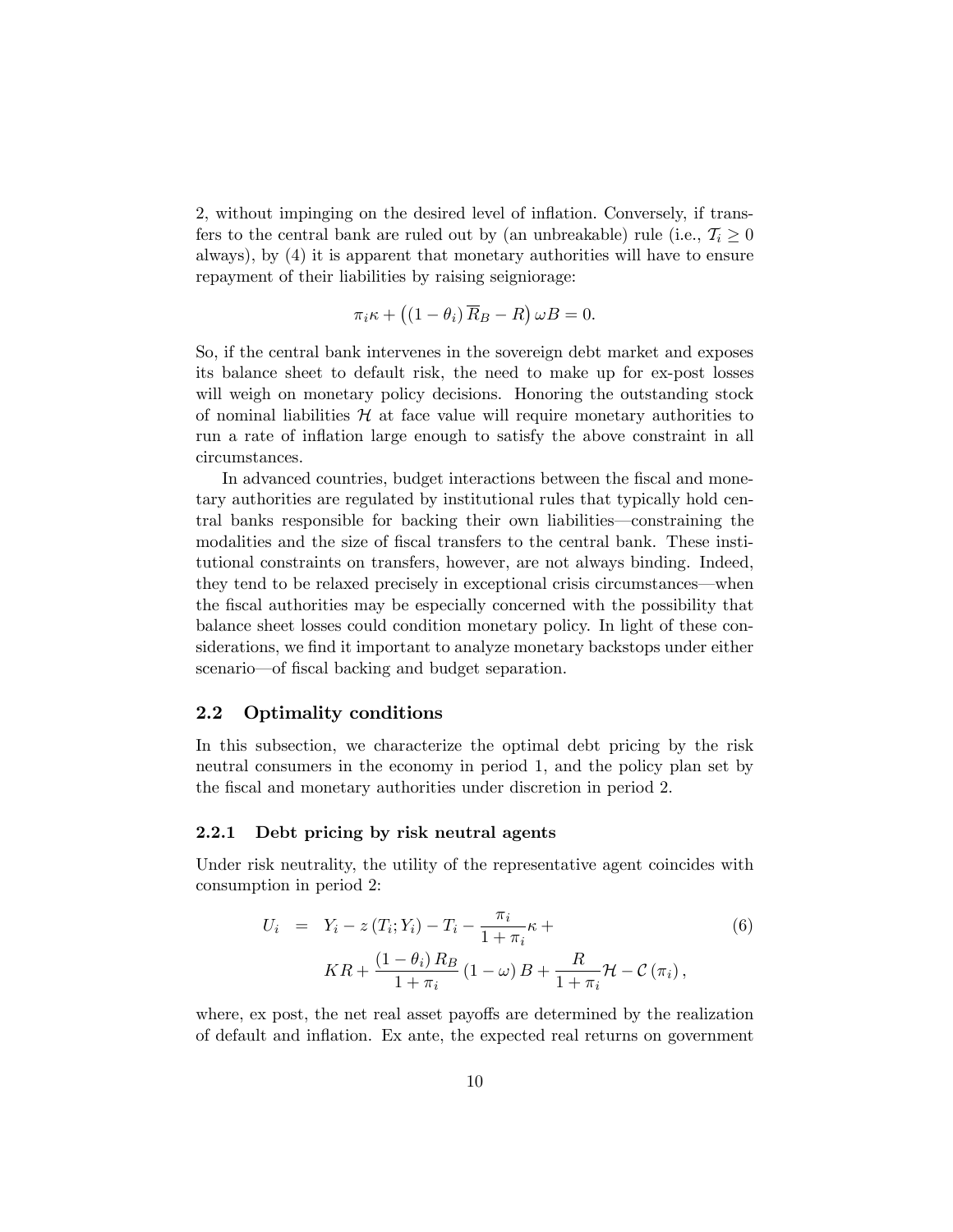2, without impinging on the desired level of inflation. Conversely, if transfers to the central bank are ruled out by (an unbreakable) rule (i.e., $\mathcal{T}_i \geq 0$ always), by (4) it is apparent that monetary authorities will have to ensure repayment of their liabilities by raising seigniorage:

$$\pi_i \kappa + \left( (1 - \theta_i) \overline{R}_B - R \right) \omega B = 0.$$

So, if the central bank intervenes in the sovereign debt market and exposes its balance sheet to default risk, the need to make up for ex-post losses will weigh on monetary policy decisions. Honoring the outstanding stock of nominal liabilities $\mathcal{H}$ at face value will require monetary authorities to run a rate of inflation large enough to satisfy the above constraint in all circumstances.

In advanced countries, budget interactions between the fiscal and monetary authorities are regulated by institutional rules that typically hold central banks responsible for backing their own liabilities—constraining the modalities and the size of fiscal transfers to the central bank. These institutional constraints on transfers, however, are not always binding. Indeed, they tend to be relaxed precisely in exceptional crisis circumstances—when the fiscal authorities may be especially concerned with the possibility that balance sheet losses could condition monetary policy. In light of these considerations, we find it important to analyze monetary backstops under either scenario—of fiscal backing and budget separation.

## 2.2 Optimality conditions

In this subsection, we characterize the optimal debt pricing by the risk neutral consumers in the economy in period 1, and the policy plan set by the fiscal and monetary authorities under discretion in period 2.

### 2.2.1 Debt pricing by risk neutral agents

Under risk neutrality, the utility of the representative agent coincides with consumption in period 2:

$$\begin{aligned} U_i \ &= \ Y_i - z\left(T_i; Y_i\right) - T_i - \frac{\pi_i}{1+\pi_i}\kappa + \\ & \qquad KR + \frac{\left(1-\theta_i\right) R_B}{1+\pi_i}\left(1-\omega\right) B + \frac{R}{1+\pi_i}\mathcal{H} - \mathcal{C}\left(\pi_i\right), \end{aligned} \tag{6}$$

where, ex post, the net real asset payoffs are determined by the realization of default and inflation. Ex ante, the expected real returns on government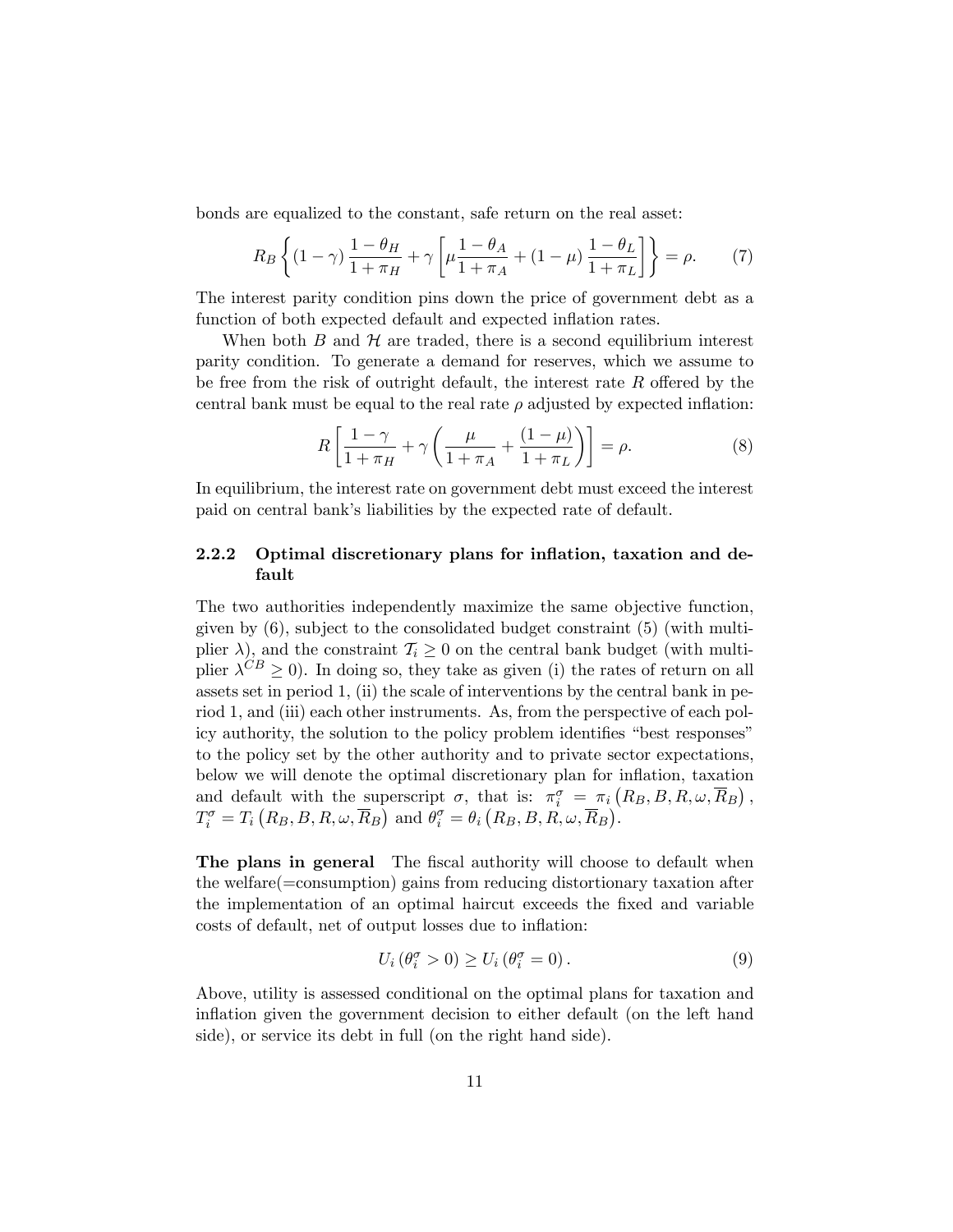bonds are equalized to the constant, safe return on the real asset:

$$R_B \left\{ (1-\gamma) \frac{1-\theta_H}{1+\pi_H} + \gamma \left[ \mu \frac{1-\theta_A}{1+\pi_A} + (1-\mu) \frac{1-\theta_L}{1+\pi_L} \right] \right\} = \rho. \tag{7}$$

The interest parity condition pins down the price of government debt as a function of both expected default and expected inflation rates.

When both $B$ and $\mathcal{H}$ are traded, there is a second equilibrium interest parity condition. To generate a demand for reserves, which we assume to be free from the risk of outright default, the interest rate $R$ offered by the central bank must be equal to the real rate $\rho$ adjusted by expected inflation:

$$R \left[ \frac{1-\gamma}{1+\pi_H} + \gamma \left( \frac{\mu}{1+\pi_A} + \frac{(1-\mu)}{1+\pi_L} \right) \right] = \rho. \tag{8}$$

In equilibrium, the interest rate on government debt must exceed the interest paid on central bank's liabilities by the expected rate of default.

### 2.2.2 Optimal discretionary plans for inflation, taxation and default

The two authorities independently maximize the same objective function, given by (6), subject to the consolidated budget constraint (5) (with multiplier $\lambda$), and the constraint $\mathcal{T}_i \geq 0$ on the central bank budget (with multiplier $\lambda^{CB} \geq 0$). In doing so, they take as given (i) the rates of return on all assets set in period 1, (ii) the scale of interventions by the central bank in period 1, and (iii) each other instruments. As, from the perspective of each policy authority, the solution to the policy problem identifies "best responses" to the policy set by the other authority and to private sector expectations, below we will denote the optimal discretionary plan for inflation, taxation and default with the superscript $\sigma$, that is: $\pi_i^\sigma = \pi_i\left(R_B, B, R, \omega, \overline{R}_B\right)$, $T_i^\sigma = T_i\left(R_B, B, R, \omega, \overline{R}_B\right)$ and $\theta_i^\sigma = \theta_i\left(R_B, B, R, \omega, \overline{R}_B\right)$.

**The plans in general** The fiscal authority will choose to default when the welfare(=consumption) gains from reducing distortionary taxation after the implementation of an optimal haircut exceeds the fixed and variable costs of default, net of output losses due to inflation:

$$U_i\left(\theta_i^\sigma > 0\right) \geq U_i\left(\theta_i^\sigma = 0\right). \tag{9}$$

Above, utility is assessed conditional on the optimal plans for taxation and inflation given the government decision to either default (on the left hand side), or service its debt in full (on the right hand side).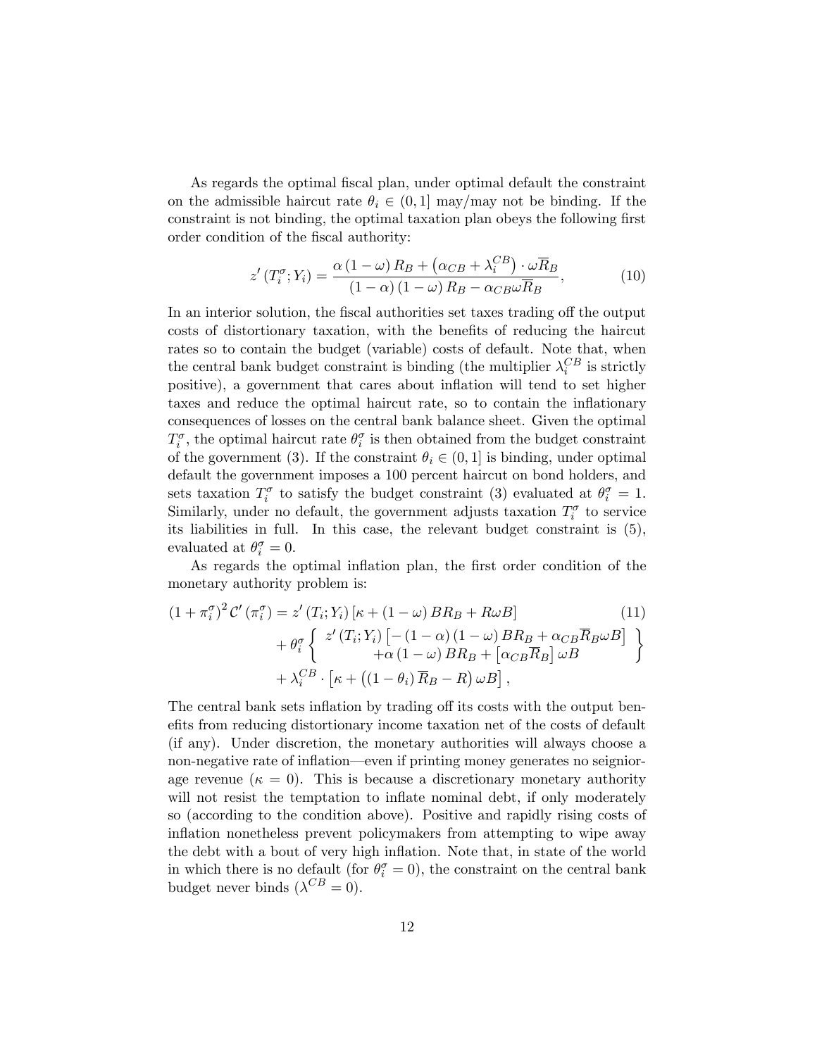As regards the optimal fiscal plan, under optimal default the constraint on the admissible haircut rate $\theta_i \in (0,1]$ may/may not be binding. If the constraint is not binding, the optimal taxation plan obeys the following first order condition of the fiscal authority:

$$z'(T_i^{\sigma}; Y_i) = \frac{\alpha(1-\omega) R_B + \left(\alpha_{CB} + \lambda_i^{CB}\right) \cdot \omega \overline{R}_B}{(1-\alpha)(1-\omega) R_B - \alpha_{CB} \omega \overline{R}_B}, \tag{10}$$

In an interior solution, the fiscal authorities set taxes trading off the output costs of distortionary taxation, with the benefits of reducing the haircut rates so to contain the budget (variable) costs of default. Note that, when the central bank budget constraint is binding (the multiplier $\lambda_i^{CB}$ is strictly positive), a government that cares about inflation will tend to set higher taxes and reduce the optimal haircut rate, so to contain the inflationary consequences of losses on the central bank balance sheet. Given the optimal $T_i^{\sigma}$, the optimal haircut rate $\theta_i^{\sigma}$ is then obtained from the budget constraint of the government (3). If the constraint $\theta_i \in (0,1]$ is binding, under optimal default the government imposes a 100 percent haircut on bond holders, and sets taxation $T_i^{\sigma}$ to satisfy the budget constraint (3) evaluated at $\theta_i^{\sigma} = 1$. Similarly, under no default, the government adjusts taxation $T_i^{\sigma}$ to service its liabilities in full. In this case, the relevant budget constraint is (5), evaluated at $\theta_i^{\sigma} = 0$.

As regards the optimal inflation plan, the first order condition of the monetary authority problem is:

$$\begin{aligned}
(1+\pi_i^{\sigma})^2 \mathcal{C}'(\pi_i^{\sigma}) &= z'(T_i; Y_i)\left[\kappa + (1-\omega) B R_B + R\omega B\right] \qquad (11) \\
&+ \theta_i^{\sigma} \left\{ \begin{array}{c} z'(T_i; Y_i)\left[-(1-\alpha)(1-\omega) B R_B + \alpha_{CB} \overline{R}_B \omega B\right] \\ +\alpha(1-\omega) B R_B + \left[\alpha_{CB} \overline{R}_B\right] \omega B \end{array} \right\} \\
&+ \lambda_i^{CB} \cdot \left[\kappa + \left((1-\theta_i) \overline{R}_B - R\right) \omega B\right],
\end{aligned}$$

The central bank sets inflation by trading off its costs with the output benefits from reducing distortionary income taxation net of the costs of default (if any). Under discretion, the monetary authorities will always choose a non-negative rate of inflation—even if printing money generates no seigniorage revenue ($\kappa = 0$). This is because a discretionary monetary authority will not resist the temptation to inflate nominal debt, if only moderately so (according to the condition above). Positive and rapidly rising costs of inflation nonetheless prevent policymakers from attempting to wipe away the debt with a bout of very high inflation. Note that, in state of the world in which there is no default (for $\theta_i^{\sigma} = 0$), the constraint on the central bank budget never binds ($\lambda^{CB} = 0$).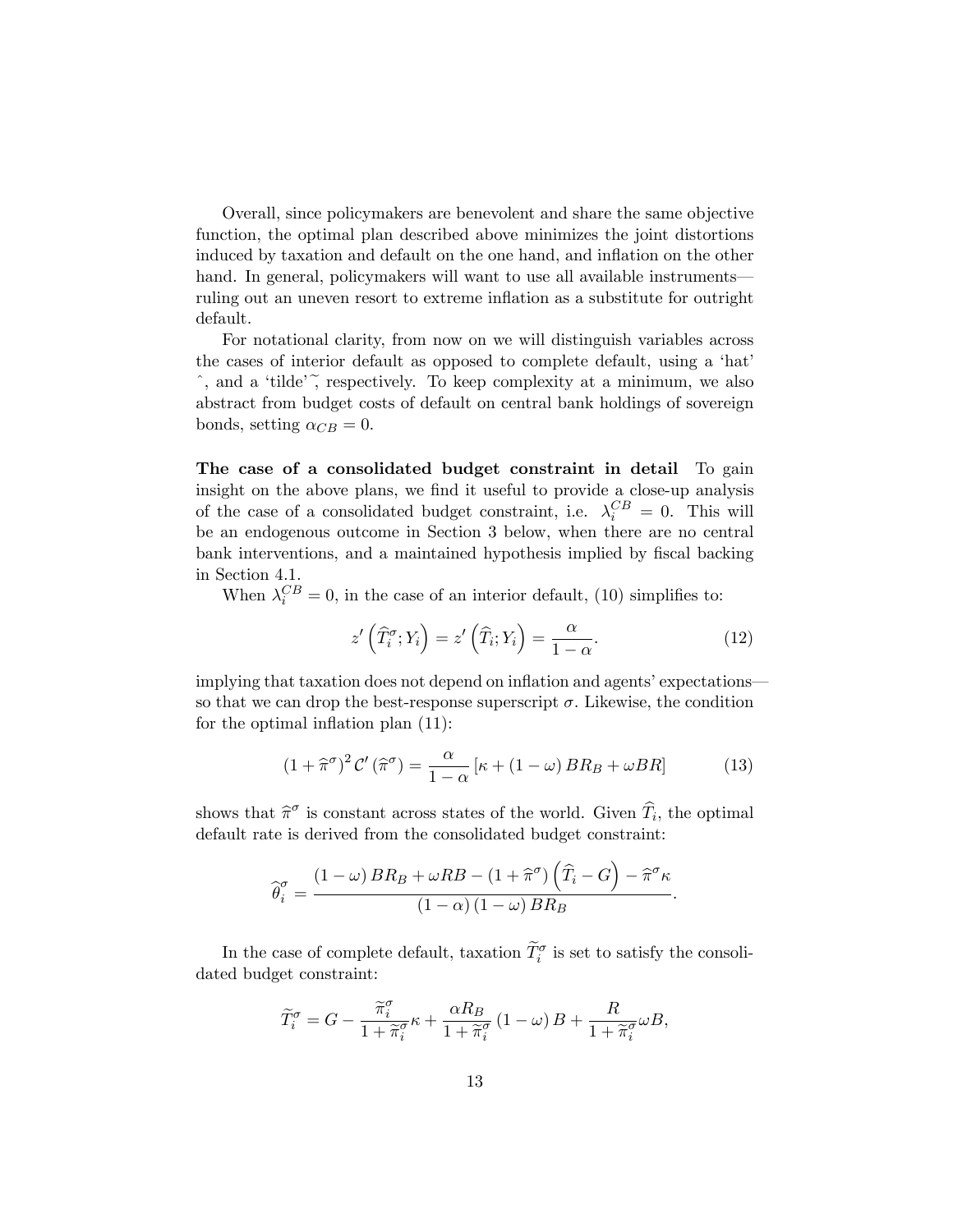Overall, since policymakers are benevolent and share the same objective function, the optimal plan described above minimizes the joint distortions induced by taxation and default on the one hand, and inflation on the other hand. In general, policymakers will want to use all available instruments—ruling out an uneven resort to extreme inflation as a substitute for outright default.

For notational clarity, from now on we will distinguish variables across the cases of interior default as opposed to complete default, using a 'hat' $\widehat{\ }$, and a 'tilde' $\widetilde{\ }$, respectively. To keep complexity at a minimum, we also abstract from budget costs of default on central bank holdings of sovereign bonds, setting $\alpha_{CB} = 0$.

**The case of a consolidated budget constraint in detail** To gain insight on the above plans, we find it useful to provide a close-up analysis of the case of a consolidated budget constraint, i.e. $\lambda_i^{CB} = 0$. This will be an endogenous outcome in Section 3 below, when there are no central bank interventions, and a maintained hypothesis implied by fiscal backing in Section 4.1.

When $\lambda_i^{CB} = 0$, in the case of an interior default, (10) simplifies to:

$$z'\left(\widehat{T}_i^{\sigma}; Y_i\right) = z'\left(\widehat{T}_i; Y_i\right) = \frac{\alpha}{1-\alpha}. \tag{12}$$

implying that taxation does not depend on inflation and agents' expectations—so that we can drop the best-response superscript $\sigma$. Likewise, the condition for the optimal inflation plan (11):

$$\left(1+\widehat{\pi}^{\sigma}\right)^2 \mathcal{C}'\left(\widehat{\pi}^{\sigma}\right) = \frac{\alpha}{1-\alpha}\left[\kappa + \left(1-\omega\right) BR_B + \omega BR\right] \tag{13}$$

shows that $\widehat{\pi}^{\sigma}$ is constant across states of the world. Given $\widehat{T}_i$, the optimal default rate is derived from the consolidated budget constraint:

$$\widehat{\theta}_i^{\sigma} = \frac{\left(1-\omega\right) BR_B + \omega RB - \left(1+\widehat{\pi}^{\sigma}\right)\left(\widehat{T}_i - G\right) - \widehat{\pi}^{\sigma}\kappa}{\left(1-\alpha\right)\left(1-\omega\right) BR_B}.$$

In the case of complete default, taxation $\widetilde{T}_i^{\sigma}$ is set to satisfy the consolidated budget constraint:

$$\widetilde{T}_i^{\sigma} = G - \frac{\widetilde{\pi}_i^{\sigma}}{1+\widetilde{\pi}_i^{\sigma}}\kappa + \frac{\alpha R_B}{1+\widetilde{\pi}_i^{\sigma}}\left(1-\omega\right) B + \frac{R}{1+\widetilde{\pi}_i^{\sigma}}\omega B,$$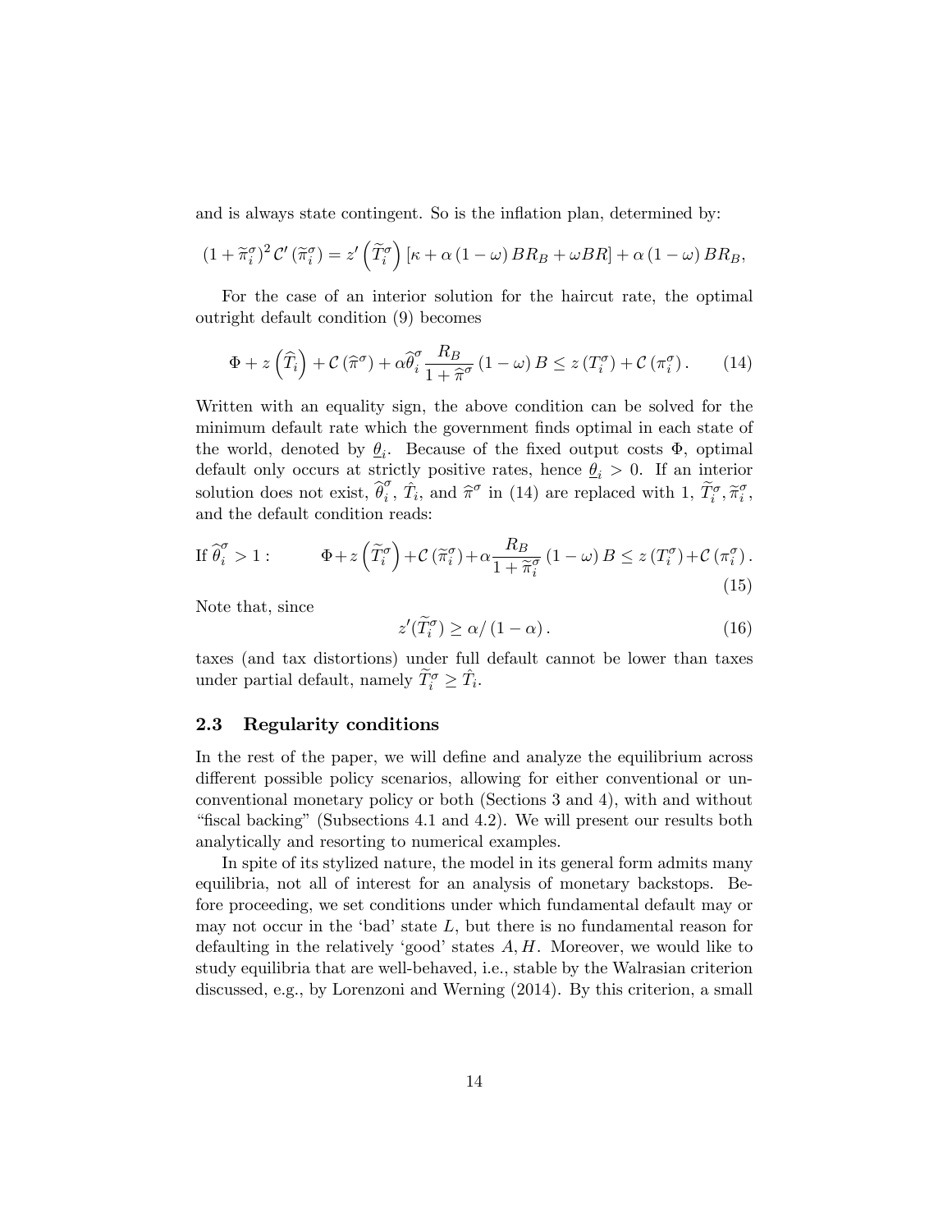and is always state contingent. So is the inflation plan, determined by:

$$(1+\widetilde{\pi}_i^{\sigma})^2\,\mathcal{C}'\left(\widetilde{\pi}_i^{\sigma}\right) = z'\left(\widetilde{T}_i^{\sigma}\right)\left[\kappa + \alpha\left(1-\omega\right)BR_B + \omega BR\right] + \alpha\left(1-\omega\right)BR_B,$$

For the case of an interior solution for the haircut rate, the optimal outright default condition (9) becomes

$$\Phi + z\left(\widehat{T}_i\right) + \mathcal{C}\left(\widehat{\pi}^{\sigma}\right) + \alpha\widehat{\theta}_i^{\sigma}\frac{R_B}{1+\widehat{\pi}^{\sigma}}\left(1-\omega\right)B \leq z\left(T_i^{\sigma}\right) + \mathcal{C}\left(\pi_i^{\sigma}\right). \tag{14}$$

Written with an equality sign, the above condition can be solved for the minimum default rate which the government finds optimal in each state of the world, denoted by $\underline{\theta}_i$. Because of the fixed output costs $\Phi$, optimal default only occurs at strictly positive rates, hence $\underline{\theta}_i > 0$. If an interior solution does not exist, $\widehat{\theta}_i^{\sigma}$, $\hat{T}_i$, and $\widehat{\pi}^{\sigma}$ in (14) are replaced with 1, $\widetilde{T}_i^{\sigma}, \widetilde{\pi}_i^{\sigma}$, and the default condition reads:

$$\text{If } \widehat{\theta}_i^{\sigma} > 1: \qquad \Phi + z\left(\widetilde{T}_i^{\sigma}\right) + \mathcal{C}\left(\widetilde{\pi}_i^{\sigma}\right) + \alpha\frac{R_B}{1+\widetilde{\pi}_i^{\sigma}}\left(1-\omega\right)B \leq z\left(T_i^{\sigma}\right) + \mathcal{C}\left(\pi_i^{\sigma}\right). \tag{15}$$

Note that, since

$$z'(\widetilde{T}_i^{\sigma}) \geq \alpha/\left(1-\alpha\right). \tag{16}$$

taxes (and tax distortions) under full default cannot be lower than taxes under partial default, namely $\widetilde{T}_i^{\sigma} \geq \hat{T}_i$.

## 2.3 Regularity conditions

In the rest of the paper, we will define and analyze the equilibrium across different possible policy scenarios, allowing for either conventional or unconventional monetary policy or both (Sections 3 and 4), with and without "fiscal backing" (Subsections 4.1 and 4.2). We will present our results both analytically and resorting to numerical examples.

In spite of its stylized nature, the model in its general form admits many equilibria, not all of interest for an analysis of monetary backstops. Before proceeding, we set conditions under which fundamental default may or may not occur in the 'bad' state $L$, but there is no fundamental reason for defaulting in the relatively 'good' states $A, H$. Moreover, we would like to study equilibria that are well-behaved, i.e., stable by the Walrasian criterion discussed, e.g., by Lorenzoni and Werning (2014). By this criterion, a small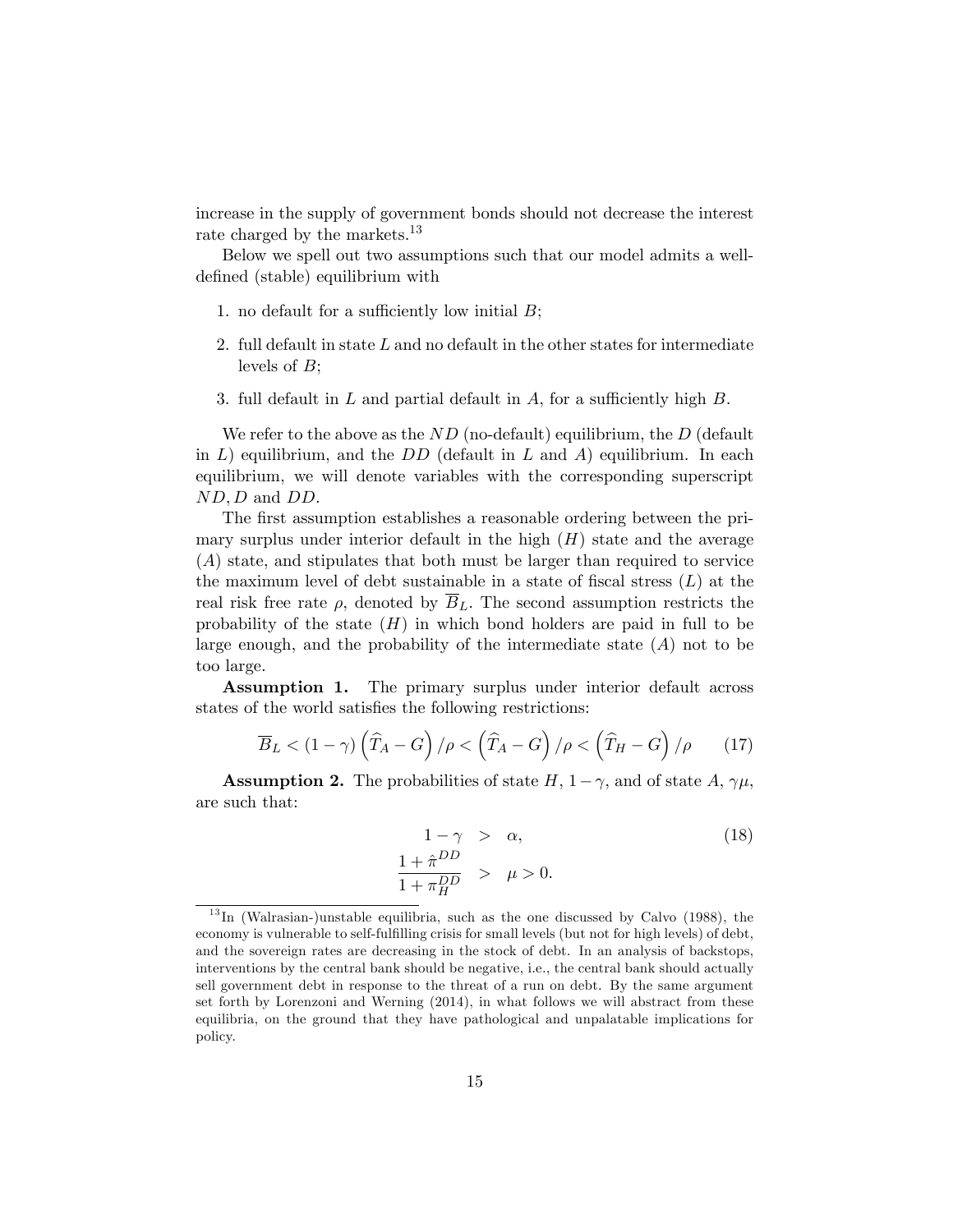increase in the supply of government bonds should not decrease the interest rate charged by the markets.[13]

Below we spell out two assumptions such that our model admits a well-defined (stable) equilibrium with

1. no default for a sufficiently low initial $B$;
2. full default in state $L$ and no default in the other states for intermediate levels of $B$;
3. full default in $L$ and partial default in $A$, for a sufficiently high $B$.

We refer to the above as the $ND$ (no-default) equilibrium, the $D$ (default in $L$) equilibrium, and the $DD$ (default in $L$ and $A$) equilibrium. In each equilibrium, we will denote variables with the corresponding superscript $ND, D$ and $DD$.

The first assumption establishes a reasonable ordering between the primary surplus under interior default in the high ($H$) state and the average ($A$) state, and stipulates that both must be larger than required to service the maximum level of debt sustainable in a state of fiscal stress ($L$) at the real risk free rate $\rho$, denoted by $\overline{B}_L$. The second assumption restricts the probability of the state ($H$) in which bond holders are paid in full to be large enough, and the probability of the intermediate state ($A$) not to be too large.

**Assumption 1.** The primary surplus under interior default across states of the world satisfies the following restrictions:

$$\overline{B}_L < (1-\gamma)\left(\widehat{T}_A - G\right)/\rho < \left(\widehat{T}_A - G\right)/\rho < \left(\widehat{T}_H - G\right)/\rho \tag{17}$$

**Assumption 2.** The probabilities of state $H$, $1-\gamma$, and of state $A$, $\gamma\mu$, are such that:

$$\begin{aligned} 1-\gamma &> \alpha, \\ \frac{1+\hat{\pi}^{DD}}{1+\pi_H^{DD}} &> \mu > 0. \end{aligned} \tag{18}$$

[13] In (Walrasian-)unstable equilibria, such as the one discussed by Calvo (1988), the economy is vulnerable to self-fulfilling crisis for small levels (but not for high levels) of debt, and the sovereign rates are decreasing in the stock of debt. In an analysis of backstops, interventions by the central bank should be negative, i.e., the central bank should actually sell government debt in response to the threat of a run on debt. By the same argument set forth by Lorenzoni and Werning (2014), in what follows we will abstract from these equilibria, on the ground that they have pathological and unpalatable implications for policy.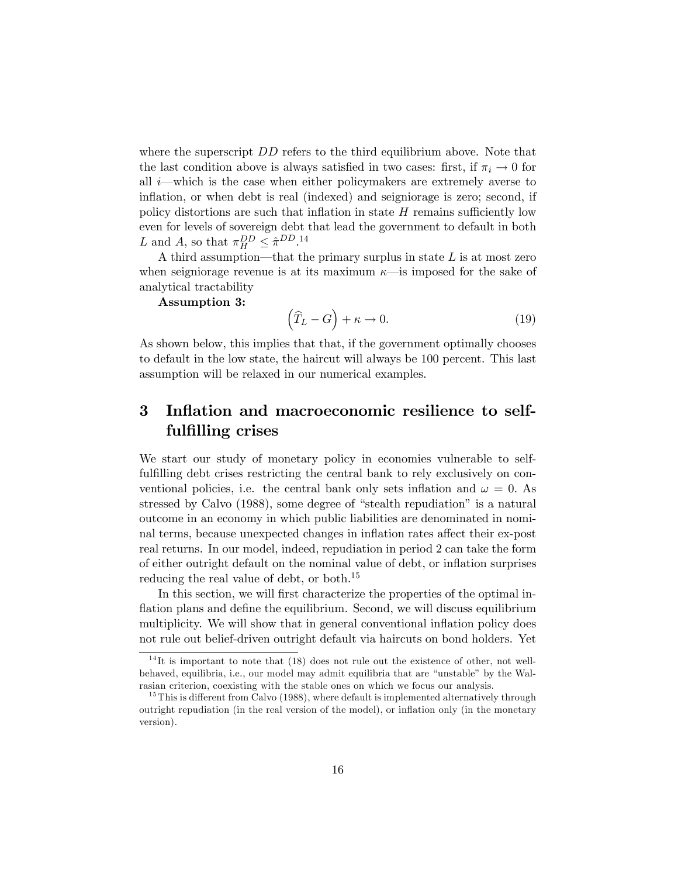where the superscript $DD$ refers to the third equilibrium above. Note that the last condition above is always satisfied in two cases: first, if $\pi_i \to 0$ for all $i$—which is the case when either policymakers are extremely averse to inflation, or when debt is real (indexed) and seigniorage is zero; second, if policy distortions are such that inflation in state $H$ remains sufficiently low even for levels of sovereign debt that lead the government to default in both $L$ and $A$, so that $\pi_H^{DD} \leq \hat{\pi}^{DD}$.[14]

A third assumption—that the primary surplus in state $L$ is at most zero when seigniorage revenue is at its maximum $\kappa$—is imposed for the sake of analytical tractability

**Assumption 3:**

$$\left(\widehat{T}_L - G\right) + \kappa \to 0. \tag{19}$$

As shown below, this implies that that, if the government optimally chooses to default in the low state, the haircut will always be 100 percent. This last assumption will be relaxed in our numerical examples.

# 3 Inflation and macroeconomic resilience to self-fulfilling crises

We start our study of monetary policy in economies vulnerable to self-fulfilling debt crises restricting the central bank to rely exclusively on conventional policies, i.e. the central bank only sets inflation and $\omega = 0$. As stressed by Calvo (1988), some degree of "stealth repudiation" is a natural outcome in an economy in which public liabilities are denominated in nominal terms, because unexpected changes in inflation rates affect their ex-post real returns. In our model, indeed, repudiation in period 2 can take the form of either outright default on the nominal value of debt, or inflation surprises reducing the real value of debt, or both.[15]

In this section, we will first characterize the properties of the optimal inflation plans and define the equilibrium. Second, we will discuss equilibrium multiplicity. We will show that in general conventional inflation policy does not rule out belief-driven outright default via haircuts on bond holders. Yet

[14] It is important to note that (18) does not rule out the existence of other, not well-behaved, equilibria, i.e., our model may admit equilibria that are "unstable" by the Walrasian criterion, coexisting with the stable ones on which we focus our analysis.

[15] This is different from Calvo (1988), where default is implemented alternatively through outright repudiation (in the real version of the model), or inflation only (in the monetary version).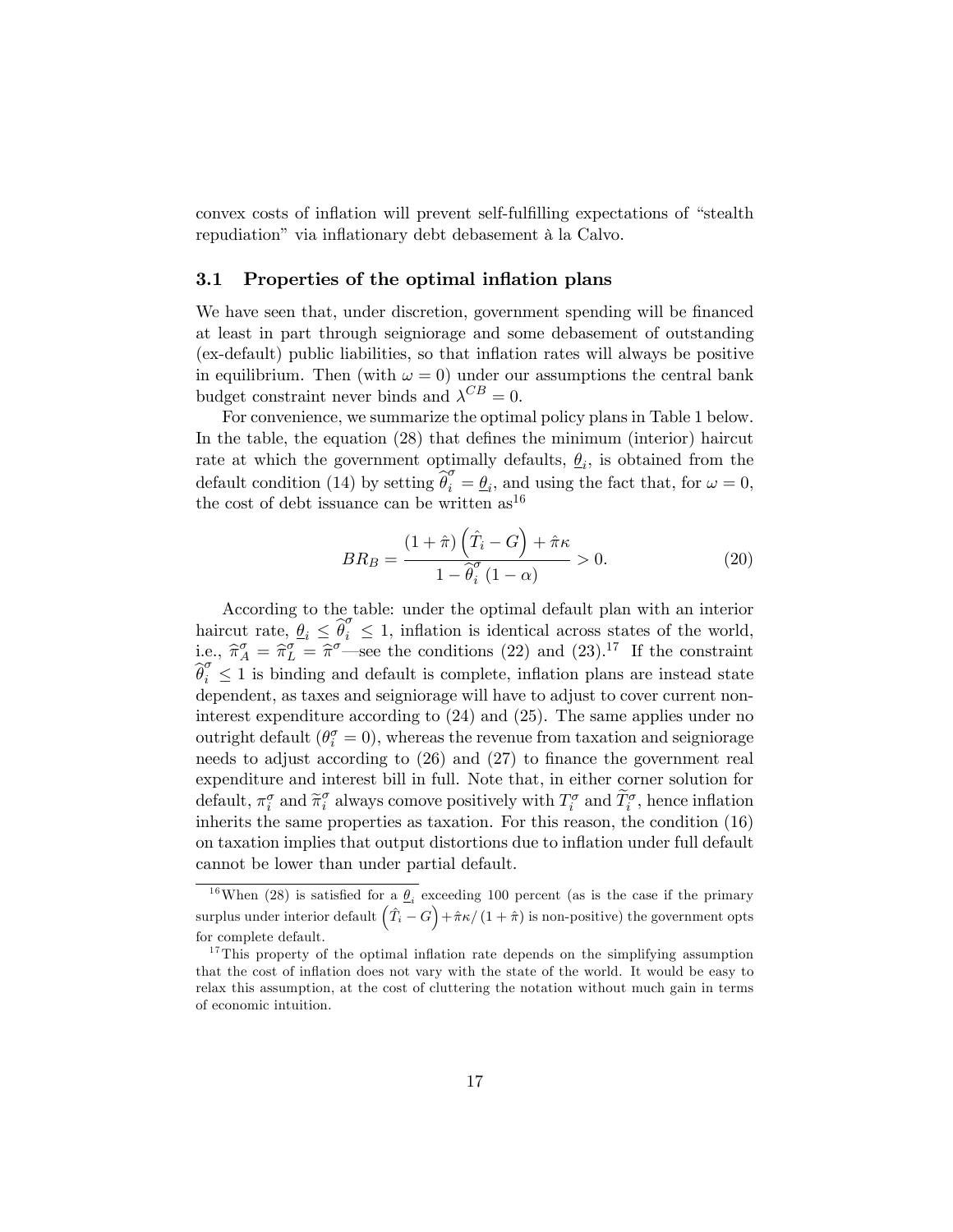convex costs of inflation will prevent self-fulfilling expectations of "stealth repudiation" via inflationary debt debasement à la Calvo.

### 3.1 Properties of the optimal inflation plans

We have seen that, under discretion, government spending will be financed at least in part through seigniorage and some debasement of outstanding (ex-default) public liabilities, so that inflation rates will always be positive in equilibrium. Then (with $\omega = 0$) under our assumptions the central bank budget constraint never binds and $\lambda^{CB} = 0$.

For convenience, we summarize the optimal policy plans in Table 1 below. In the table, the equation (28) that defines the minimum (interior) haircut rate at which the government optimally defaults, $\underline{\theta}_i$, is obtained from the default condition (14) by setting $\widehat{\theta}_i^{\sigma} = \underline{\theta}_i$, and using the fact that, for $\omega = 0$, the cost of debt issuance can be written as[16]

$$BR_B = \frac{(1+\hat{\pi})\left(\hat{T}_i - G\right) + \hat{\pi}\kappa}{1 - \widehat{\theta}_i^{\sigma}(1-\alpha)} > 0. \tag{20}$$

According to the table: under the optimal default plan with an interior haircut rate, $\underline{\theta}_i \leq \widehat{\theta}_i^{\sigma} \leq 1$, inflation is identical across states of the world, i.e., $\widehat{\pi}_A^{\sigma} = \widehat{\pi}_L^{\sigma} = \widehat{\pi}^{\sigma}$—see the conditions (22) and (23).[17] If the constraint $\widehat{\theta}_i^{\sigma} \leq 1$ is binding and default is complete, inflation plans are instead state dependent, as taxes and seigniorage will have to adjust to cover current non-interest expenditure according to (24) and (25). The same applies under no outright default ($\theta_i^{\sigma} = 0$), whereas the revenue from taxation and seigniorage needs to adjust according to (26) and (27) to finance the government real expenditure and interest bill in full. Note that, in either corner solution for default, $\pi_i^{\sigma}$ and $\widetilde{\pi}_i^{\sigma}$ always comove positively with $T_i^{\sigma}$ and $\widetilde{T}_i^{\sigma}$, hence inflation inherits the same properties as taxation. For this reason, the condition (16) on taxation implies that output distortions due to inflation under full default cannot be lower than under partial default.

---

[16] When (28) is satisfied for a $\underline{\theta}_i$ exceeding 100 percent (as is the case if the primary surplus under interior default $\left(\hat{T}_i - G\right) + \hat{\pi}\kappa/(1+\hat{\pi})$ is non-positive) the government opts for complete default.

[17] This property of the optimal inflation rate depends on the simplifying assumption that the cost of inflation does not vary with the state of the world. It would be easy to relax this assumption, at the cost of cluttering the notation without much gain in terms of economic intuition.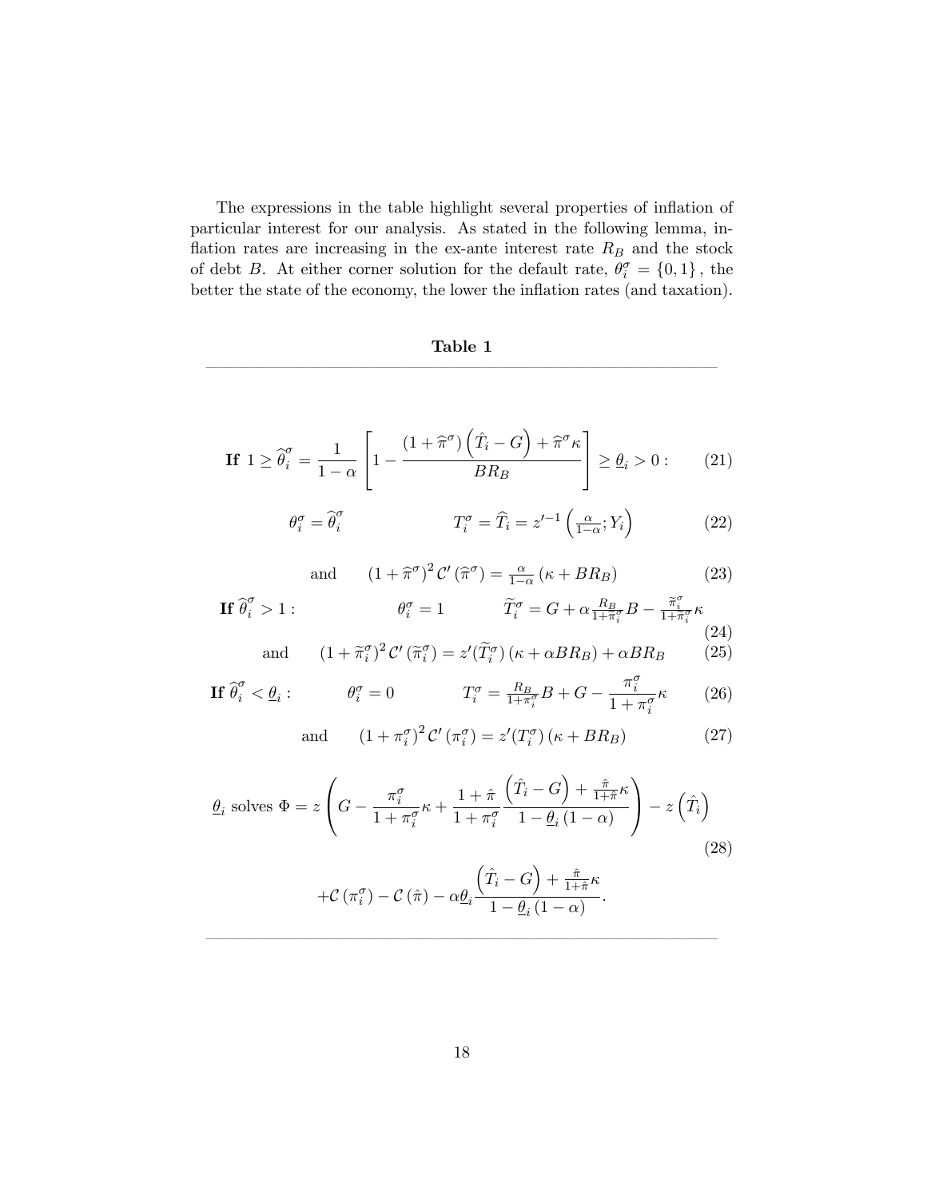The expressions in the table highlight several properties of inflation of particular interest for our analysis. As stated in the following lemma, inflation rates are increasing in the ex-ante interest rate $R_B$ and the stock of debt $B$. At either corner solution for the default rate, $\theta_i^\sigma = \{0, 1\}$, the better the state of the economy, the lower the inflation rates (and taxation).

**Table 1**

---

$$\textbf{If } 1 \geq \widehat{\theta}_i^\sigma = \frac{1}{1-\alpha}\left[1 - \frac{(1+\widehat{\pi}^\sigma)\left(\hat{T}_i - G\right) + \widehat{\pi}^\sigma \kappa}{BR_B}\right] \geq \underline{\theta}_i > 0 : \tag{21}$$

$$\theta_i^\sigma = \widehat{\theta}_i^\sigma \qquad\qquad T_i^\sigma = \widehat{T}_i = z'^{-1}\left(\tfrac{\alpha}{1-\alpha}; Y_i\right) \tag{22}$$

$$\text{and} \qquad (1+\widehat{\pi}^\sigma)^2 \, \mathcal{C}'\left(\widehat{\pi}^\sigma\right) = \tfrac{\alpha}{1-\alpha}\left(\kappa + BR_B\right) \tag{23}$$

$$\textbf{If } \widehat{\theta}_i^\sigma > 1 : \qquad \theta_i^\sigma = 1 \qquad \widetilde{T}_i^\sigma = G + \alpha \tfrac{R_B}{1+\widetilde{\pi}_i^\sigma} B - \tfrac{\widetilde{\pi}_i^\sigma}{1+\widetilde{\pi}_i^\sigma}\kappa \tag{24}$$

$$\text{and} \qquad (1+\widetilde{\pi}_i^\sigma)^2 \, \mathcal{C}'\left(\widetilde{\pi}_i^\sigma\right) = z'(\widetilde{T}_i^\sigma)\left(\kappa + \alpha BR_B\right) + \alpha BR_B \tag{25}$$

$$\textbf{If } \widehat{\theta}_i^\sigma < \underline{\theta}_i : \qquad \theta_i^\sigma = 0 \qquad T_i^\sigma = \tfrac{R_B}{1+\pi_i^\sigma} B + G - \frac{\pi_i^\sigma}{1+\pi_i^\sigma}\kappa \tag{26}$$

$$\text{and} \qquad (1+\pi_i^\sigma)^2 \, \mathcal{C}'\left(\pi_i^\sigma\right) = z'(T_i^\sigma)\left(\kappa + BR_B\right) \tag{27}$$

$$\underline{\theta}_i \text{ solves } \Phi = z\left(G - \frac{\pi_i^\sigma}{1+\pi_i^\sigma}\kappa + \frac{1+\hat{\pi}}{1+\pi_i^\sigma}\frac{\left(\hat{T}_i - G\right) + \frac{\hat{\pi}}{1+\hat{\pi}}\kappa}{1-\underline{\theta}_i(1-\alpha)}\right) - z\left(\hat{T}_i\right) \tag{28}$$

$$+\mathcal{C}\left(\pi_i^\sigma\right) - \mathcal{C}\left(\hat{\pi}\right) - \alpha\underline{\theta}_i \frac{\left(\hat{T}_i - G\right) + \frac{\hat{\pi}}{1+\hat{\pi}}\kappa}{1-\underline{\theta}_i(1-\alpha)}.$$

---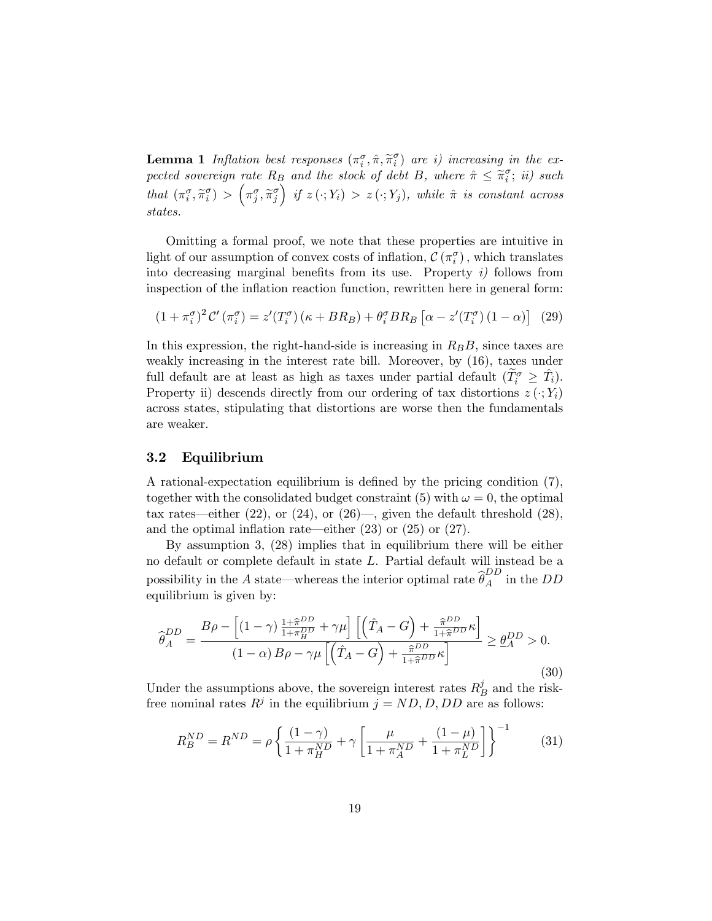**Lemma 1** *Inflation best responses* $(\pi_i^\sigma, \hat{\pi}, \widetilde{\pi}_i^\sigma)$ *are i) increasing in the expected sovereign rate* $R_B$ *and the stock of debt* $B$*, where* $\hat{\pi} \leq \widetilde{\pi}_i^\sigma$*; ii) such that* $(\pi_i^\sigma, \widetilde{\pi}_i^\sigma) > \left(\pi_j^\sigma, \widetilde{\pi}_j^\sigma\right)$ *if* $z(\cdot; Y_i) > z(\cdot; Y_j)$*, while* $\hat{\pi}$ *is constant across states.*

Omitting a formal proof, we note that these properties are intuitive in light of our assumption of convex costs of inflation, $\mathcal{C}(\pi_i^\sigma)$, which translates into decreasing marginal benefits from its use. Property *i)* follows from inspection of the inflation reaction function, rewritten here in general form:

$$(1 + \pi_i^\sigma)^2 \mathcal{C}'(\pi_i^\sigma) = z'(T_i^\sigma)(\kappa + BR_B) + \theta_i^\sigma BR_B \left[\alpha - z'(T_i^\sigma)(1 - \alpha)\right] \quad (29)$$

In this expression, the right-hand-side is increasing in $R_B B$, since taxes are weakly increasing in the interest rate bill. Moreover, by (16), taxes under full default are at least as high as taxes under partial default ($\widetilde{T}_i^\sigma \geq \hat{T}_i$). Property ii) descends directly from our ordering of tax distortions $z(\cdot; Y_i)$ across states, stipulating that distortions are worse then the fundamentals are weaker.

### 3.2 Equilibrium

A rational-expectation equilibrium is defined by the pricing condition (7), together with the consolidated budget constraint (5) with $\omega = 0$, the optimal tax rates—either (22), or (24), or (26)—, given the default threshold (28), and the optimal inflation rate—either (23) or (25) or (27).

By assumption 3, (28) implies that in equilibrium there will be either no default or complete default in state $L$. Partial default will instead be a possibility in the $A$ state—whereas the interior optimal rate $\widehat{\theta}_A^{DD}$ in the $DD$ equilibrium is given by:

$$\widehat{\theta}_A^{DD} = \frac{B\rho - \left[(1-\gamma)\frac{1+\widehat{\pi}^{DD}}{1+\pi_H^{DD}} + \gamma\mu\right]\left[\left(\hat{T}_A - G\right) + \frac{\widehat{\pi}^{DD}}{1+\widehat{\pi}^{DD}}\kappa\right]}{(1-\alpha)B\rho - \gamma\mu\left[\left(\hat{T}_A - G\right) + \frac{\widehat{\pi}^{DD}}{1+\widehat{\pi}^{DD}}\kappa\right]} \geq \underline{\theta}_A^{DD} > 0. \quad (30)$$

Under the assumptions above, the sovereign interest rates $R_B^j$ and the risk-free nominal rates $R^j$ in the equilibrium $j = ND, D, DD$ are as follows:

$$R_B^{ND} = R^{ND} = \rho\left\{\frac{(1-\gamma)}{1+\pi_H^{ND}} + \gamma\left[\frac{\mu}{1+\pi_A^{ND}} + \frac{(1-\mu)}{1+\pi_L^{ND}}\right]\right\}^{-1} \quad (31)$$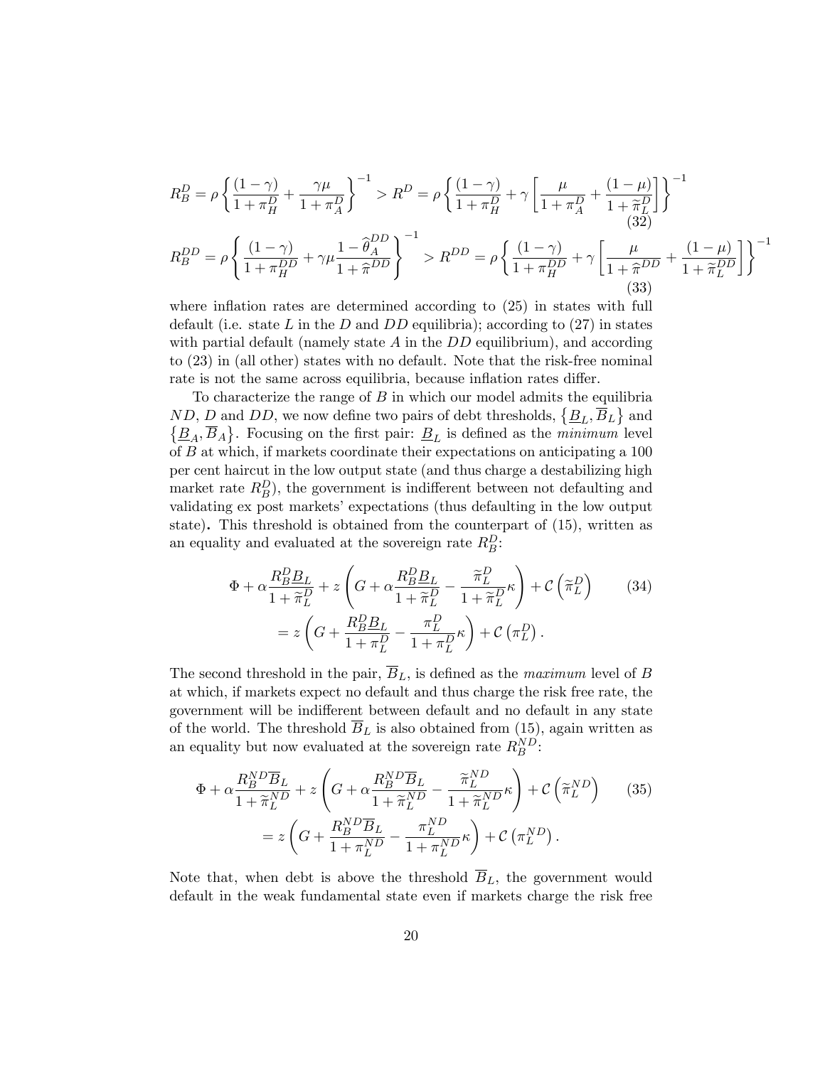$$R_B^D = \rho \left\{ \frac{(1-\gamma)}{1+\pi_H^D} + \frac{\gamma\mu}{1+\pi_A^D} \right\}^{-1} > R^D = \rho \left\{ \frac{(1-\gamma)}{1+\pi_H^D} + \gamma \left[ \frac{\mu}{1+\pi_A^D} + \frac{(1-\mu)}{1+\widetilde{\pi}_L^D} \right] \right\}^{-1} \tag{32}$$

$$R_B^{DD} = \rho \left\{ \frac{(1-\gamma)}{1+\pi_H^{DD}} + \gamma\mu \frac{1-\widehat{\theta}_A^{DD}}{1+\widehat{\pi}^{DD}} \right\}^{-1} > R^{DD} = \rho \left\{ \frac{(1-\gamma)}{1+\pi_H^{DD}} + \gamma \left[ \frac{\mu}{1+\widehat{\pi}^{DD}} + \frac{(1-\mu)}{1+\widetilde{\pi}_L^{DD}} \right] \right\}^{-1} \tag{33}$$

where inflation rates are determined according to (25) in states with full default (i.e. state $L$ in the $D$ and $DD$ equilibria); according to (27) in states with partial default (namely state $A$ in the $DD$ equilibrium), and according to (23) in (all other) states with no default. Note that the risk-free nominal rate is not the same across equilibria, because inflation rates differ.

To characterize the range of $B$ in which our model admits the equilibria $ND$, $D$ and $DD$, we now define two pairs of debt thresholds, $\{\underline{B}_L, \overline{B}_L\}$ and $\{\underline{B}_A, \overline{B}_A\}$. Focusing on the first pair: $\underline{B}_L$ is defined as the *minimum* level of $B$ at which, if markets coordinate their expectations on anticipating a 100 per cent haircut in the low output state (and thus charge a destabilizing high market rate $R_B^D$), the government is indifferent between not defaulting and validating ex post markets' expectations (thus defaulting in the low output state)**.** This threshold is obtained from the counterpart of (15), written as an equality and evaluated at the sovereign rate $R_B^D$:

$$\begin{aligned} \Phi + \alpha \frac{R_B^D \underline{B}_L}{1+\widetilde{\pi}_L^D} + z \left( G + \alpha \frac{R_B^D \underline{B}_L}{1+\widetilde{\pi}_L^D} - \frac{\widetilde{\pi}_L^D}{1+\widetilde{\pi}_L^D} \kappa \right) + \mathcal{C}\left(\widetilde{\pi}_L^D\right) \\ = z \left( G + \frac{R_B^D \underline{B}_L}{1+\pi_L^D} - \frac{\pi_L^D}{1+\pi_L^D} \kappa \right) + \mathcal{C}\left(\pi_L^D\right). \end{aligned} \tag{34}$$

The second threshold in the pair, $\overline{B}_L$, is defined as the *maximum* level of $B$ at which, if markets expect no default and thus charge the risk free rate, the government will be indifferent between default and no default in any state of the world. The threshold $\overline{B}_L$ is also obtained from (15), again written as an equality but now evaluated at the sovereign rate $R_B^{ND}$:

$$\begin{aligned} \Phi + \alpha \frac{R_B^{ND} \overline{B}_L}{1+\widetilde{\pi}_L^{ND}} + z \left( G + \alpha \frac{R_B^{ND} \overline{B}_L}{1+\widetilde{\pi}_L^{ND}} - \frac{\widetilde{\pi}_L^{ND}}{1+\widetilde{\pi}_L^{ND}} \kappa \right) + \mathcal{C}\left(\widetilde{\pi}_L^{ND}\right) \\ = z \left( G + \frac{R_B^{ND} \overline{B}_L}{1+\pi_L^{ND}} - \frac{\pi_L^{ND}}{1+\pi_L^{ND}} \kappa \right) + \mathcal{C}\left(\pi_L^{ND}\right). \end{aligned} \tag{35}$$

Note that, when debt is above the threshold $\overline{B}_L$, the government would default in the weak fundamental state even if markets charge the risk free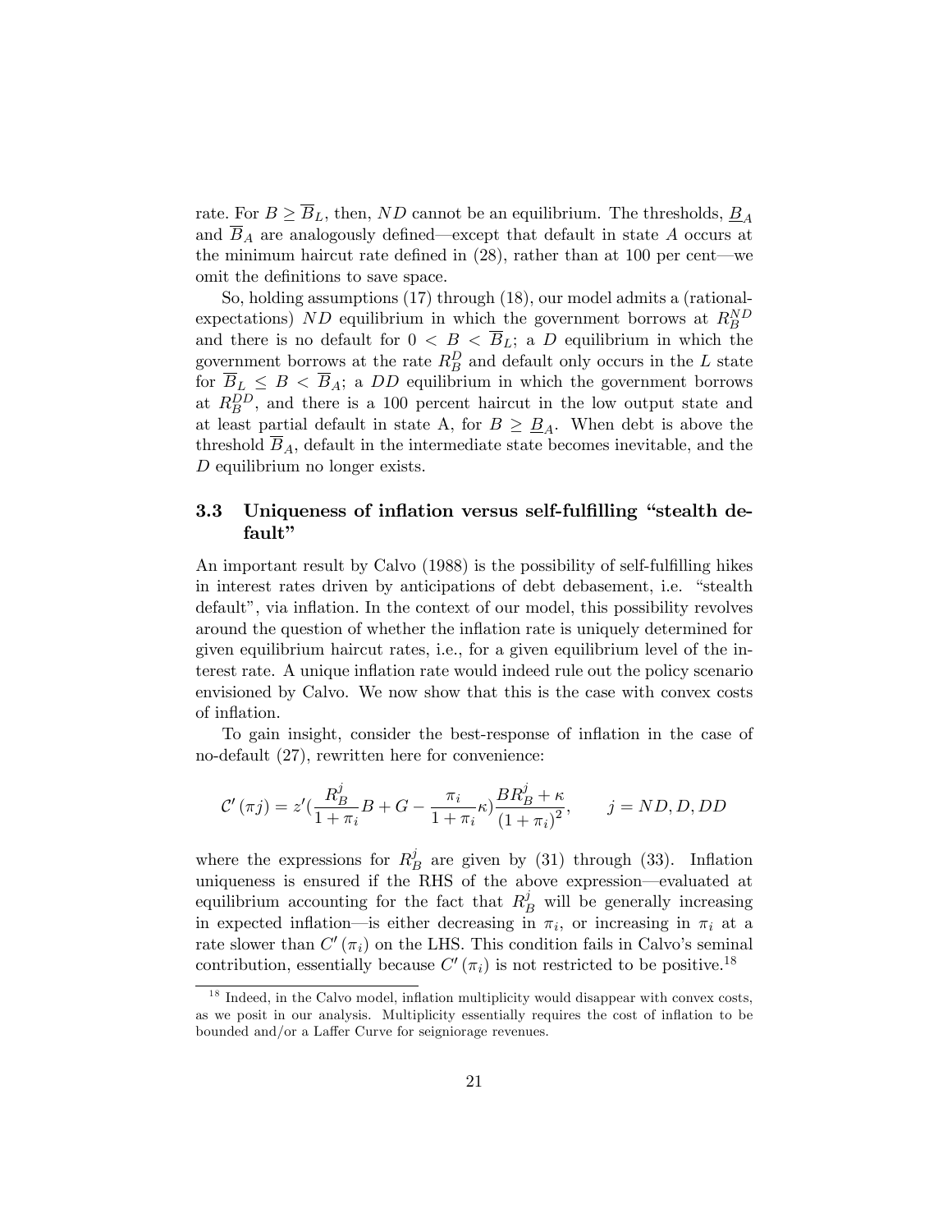rate. For $B \geq \overline{B}_L$, then, $ND$ cannot be an equilibrium. The thresholds, $\underline{B}_A$ and $\overline{B}_A$ are analogously defined—except that default in state $A$ occurs at the minimum haircut rate defined in (28), rather than at 100 per cent—we omit the definitions to save space.

So, holding assumptions (17) through (18), our model admits a (rational-expectations) $ND$ equilibrium in which the government borrows at $R_B^{ND}$ and there is no default for $0 < B < \overline{B}_L$; a $D$ equilibrium in which the government borrows at the rate $R_B^D$ and default only occurs in the $L$ state for $\overline{B}_L \leq B < \overline{B}_A$; a $DD$ equilibrium in which the government borrows at $R_B^{DD}$, and there is a 100 percent haircut in the low output state and at least partial default in state A, for $B \geq \underline{B}_A$. When debt is above the threshold $\overline{B}_A$, default in the intermediate state becomes inevitable, and the $D$ equilibrium no longer exists.

### 3.3 Uniqueness of inflation versus self-fulfilling "stealth default"

An important result by Calvo (1988) is the possibility of self-fulfilling hikes in interest rates driven by anticipations of debt debasement, i.e. "stealth default", via inflation. In the context of our model, this possibility revolves around the question of whether the inflation rate is uniquely determined for given equilibrium haircut rates, i.e., for a given equilibrium level of the interest rate. A unique inflation rate would indeed rule out the policy scenario envisioned by Calvo. We now show that this is the case with convex costs of inflation.

To gain insight, consider the best-response of inflation in the case of no-default (27), rewritten here for convenience:

$$\mathcal{C}'(\pi j) = z'(\frac{R_B^j}{1+\pi_i}B + G - \frac{\pi_i}{1+\pi_i}\kappa)\frac{BR_B^j + \kappa}{(1+\pi_i)^2}, \qquad j = ND, D, DD$$

where the expressions for $R_B^j$ are given by (31) through (33). Inflation uniqueness is ensured if the RHS of the above expression—evaluated at equilibrium accounting for the fact that $R_B^j$ will be generally increasing in expected inflation—is either decreasing in $\pi_i$, or increasing in $\pi_i$ at a rate slower than $C'(\pi_i)$ on the LHS. This condition fails in Calvo's seminal contribution, essentially because $C'(\pi_i)$ is not restricted to be positive.[18]

[18] Indeed, in the Calvo model, inflation multiplicity would disappear with convex costs, as we posit in our analysis. Multiplicity essentially requires the cost of inflation to be bounded and/or a Laffer Curve for seigniorage revenues.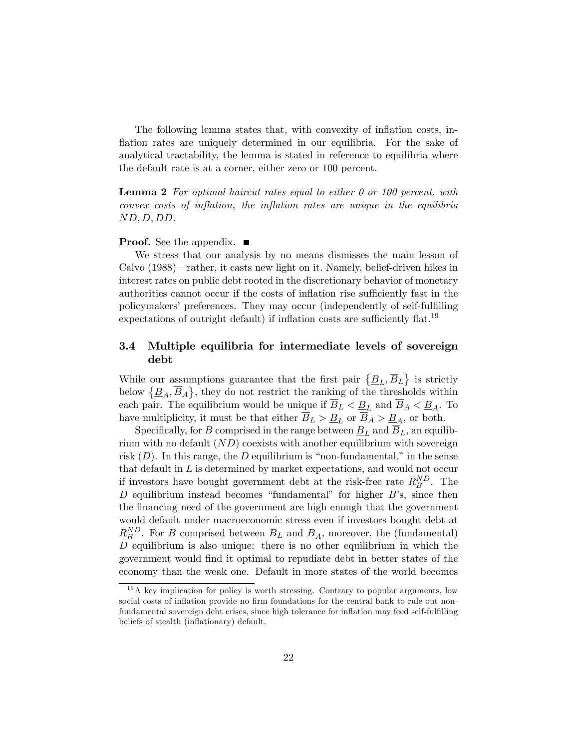The following lemma states that, with convexity of inflation costs, inflation rates are uniquely determined in our equilibria. For the sake of analytical tractability, the lemma is stated in reference to equilibria where the default rate is at a corner, either zero or 100 percent.

**Lemma 2** *For optimal haircut rates equal to either 0 or 100 percent, with convex costs of inflation, the inflation rates are unique in the equilibria $ND, D, DD$.*

**Proof.** See the appendix. ■

We stress that our analysis by no means dismisses the main lesson of Calvo (1988)—rather, it casts new light on it. Namely, belief-driven hikes in interest rates on public debt rooted in the discretionary behavior of monetary authorities cannot occur if the costs of inflation rise sufficiently fast in the policymakers' preferences. They may occur (independently of self-fulfilling expectations of outright default) if inflation costs are sufficiently flat.[19]

### 3.4 Multiple equilibria for intermediate levels of sovereign debt

While our assumptions guarantee that the first pair $\{\underline{B}_L, \overline{B}_L\}$ is strictly below $\{\underline{B}_A, \overline{B}_A\}$, they do not restrict the ranking of the thresholds within each pair. The equilibrium would be unique if $\overline{B}_L < \underline{B}_L$ and $\overline{B}_A < \underline{B}_A$. To have multiplicity, it must be that either $\overline{B}_L > \underline{B}_L$ or $\overline{B}_A > \underline{B}_A$, or both.

Specifically, for $B$ comprised in the range between $\underline{B}_L$ and $\overline{B}_L$, an equilibrium with no default ($ND$) coexists with another equilibrium with sovereign risk ($D$). In this range, the $D$ equilibrium is "non-fundamental," in the sense that default in $L$ is determined by market expectations, and would not occur if investors have bought government debt at the risk-free rate $R_B^{ND}$. The $D$ equilibrium instead becomes "fundamental" for higher $B$'s, since then the financing need of the government are high enough that the government would default under macroeconomic stress even if investors bought debt at $R_B^{ND}$. For $B$ comprised between $\overline{B}_L$ and $\underline{B}_A$, moreover, the (fundamental) $D$ equilibrium is also unique: there is no other equilibrium in which the government would find it optimal to repudiate debt in better states of the economy than the weak one. Default in more states of the world becomes

[19] A key implication for policy is worth stressing. Contrary to popular arguments, low social costs of inflation provide no firm foundations for the central bank to rule out non-fundamental sovereign debt crises, since high tolerance for inflation may feed self-fulfilling beliefs of stealth (inflationary) default.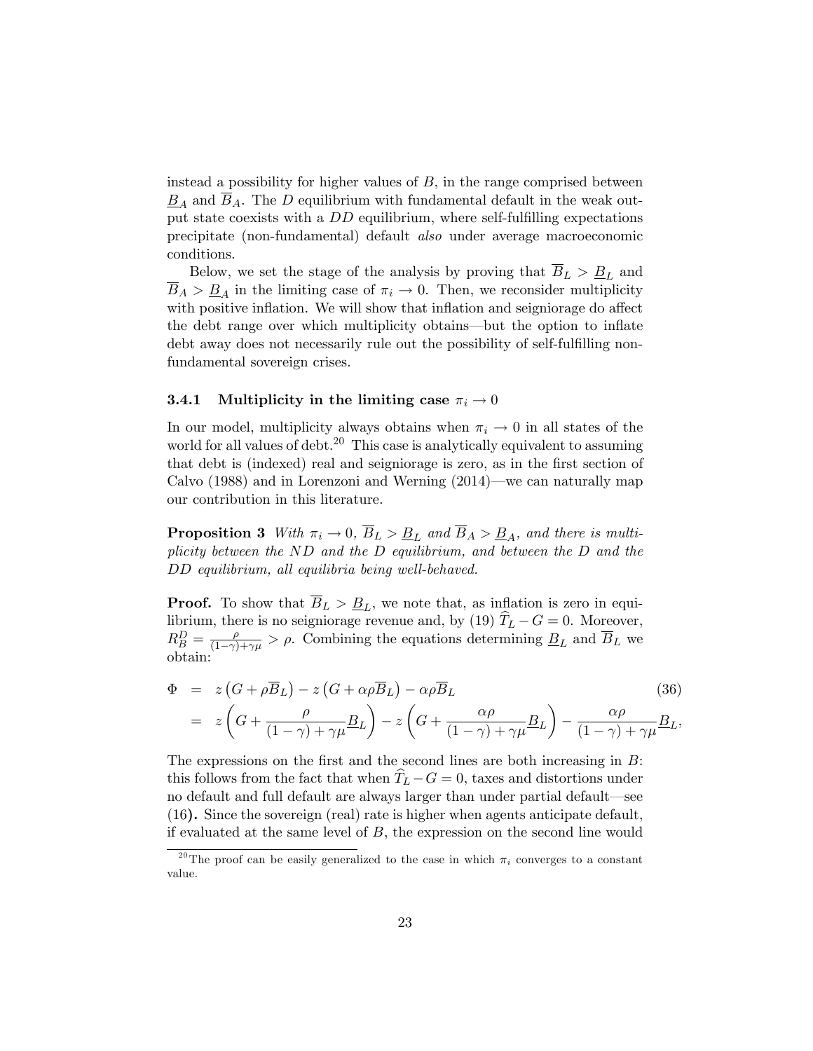instead a possibility for higher values of $B$, in the range comprised between $\underline{B}_A$ and $\overline{B}_A$. The $D$ equilibrium with fundamental default in the weak output state coexists with a $DD$ equilibrium, where self-fulfilling expectations precipitate (non-fundamental) default *also* under average macroeconomic conditions.

Below, we set the stage of the analysis by proving that $\overline{B}_L > \underline{B}_L$ and $\overline{B}_A > \underline{B}_A$ in the limiting case of $\pi_i \to 0$. Then, we reconsider multiplicity with positive inflation. We will show that inflation and seigniorage do affect the debt range over which multiplicity obtains—but the option to inflate debt away does not necessarily rule out the possibility of self-fulfilling non-fundamental sovereign crises.

### 3.4.1 Multiplicity in the limiting case $\pi_i \to 0$

In our model, multiplicity always obtains when $\pi_i \to 0$ in all states of the world for all values of debt.[20] This case is analytically equivalent to assuming that debt is (indexed) real and seigniorage is zero, as in the first section of Calvo (1988) and in Lorenzoni and Werning (2014)—we can naturally map our contribution in this literature.

**Proposition 3** *With $\pi_i \to 0$, $\overline{B}_L > \underline{B}_L$ and $\overline{B}_A > \underline{B}_A$, and there is multiplicity between the $ND$ and the $D$ equilibrium, and between the $D$ and the $DD$ equilibrium, all equilibria being well-behaved.*

**Proof.** To show that $\overline{B}_L > \underline{B}_L$, we note that, as inflation is zero in equilibrium, there is no seigniorage revenue and, by (19) $\widehat{T}_L - G = 0$. Moreover, $R_B^D = \frac{\rho}{(1-\gamma)+\gamma\mu} > \rho$. Combining the equations determining $\underline{B}_L$ and $\overline{B}_L$ we obtain:

$$
\begin{aligned}
\Phi &= z\left(G + \rho\overline{B}_L\right) - z\left(G + \alpha\rho\overline{B}_L\right) - \alpha\rho\overline{B}_L \qquad (36) \\
&= z\left(G + \frac{\rho}{(1-\gamma)+\gamma\mu}\underline{B}_L\right) - z\left(G + \frac{\alpha\rho}{(1-\gamma)+\gamma\mu}\underline{B}_L\right) - \frac{\alpha\rho}{(1-\gamma)+\gamma\mu}\underline{B}_L,
\end{aligned}
$$

The expressions on the first and the second lines are both increasing in $B$: this follows from the fact that when $\widehat{T}_L - G = 0$, taxes and distortions under no default and full default are always larger than under partial default—see (16)**.** Since the sovereign (real) rate is higher when agents anticipate default, if evaluated at the same level of $B$, the expression on the second line would

[20] The proof can be easily generalized to the case in which $\pi_i$ converges to a constant value.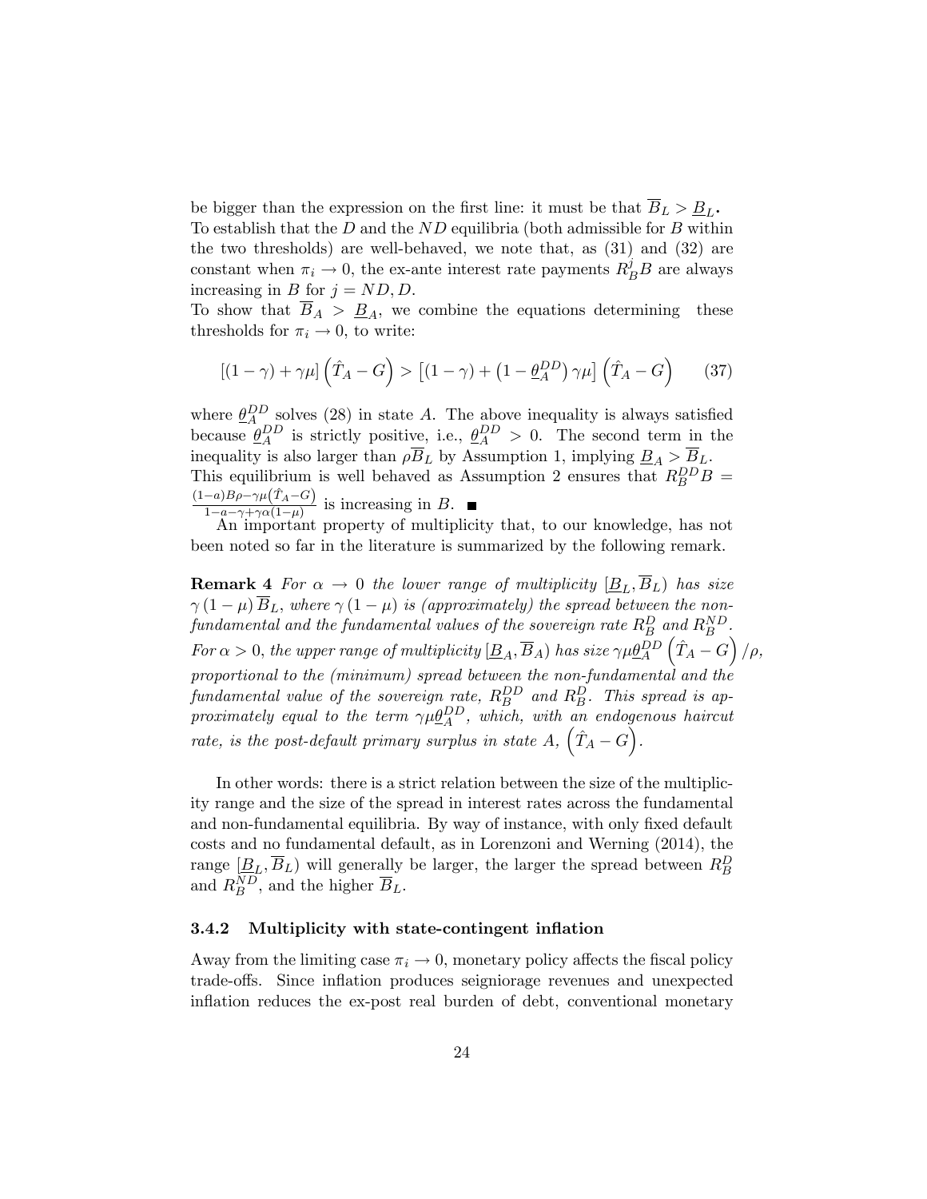be bigger than the expression on the first line: it must be that $\overline{B}_L > \underline{B}_L$**.**
To establish that the $D$ and the $ND$ equilibria (both admissible for $B$ within the two thresholds) are well-behaved, we note that, as (31) and (32) are constant when $\pi_i \to 0$, the ex-ante interest rate payments $R_B^j B$ are always increasing in $B$ for $j = ND, D$.
To show that $\overline{B}_A > \underline{B}_A$, we combine the equations determining these thresholds for $\pi_i \to 0$, to write:

$$[(1-\gamma) + \gamma\mu]\left(\hat{T}_A - G\right) > \left[(1-\gamma) + \left(1 - \underline{\theta}_A^{DD}\right)\gamma\mu\right]\left(\hat{T}_A - G\right) \qquad (37)$$

where $\underline{\theta}_A^{DD}$ solves (28) in state $A$. The above inequality is always satisfied because $\underline{\theta}_A^{DD}$ is strictly positive, i.e., $\underline{\theta}_A^{DD} > 0$. The second term in the inequality is also larger than $\rho\overline{B}_L$ by Assumption 1, implying $\underline{B}_A > \overline{B}_L$.
This equilibrium is well behaved as Assumption 2 ensures that $R_B^{DD}B = \frac{(1-a)B\rho - \gamma\mu\left(\hat{T}_A - G\right)}{1-a-\gamma+\gamma\alpha(1-\mu)}$ is increasing in $B$. ■

An important property of multiplicity that, to our knowledge, has not been noted so far in the literature is summarized by the following remark.

**Remark 4** *For $\alpha \to 0$ the lower range of multiplicity $[\underline{B}_L, \overline{B}_L)$ has size $\gamma(1-\mu)\overline{B}_L$, where $\gamma(1-\mu)$ is (approximately) the spread between the non-fundamental and the fundamental values of the sovereign rate $R_B^D$ and $R_B^{ND}$. For $\alpha > 0$, the upper range of multiplicity $[\underline{B}_A, \overline{B}_A)$ has size $\gamma\mu\underline{\theta}_A^{DD}\left(\hat{T}_A - G\right)/\rho$, proportional to the (minimum) spread between the non-fundamental and the fundamental value of the sovereign rate, $R_B^{DD}$ and $R_B^D$. This spread is approximately equal to the term $\gamma\mu\underline{\theta}_A^{DD}$, which, with an endogenous haircut rate, is the post-default primary surplus in state A, $\left(\hat{T}_A - G\right)$.*

In other words: there is a strict relation between the size of the multiplicity range and the size of the spread in interest rates across the fundamental and non-fundamental equilibria. By way of instance, with only fixed default costs and no fundamental default, as in Lorenzoni and Werning (2014), the range $[\underline{B}_L, \overline{B}_L)$ will generally be larger, the larger the spread between $R_B^D$ and $R_B^{ND}$, and the higher $\overline{B}_L$.

### 3.4.2 Multiplicity with state-contingent inflation

Away from the limiting case $\pi_i \to 0$, monetary policy affects the fiscal policy trade-offs. Since inflation produces seigniorage revenues and unexpected inflation reduces the ex-post real burden of debt, conventional monetary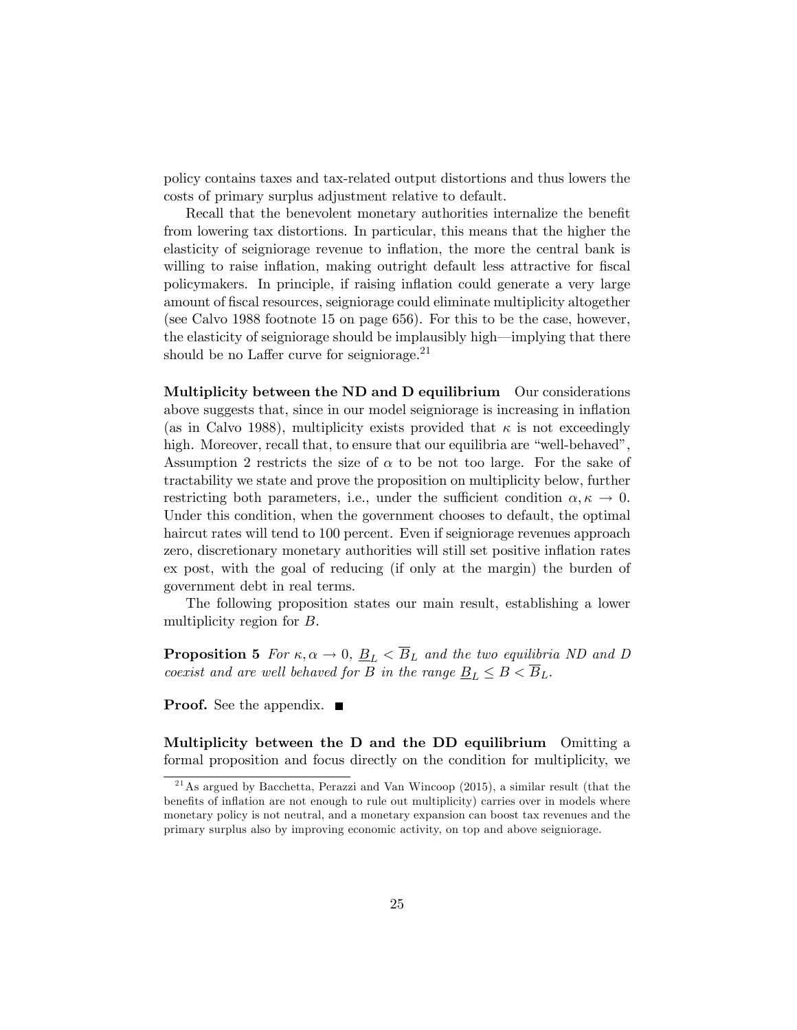policy contains taxes and tax-related output distortions and thus lowers the costs of primary surplus adjustment relative to default.

Recall that the benevolent monetary authorities internalize the benefit from lowering tax distortions. In particular, this means that the higher the elasticity of seigniorage revenue to inflation, the more the central bank is willing to raise inflation, making outright default less attractive for fiscal policymakers. In principle, if raising inflation could generate a very large amount of fiscal resources, seigniorage could eliminate multiplicity altogether (see Calvo 1988 footnote 15 on page 656). For this to be the case, however, the elasticity of seigniorage should be implausibly high—implying that there should be no Laffer curve for seigniorage.[21]

**Multiplicity between the ND and D equilibrium** Our considerations above suggests that, since in our model seigniorage is increasing in inflation (as in Calvo 1988), multiplicity exists provided that $\kappa$ is not exceedingly high. Moreover, recall that, to ensure that our equilibria are "well-behaved", Assumption 2 restricts the size of $\alpha$ to be not too large. For the sake of tractability we state and prove the proposition on multiplicity below, further restricting both parameters, i.e., under the sufficient condition $\alpha, \kappa \to 0$. Under this condition, when the government chooses to default, the optimal haircut rates will tend to 100 percent. Even if seigniorage revenues approach zero, discretionary monetary authorities will still set positive inflation rates ex post, with the goal of reducing (if only at the margin) the burden of government debt in real terms.

The following proposition states our main result, establishing a lower multiplicity region for $B$.

**Proposition 5** *For $\kappa, \alpha \to 0$, $\underline{B}_L < \overline{B}_L$ and the two equilibria ND and D coexist and are well behaved for $B$ in the range $\underline{B}_L \leq B < \overline{B}_L$.*

**Proof.** See the appendix. ■

**Multiplicity between the D and the DD equilibrium** Omitting a formal proposition and focus directly on the condition for multiplicity, we

[21] As argued by Bacchetta, Perazzi and Van Wincoop (2015), a similar result (that the benefits of inflation are not enough to rule out multiplicity) carries over in models where monetary policy is not neutral, and a monetary expansion can boost tax revenues and the primary surplus also by improving economic activity, on top and above seigniorage.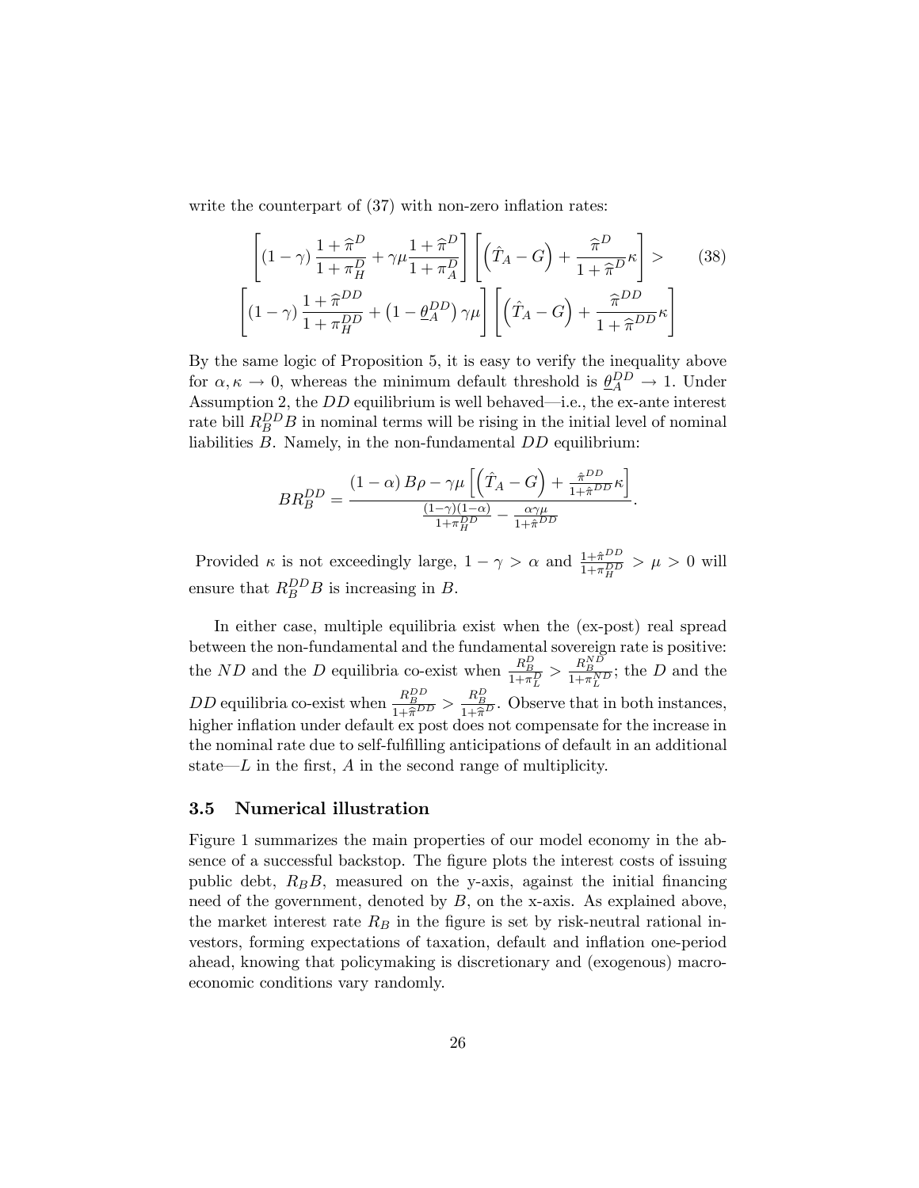write the counterpart of (37) with non-zero inflation rates:

$$\left[(1-\gamma)\frac{1+\widehat{\pi}^{D}}{1+\pi_{H}^{D}}+\gamma\mu\frac{1+\widehat{\pi}^{D}}{1+\pi_{A}^{D}}\right]\left[\left(\hat{T}_{A}-G\right)+\frac{\widehat{\pi}^{D}}{1+\widehat{\pi}^{D}}\kappa\right]> \tag{38}$$
$$\left[(1-\gamma)\frac{1+\widehat{\pi}^{DD}}{1+\pi_{H}^{DD}}+\left(1-\underline{\theta}_{A}^{DD}\right)\gamma\mu\right]\left[\left(\hat{T}_{A}-G\right)+\frac{\widehat{\pi}^{DD}}{1+\widehat{\pi}^{DD}}\kappa\right]$$

By the same logic of Proposition 5, it is easy to verify the inequality above for $\alpha, \kappa \to 0$, whereas the minimum default threshold is $\underline{\theta}_{A}^{DD} \to 1$. Under Assumption 2, the $DD$ equilibrium is well behaved—i.e., the ex-ante interest rate bill $R_{B}^{DD}B$ in nominal terms will be rising in the initial level of nominal liabilities $B$. Namely, in the non-fundamental $DD$ equilibrium:

$$BR_{B}^{DD}=\frac{(1-\alpha)\,B\rho-\gamma\mu\left[\left(\hat{T}_{A}-G\right)+\frac{\hat{\pi}^{DD}}{1+\hat{\pi}^{DD}}\kappa\right]}{\frac{(1-\gamma)(1-\alpha)}{1+\pi_{H}^{DD}}-\frac{\alpha\gamma\mu}{1+\hat{\pi}^{DD}}}.$$

Provided $\kappa$ is not exceedingly large, $1-\gamma > \alpha$ and $\frac{1+\hat{\pi}^{DD}}{1+\pi_{H}^{DD}} > \mu > 0$ will ensure that $R_{B}^{DD}B$ is increasing in $B$.

In either case, multiple equilibria exist when the (ex-post) real spread between the non-fundamental and the fundamental sovereign rate is positive: the $ND$ and the $D$ equilibria co-exist when $\frac{R_{B}^{D}}{1+\pi_{L}^{D}} > \frac{R_{B}^{ND}}{1+\pi_{L}^{ND}}$; the $D$ and the $DD$ equilibria co-exist when $\frac{R_{B}^{DD}}{1+\widehat{\pi}^{DD}} > \frac{R_{B}^{D}}{1+\widehat{\pi}^{D}}$. Observe that in both instances, higher inflation under default ex post does not compensate for the increase in the nominal rate due to self-fulfilling anticipations of default in an additional state—$L$ in the first, $A$ in the second range of multiplicity.

### 3.5 Numerical illustration

Figure 1 summarizes the main properties of our model economy in the absence of a successful backstop. The figure plots the interest costs of issuing public debt, $R_{B}B$, measured on the y-axis, against the initial financing need of the government, denoted by $B$, on the x-axis. As explained above, the market interest rate $R_{B}$ in the figure is set by risk-neutral rational investors, forming expectations of taxation, default and inflation one-period ahead, knowing that policymaking is discretionary and (exogenous) macroeconomic conditions vary randomly.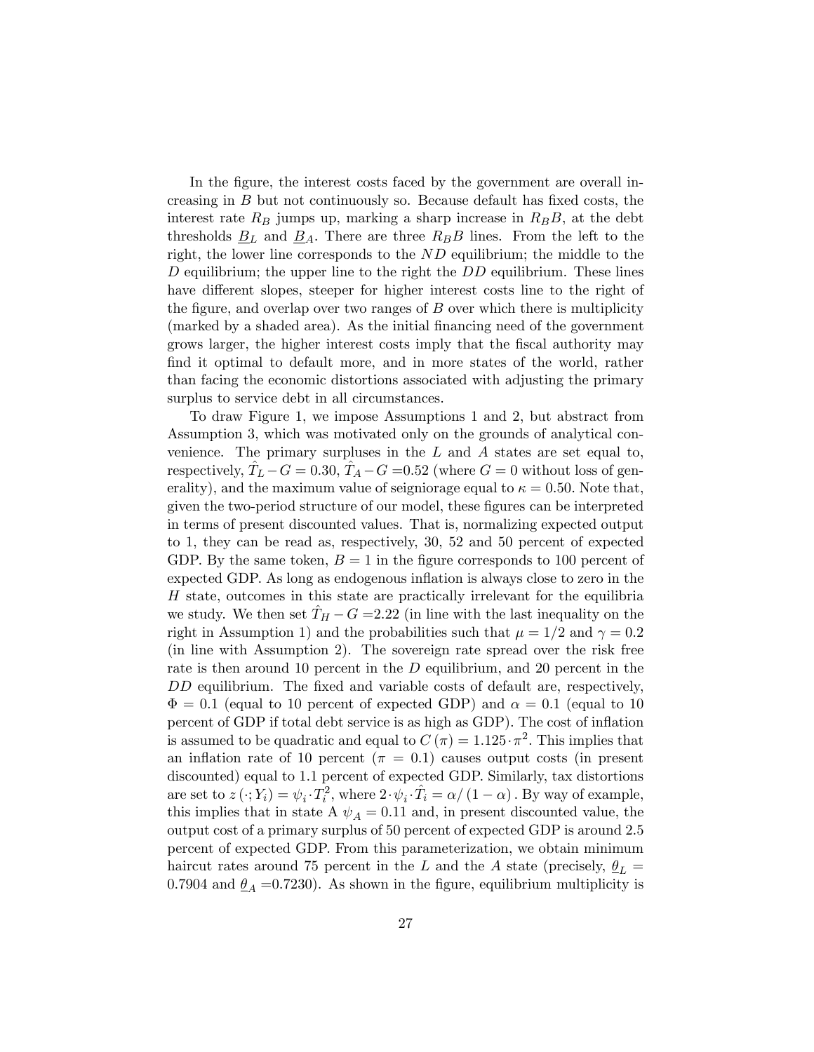In the figure, the interest costs faced by the government are overall increasing in $B$ but not continuously so. Because default has fixed costs, the interest rate $R_B$ jumps up, marking a sharp increase in $R_B B$, at the debt thresholds $\underline{B}_L$ and $\underline{B}_A$. There are three $R_B B$ lines. From the left to the right, the lower line corresponds to the $ND$ equilibrium; the middle to the $D$ equilibrium; the upper line to the right the $DD$ equilibrium. These lines have different slopes, steeper for higher interest costs line to the right of the figure, and overlap over two ranges of $B$ over which there is multiplicity (marked by a shaded area). As the initial financing need of the government grows larger, the higher interest costs imply that the fiscal authority may find it optimal to default more, and in more states of the world, rather than facing the economic distortions associated with adjusting the primary surplus to service debt in all circumstances.

To draw Figure 1, we impose Assumptions 1 and 2, but abstract from Assumption 3, which was motivated only on the grounds of analytical convenience. The primary surpluses in the $L$ and $A$ states are set equal to, respectively, $\hat{T}_L - G = 0.30$, $\hat{T}_A - G = 0.52$ (where $G = 0$ without loss of generality), and the maximum value of seigniorage equal to $\kappa = 0.50$. Note that, given the two-period structure of our model, these figures can be interpreted in terms of present discounted values. That is, normalizing expected output to 1, they can be read as, respectively, 30, 52 and 50 percent of expected GDP. By the same token, $B = 1$ in the figure corresponds to 100 percent of expected GDP. As long as endogenous inflation is always close to zero in the $H$ state, outcomes in this state are practically irrelevant for the equilibria we study. We then set $\hat{T}_H - G = 2.22$ (in line with the last inequality on the right in Assumption 1) and the probabilities such that $\mu = 1/2$ and $\gamma = 0.2$ (in line with Assumption 2). The sovereign rate spread over the risk free rate is then around 10 percent in the $D$ equilibrium, and 20 percent in the $DD$ equilibrium. The fixed and variable costs of default are, respectively, $\Phi = 0.1$ (equal to 10 percent of expected GDP) and $\alpha = 0.1$ (equal to 10 percent of GDP if total debt service is as high as GDP). The cost of inflation is assumed to be quadratic and equal to $C(\pi) = 1.125 \cdot \pi^2$. This implies that an inflation rate of 10 percent ($\pi = 0.1$) causes output costs (in present discounted) equal to 1.1 percent of expected GDP. Similarly, tax distortions are set to $z(\cdot; Y_i) = \psi_i \cdot T_i^2$, where $2 \cdot \psi_i \cdot \hat{T}_i = \alpha / (1 - \alpha)$. By way of example, this implies that in state A $\psi_A = 0.11$ and, in present discounted value, the output cost of a primary surplus of 50 percent of expected GDP is around 2.5 percent of expected GDP. From this parameterization, we obtain minimum haircut rates around 75 percent in the $L$ and the $A$ state (precisely, $\underline{\theta}_L = 0.7904$ and $\underline{\theta}_A = 0.7230$). As shown in the figure, equilibrium multiplicity is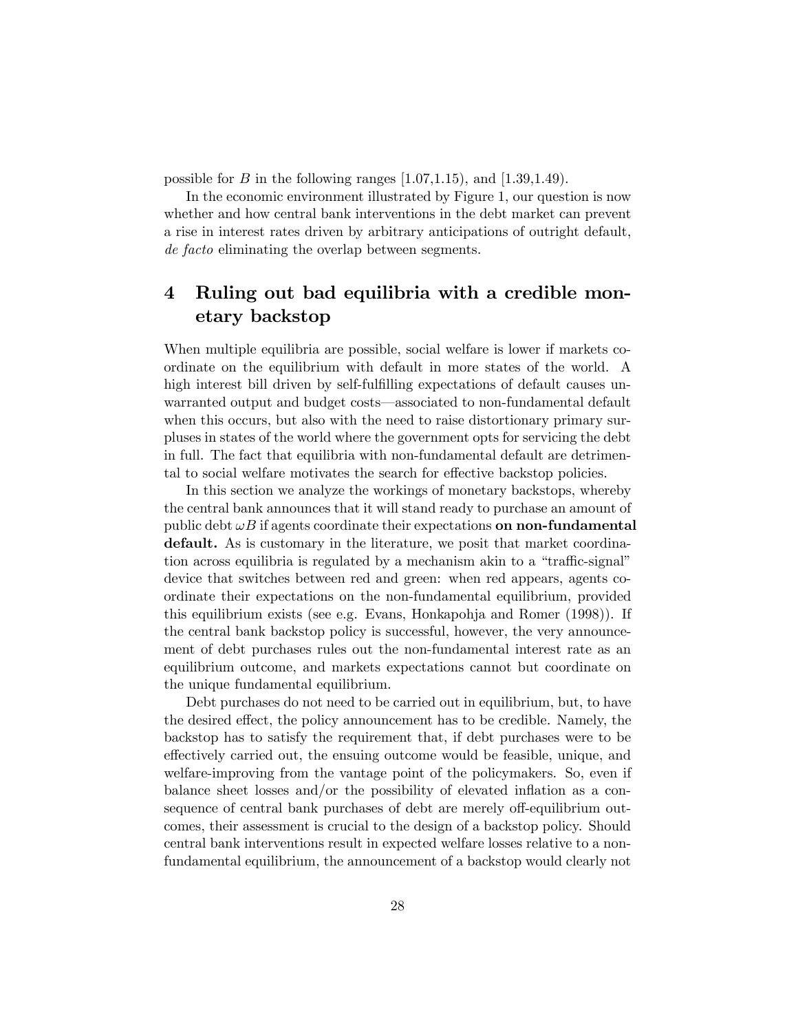possible for $B$ in the following ranges [1.07,1.15), and [1.39,1.49).

In the economic environment illustrated by Figure 1, our question is now whether and how central bank interventions in the debt market can prevent a rise in interest rates driven by arbitrary anticipations of outright default, *de facto* eliminating the overlap between segments.

# 4 Ruling out bad equilibria with a credible monetary backstop

When multiple equilibria are possible, social welfare is lower if markets coordinate on the equilibrium with default in more states of the world. A high interest bill driven by self-fulfilling expectations of default causes unwarranted output and budget costs—associated to non-fundamental default when this occurs, but also with the need to raise distortionary primary surpluses in states of the world where the government opts for servicing the debt in full. The fact that equilibria with non-fundamental default are detrimental to social welfare motivates the search for effective backstop policies.

In this section we analyze the workings of monetary backstops, whereby the central bank announces that it will stand ready to purchase an amount of public debt $\omega B$ if agents coordinate their expectations **on non-fundamental default.** As is customary in the literature, we posit that market coordination across equilibria is regulated by a mechanism akin to a "traffic-signal" device that switches between red and green: when red appears, agents coordinate their expectations on the non-fundamental equilibrium, provided this equilibrium exists (see e.g. Evans, Honkapohja and Romer (1998)). If the central bank backstop policy is successful, however, the very announcement of debt purchases rules out the non-fundamental interest rate as an equilibrium outcome, and markets expectations cannot but coordinate on the unique fundamental equilibrium.

Debt purchases do not need to be carried out in equilibrium, but, to have the desired effect, the policy announcement has to be credible. Namely, the backstop has to satisfy the requirement that, if debt purchases were to be effectively carried out, the ensuing outcome would be feasible, unique, and welfare-improving from the vantage point of the policymakers. So, even if balance sheet losses and/or the possibility of elevated inflation as a consequence of central bank purchases of debt are merely off-equilibrium outcomes, their assessment is crucial to the design of a backstop policy. Should central bank interventions result in expected welfare losses relative to a non-fundamental equilibrium, the announcement of a backstop would clearly not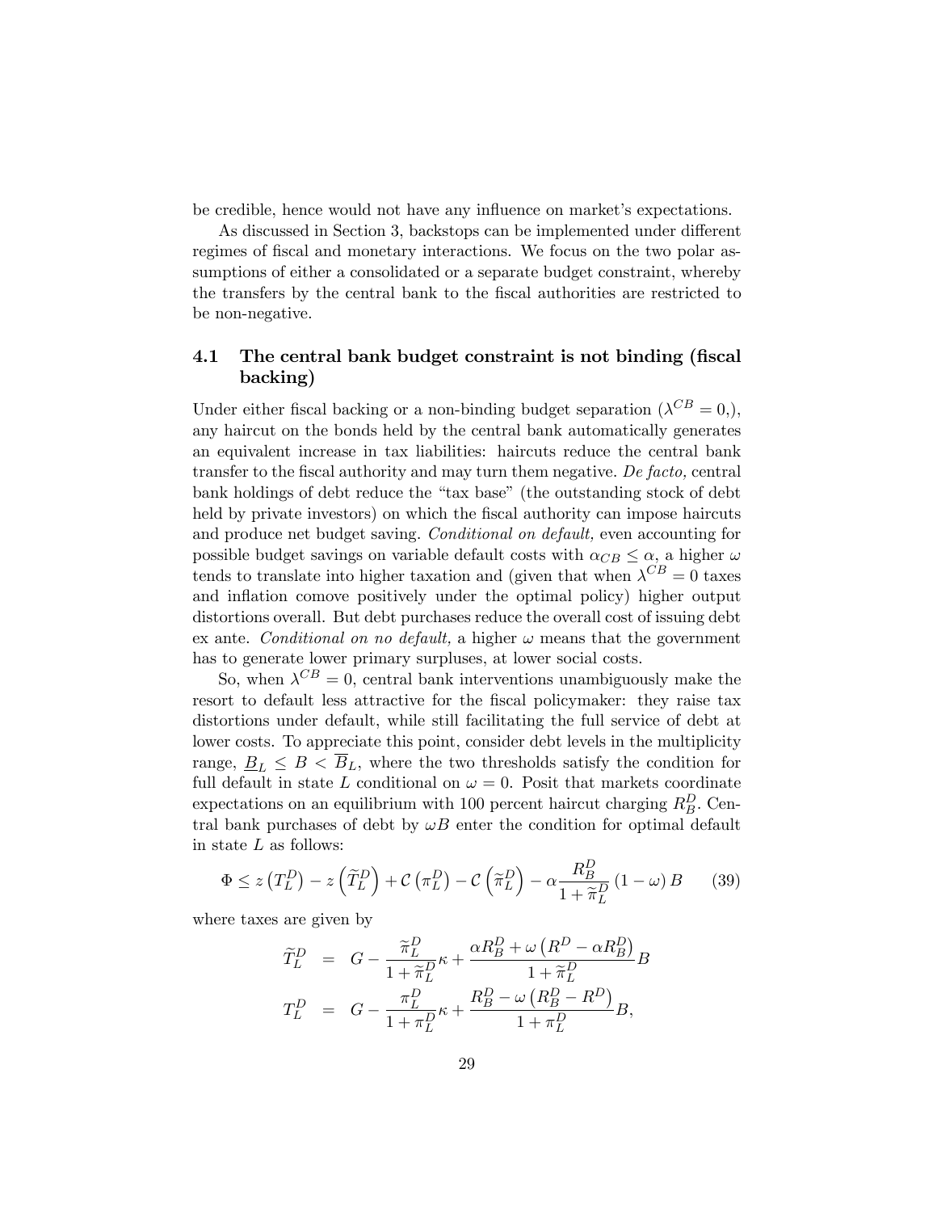be credible, hence would not have any influence on market's expectations.

As discussed in Section 3, backstops can be implemented under different regimes of fiscal and monetary interactions. We focus on the two polar assumptions of either a consolidated or a separate budget constraint, whereby the transfers by the central bank to the fiscal authorities are restricted to be non-negative.

### 4.1 The central bank budget constraint is not binding (fiscal backing)

Under either fiscal backing or a non-binding budget separation ($\lambda^{CB} = 0$,), any haircut on the bonds held by the central bank automatically generates an equivalent increase in tax liabilities: haircuts reduce the central bank transfer to the fiscal authority and may turn them negative. *De facto,* central bank holdings of debt reduce the "tax base" (the outstanding stock of debt held by private investors) on which the fiscal authority can impose haircuts and produce net budget saving. *Conditional on default,* even accounting for possible budget savings on variable default costs with $\alpha_{CB} \leq \alpha$, a higher $\omega$ tends to translate into higher taxation and (given that when $\lambda^{CB} = 0$ taxes and inflation comove positively under the optimal policy) higher output distortions overall. But debt purchases reduce the overall cost of issuing debt ex ante. *Conditional on no default,* a higher $\omega$ means that the government has to generate lower primary surpluses, at lower social costs.

So, when $\lambda^{CB} = 0$, central bank interventions unambiguously make the resort to default less attractive for the fiscal policymaker: they raise tax distortions under default, while still facilitating the full service of debt at lower costs. To appreciate this point, consider debt levels in the multiplicity range, $\underline{B}_L \leq B < \overline{B}_L$, where the two thresholds satisfy the condition for full default in state $L$ conditional on $\omega = 0$. Posit that markets coordinate expectations on an equilibrium with 100 percent haircut charging $R_B^D$. Central bank purchases of debt by $\omega B$ enter the condition for optimal default in state $L$ as follows:

$$\Phi \leq z\left(T_L^D\right) - z\left(\widetilde{T}_L^D\right) + \mathcal{C}\left(\pi_L^D\right) - \mathcal{C}\left(\widetilde{\pi}_L^D\right) - \alpha \frac{R_B^D}{1+\widetilde{\pi}_L^D}\left(1-\omega\right)B \tag{39}$$

where taxes are given by

$$\begin{aligned}
\widetilde{T}_L^D &= G - \frac{\widetilde{\pi}_L^D}{1+\widetilde{\pi}_L^D}\kappa + \frac{\alpha R_B^D + \omega\left(R^D - \alpha R_B^D\right)}{1+\widetilde{\pi}_L^D}B \\
T_L^D &= G - \frac{\pi_L^D}{1+\pi_L^D}\kappa + \frac{R_B^D - \omega\left(R_B^D - R^D\right)}{1+\pi_L^D}B,
\end{aligned}$$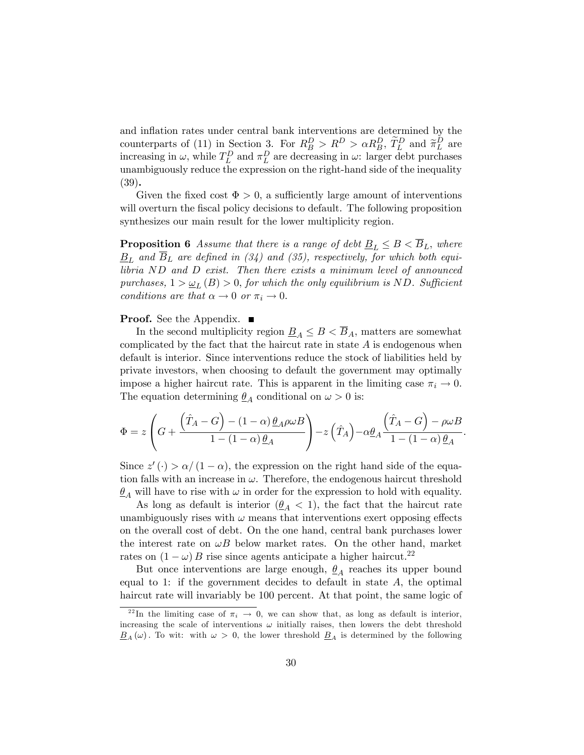and inflation rates under central bank interventions are determined by the counterparts of (11) in Section 3. For $R_B^D > R^D > \alpha R_B^D$, $\widetilde{T}_L^D$ and $\widetilde{\pi}_L^D$ are increasing in $\omega$, while $T_L^D$ and $\pi_L^D$ are decreasing in $\omega$: larger debt purchases unambiguously reduce the expression on the right-hand side of the inequality (39).

Given the fixed cost $\Phi > 0$, a sufficiently large amount of interventions will overturn the fiscal policy decisions to default. The following proposition synthesizes our main result for the lower multiplicity region.

**Proposition 6** *Assume that there is a range of debt $\underline{B}_L \leq B < \overline{B}_L$, where $\underline{B}_L$ and $\overline{B}_L$ are defined in (34) and (35), respectively, for which both equilibria ND and D exist. Then there exists a minimum level of announced purchases, $1 > \underline{\omega}_L(B) > 0$, for which the only equilibrium is ND. Sufficient conditions are that $\alpha \to 0$ or $\pi_i \to 0$.*

**Proof.** See the Appendix. ■

In the second multiplicity region $\underline{B}_A \leq B < \overline{B}_A$, matters are somewhat complicated by the fact that the haircut rate in state $A$ is endogenous when default is interior. Since interventions reduce the stock of liabilities held by private investors, when choosing to default the government may optimally impose a higher haircut rate. This is apparent in the limiting case $\pi_i \to 0$. The equation determining $\underline{\theta}_A$ conditional on $\omega > 0$ is:

$$\Phi = z\left(G + \frac{\left(\hat{T}_A - G\right) - (1-\alpha)\,\underline{\theta}_A \rho \omega B}{1-(1-\alpha)\,\underline{\theta}_A}\right) - z\left(\hat{T}_A\right) - \alpha \underline{\theta}_A \frac{\left(\hat{T}_A - G\right) - \rho \omega B}{1-(1-\alpha)\,\underline{\theta}_A}.$$

Since $z'(\cdot) > \alpha/(1-\alpha)$, the expression on the right hand side of the equation falls with an increase in $\omega$. Therefore, the endogenous haircut threshold $\underline{\theta}_A$ will have to rise with $\omega$ in order for the expression to hold with equality.

As long as default is interior ($\underline{\theta}_A < 1$), the fact that the haircut rate unambiguously rises with $\omega$ means that interventions exert opposing effects on the overall cost of debt. On the one hand, central bank purchases lower the interest rate on $\omega B$ below market rates. On the other hand, market rates on $(1-\omega)B$ rise since agents anticipate a higher haircut.[22]

But once interventions are large enough, $\underline{\theta}_A$ reaches its upper bound equal to 1: if the government decides to default in state $A$, the optimal haircut rate will invariably be 100 percent. At that point, the same logic of

[22] In the limiting case of $\pi_i \to 0$, we can show that, as long as default is interior, increasing the scale of interventions $\omega$ initially raises, then lowers the debt threshold $\underline{B}_A(\omega)$. To wit: with $\omega > 0$, the lower threshold $\underline{B}_A$ is determined by the following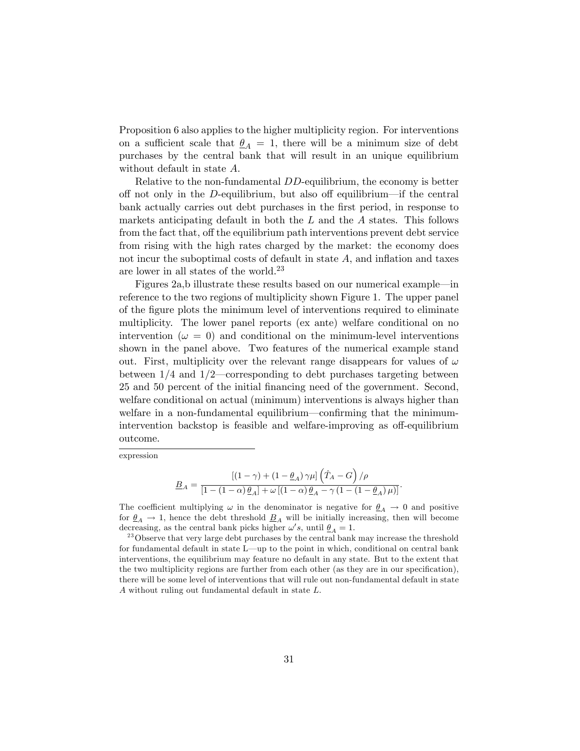Proposition 6 also applies to the higher multiplicity region. For interventions on a sufficient scale that $\underline{\theta}_A = 1$, there will be a minimum size of debt purchases by the central bank that will result in an unique equilibrium without default in state $A$.

Relative to the non-fundamental $DD$-equilibrium, the economy is better off not only in the $D$-equilibrium, but also off equilibrium—if the central bank actually carries out debt purchases in the first period, in response to markets anticipating default in both the $L$ and the $A$ states. This follows from the fact that, off the equilibrium path interventions prevent debt service from rising with the high rates charged by the market: the economy does not incur the suboptimal costs of default in state $A$, and inflation and taxes are lower in all states of the world.[23]

Figures 2a,b illustrate these results based on our numerical example—in reference to the two regions of multiplicity shown Figure 1. The upper panel of the figure plots the minimum level of interventions required to eliminate multiplicity. The lower panel reports (ex ante) welfare conditional on no intervention ($\omega = 0$) and conditional on the minimum-level interventions shown in the panel above. Two features of the numerical example stand out. First, multiplicity over the relevant range disappears for values of $\omega$ between 1/4 and 1/2—corresponding to debt purchases targeting between 25 and 50 percent of the initial financing need of the government. Second, welfare conditional on actual (minimum) interventions is always higher than welfare in a non-fundamental equilibrium—confirming that the minimum-intervention backstop is feasible and welfare-improving as off-equilibrium outcome.

---

expression

$$\underline{B}_A = \frac{\left[(1-\gamma) + \left(1-\underline{\theta}_A\right)\gamma\mu\right]\left(\hat{T}_A - G\right)/\rho}{\left[1-(1-\alpha)\,\underline{\theta}_A\right] + \omega\left[(1-\alpha)\,\underline{\theta}_A - \gamma\left(1-\left(1-\underline{\theta}_A\right)\mu\right)\right]}.$$

The coefficient multiplying $\omega$ in the denominator is negative for $\underline{\theta}_A \to 0$ and positive for $\underline{\theta}_A \to 1$, hence the debt threshold $\underline{B}_A$ will be initially increasing, then will become decreasing, as the central bank picks higher $\omega'$s, until $\underline{\theta}_A = 1$.

[23] Observe that very large debt purchases by the central bank may increase the threshold for fundamental default in state L—up to the point in which, conditional on central bank interventions, the equilibrium may feature no default in any state. But to the extent that the two multiplicity regions are further from each other (as they are in our specification), there will be some level of interventions that will rule out non-fundamental default in state $A$ without ruling out fundamental default in state $L$.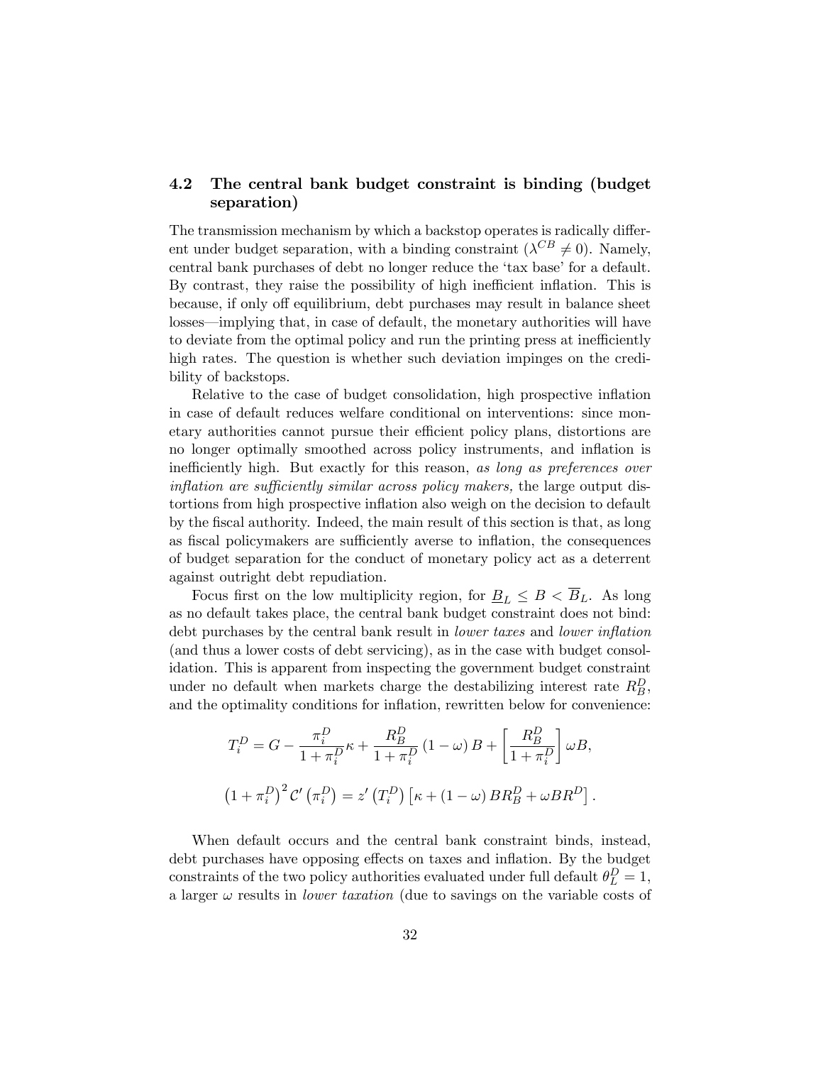### 4.2 The central bank budget constraint is binding (budget separation)

The transmission mechanism by which a backstop operates is radically different under budget separation, with a binding constraint ($\lambda^{CB} \neq 0$). Namely, central bank purchases of debt no longer reduce the 'tax base' for a default. By contrast, they raise the possibility of high inefficient inflation. This is because, if only off equilibrium, debt purchases may result in balance sheet losses—implying that, in case of default, the monetary authorities will have to deviate from the optimal policy and run the printing press at inefficiently high rates. The question is whether such deviation impinges on the credibility of backstops.

Relative to the case of budget consolidation, high prospective inflation in case of default reduces welfare conditional on interventions: since monetary authorities cannot pursue their efficient policy plans, distortions are no longer optimally smoothed across policy instruments, and inflation is inefficiently high. But exactly for this reason, *as long as preferences over inflation are sufficiently similar across policy makers,* the large output distortions from high prospective inflation also weigh on the decision to default by the fiscal authority. Indeed, the main result of this section is that, as long as fiscal policymakers are sufficiently averse to inflation, the consequences of budget separation for the conduct of monetary policy act as a deterrent against outright debt repudiation.

Focus first on the low multiplicity region, for $\underline{B}_L \leq B < \overline{B}_L$. As long as no default takes place, the central bank budget constraint does not bind: debt purchases by the central bank result in *lower taxes* and *lower inflation* (and thus a lower costs of debt servicing), as in the case with budget consolidation. This is apparent from inspecting the government budget constraint under no default when markets charge the destabilizing interest rate $R_B^D$, and the optimality conditions for inflation, rewritten below for convenience:

$$T_i^D = G - \frac{\pi_i^D}{1+\pi_i^D}\kappa + \frac{R_B^D}{1+\pi_i^D}(1-\omega)B + \left[\frac{R_B^D}{1+\pi_i^D}\right]\omega B,$$

$$\left(1+\pi_i^D\right)^2 \mathcal{C}'\left(\pi_i^D\right) = z'\left(T_i^D\right)\left[\kappa + (1-\omega)BR_B^D + \omega B R^D\right].$$

When default occurs and the central bank constraint binds, instead, debt purchases have opposing effects on taxes and inflation. By the budget constraints of the two policy authorities evaluated under full default $\theta_L^D = 1$, a larger $\omega$ results in *lower taxation* (due to savings on the variable costs of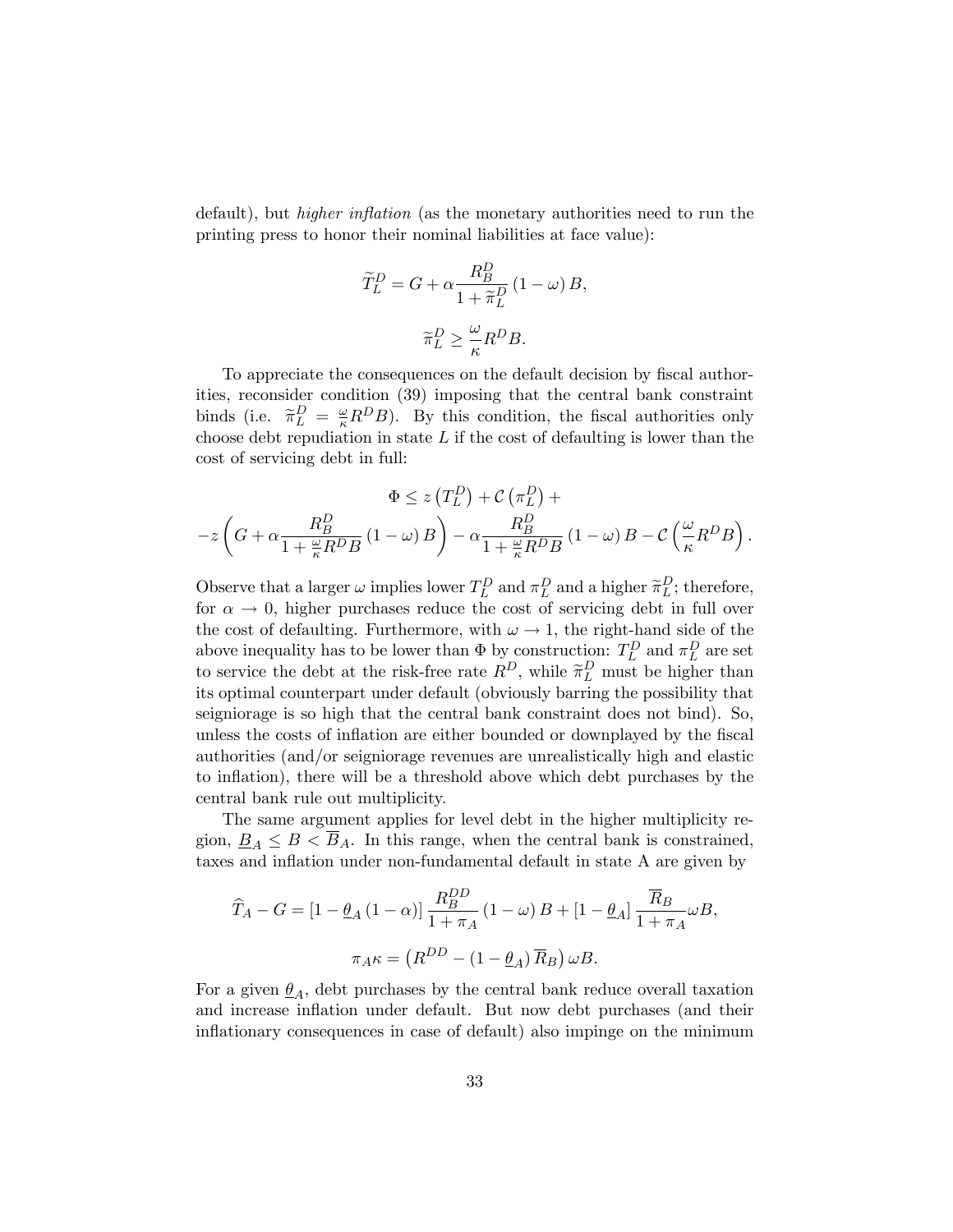default), but *higher inflation* (as the monetary authorities need to run the printing press to honor their nominal liabilities at face value):

$$\widetilde{T}_L^D = G + \alpha \frac{R_B^D}{1 + \widetilde{\pi}_L^D} (1 - \omega) B,$$

$$\widetilde{\pi}_L^D \geq \frac{\omega}{\kappa} R^D B.$$

To appreciate the consequences on the default decision by fiscal authorities, reconsider condition (39) imposing that the central bank constraint binds (i.e. $\widetilde{\pi}_L^D = \frac{\omega}{\kappa} R^D B$). By this condition, the fiscal authorities only choose debt repudiation in state $L$ if the cost of defaulting is lower than the cost of servicing debt in full:

$$\Phi \leq z\left(T_L^D\right) + \mathcal{C}\left(\pi_L^D\right) +$$

$$-z\left(G + \alpha \frac{R_B^D}{1 + \frac{\omega}{\kappa} R^D B} (1 - \omega) B\right) - \alpha \frac{R_B^D}{1 + \frac{\omega}{\kappa} R^D B} (1 - \omega) B - \mathcal{C}\left(\frac{\omega}{\kappa} R^D B\right).$$

Observe that a larger $\omega$ implies lower $T_L^D$ and $\pi_L^D$ and a higher $\widetilde{\pi}_L^D$; therefore, for $\alpha \to 0$, higher purchases reduce the cost of servicing debt in full over the cost of defaulting. Furthermore, with $\omega \to 1$, the right-hand side of the above inequality has to be lower than $\Phi$ by construction: $T_L^D$ and $\pi_L^D$ are set to service the debt at the risk-free rate $R^D$, while $\widetilde{\pi}_L^D$ must be higher than its optimal counterpart under default (obviously barring the possibility that seigniorage is so high that the central bank constraint does not bind). So, unless the costs of inflation are either bounded or downplayed by the fiscal authorities (and/or seigniorage revenues are unrealistically high and elastic to inflation), there will be a threshold above which debt purchases by the central bank rule out multiplicity.

The same argument applies for level debt in the higher multiplicity region, $\underline{B}_A \leq B < \overline{B}_A$. In this range, when the central bank is constrained, taxes and inflation under non-fundamental default in state A are given by

$$\widehat{T}_A - G = \left[1 - \underline{\theta}_A (1 - \alpha)\right] \frac{R_B^{DD}}{1 + \pi_A} (1 - \omega) B + \left[1 - \underline{\theta}_A\right] \frac{\overline{R}_B}{1 + \pi_A} \omega B,$$

$$\pi_A \kappa = \left(R^{DD} - \left(1 - \underline{\theta}_A\right) \overline{R}_B\right) \omega B.$$

For a given $\underline{\theta}_A$, debt purchases by the central bank reduce overall taxation and increase inflation under default. But now debt purchases (and their inflationary consequences in case of default) also impinge on the minimum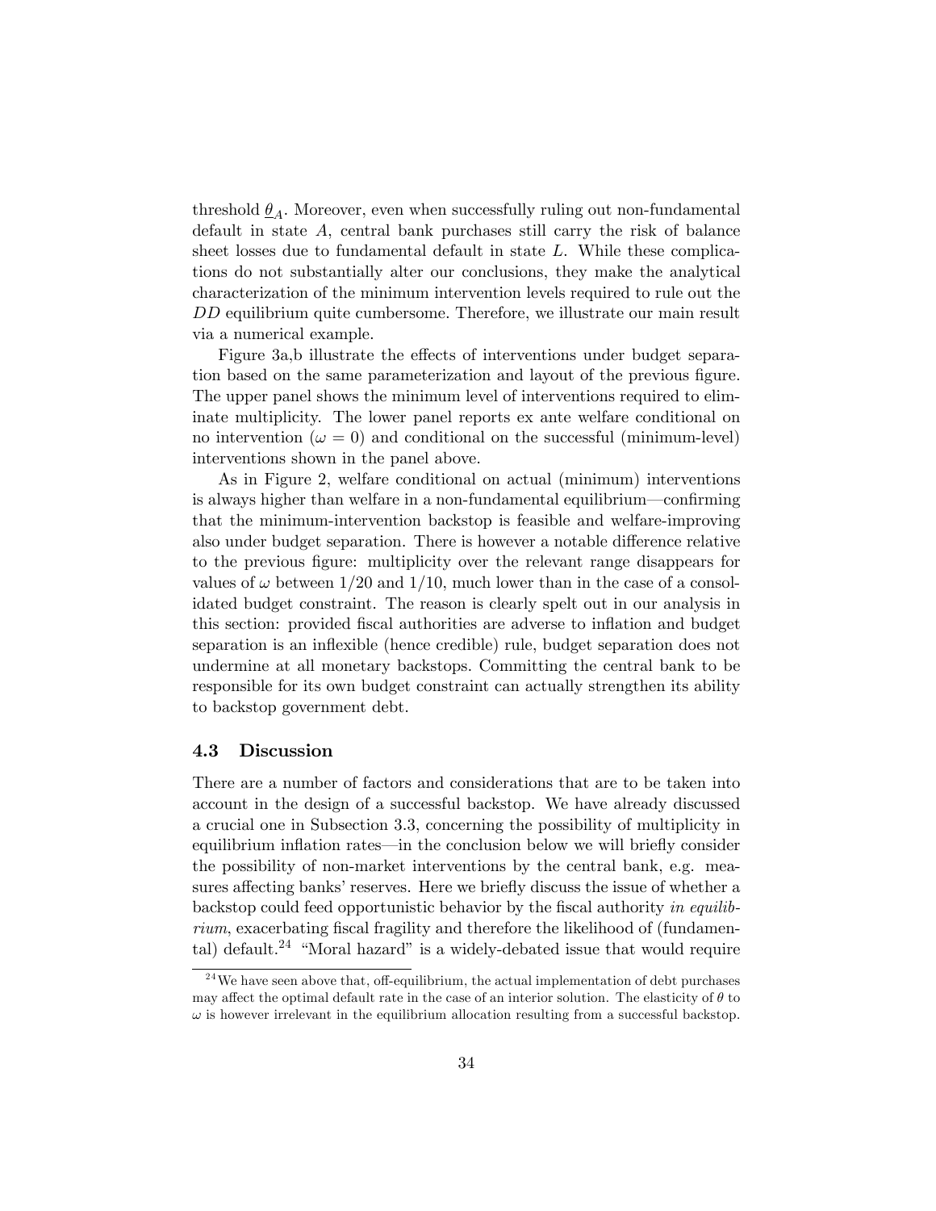threshold $\underline{\theta}_A$. Moreover, even when successfully ruling out non-fundamental default in state $A$, central bank purchases still carry the risk of balance sheet losses due to fundamental default in state $L$. While these complications do not substantially alter our conclusions, they make the analytical characterization of the minimum intervention levels required to rule out the $DD$ equilibrium quite cumbersome. Therefore, we illustrate our main result via a numerical example.

Figure 3a,b illustrate the effects of interventions under budget separation based on the same parameterization and layout of the previous figure. The upper panel shows the minimum level of interventions required to eliminate multiplicity. The lower panel reports ex ante welfare conditional on no intervention ($\omega = 0$) and conditional on the successful (minimum-level) interventions shown in the panel above.

As in Figure 2, welfare conditional on actual (minimum) interventions is always higher than welfare in a non-fundamental equilibrium—confirming that the minimum-intervention backstop is feasible and welfare-improving also under budget separation. There is however a notable difference relative to the previous figure: multiplicity over the relevant range disappears for values of $\omega$ between $1/20$ and $1/10$, much lower than in the case of a consolidated budget constraint. The reason is clearly spelt out in our analysis in this section: provided fiscal authorities are adverse to inflation and budget separation is an inflexible (hence credible) rule, budget separation does not undermine at all monetary backstops. Committing the central bank to be responsible for its own budget constraint can actually strengthen its ability to backstop government debt.

### 4.3 Discussion

There are a number of factors and considerations that are to be taken into account in the design of a successful backstop. We have already discussed a crucial one in Subsection 3.3, concerning the possibility of multiplicity in equilibrium inflation rates—in the conclusion below we will briefly consider the possibility of non-market interventions by the central bank, e.g. measures affecting banks' reserves. Here we briefly discuss the issue of whether a backstop could feed opportunistic behavior by the fiscal authority *in equilibrium*, exacerbating fiscal fragility and therefore the likelihood of (fundamental) default.[24] "Moral hazard" is a widely-debated issue that would require

[24] We have seen above that, off-equilibrium, the actual implementation of debt purchases may affect the optimal default rate in the case of an interior solution. The elasticity of $\theta$ to $\omega$ is however irrelevant in the equilibrium allocation resulting from a successful backstop.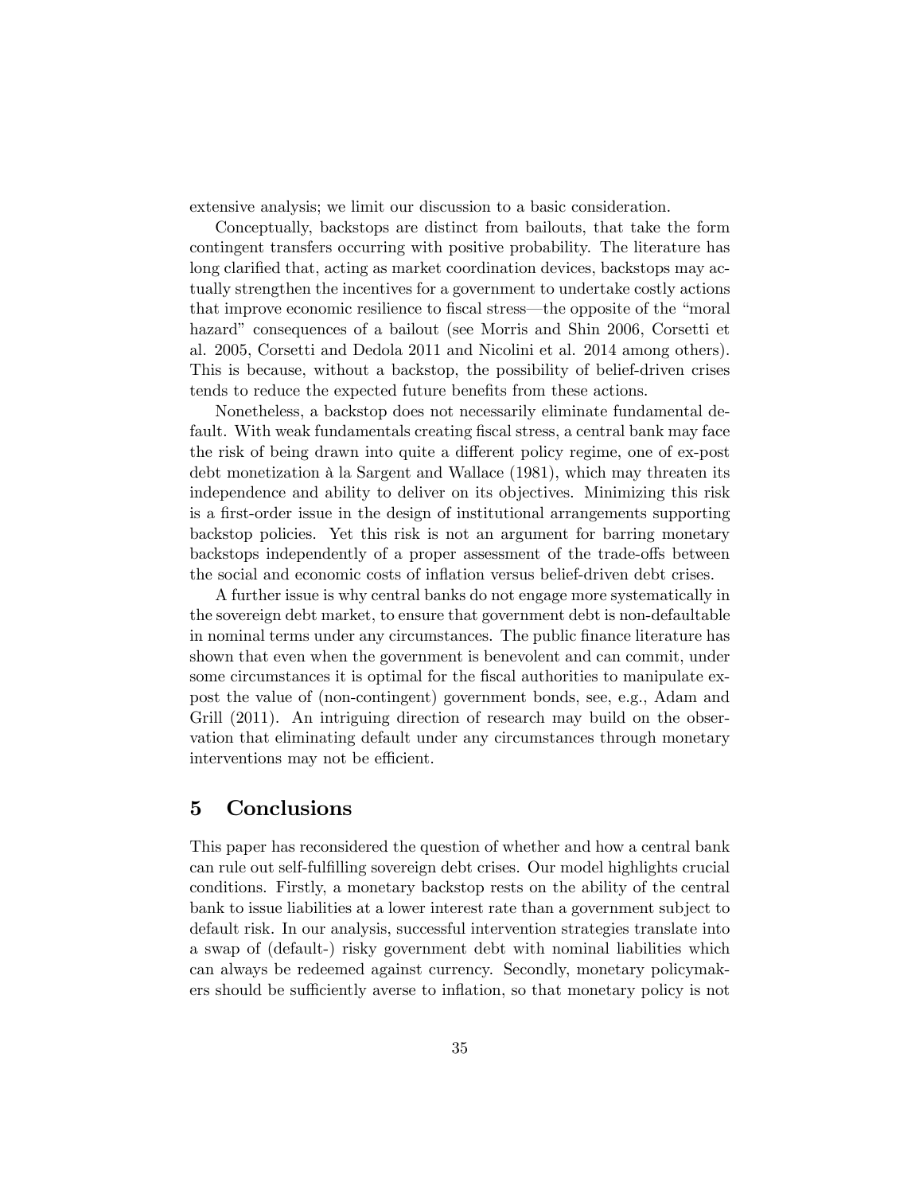extensive analysis; we limit our discussion to a basic consideration.

Conceptually, backstops are distinct from bailouts, that take the form contingent transfers occurring with positive probability. The literature has long clarified that, acting as market coordination devices, backstops may actually strengthen the incentives for a government to undertake costly actions that improve economic resilience to fiscal stress—the opposite of the "moral hazard" consequences of a bailout (see Morris and Shin 2006, Corsetti et al. 2005, Corsetti and Dedola 2011 and Nicolini et al. 2014 among others). This is because, without a backstop, the possibility of belief-driven crises tends to reduce the expected future benefits from these actions.

Nonetheless, a backstop does not necessarily eliminate fundamental default. With weak fundamentals creating fiscal stress, a central bank may face the risk of being drawn into quite a different policy regime, one of ex-post debt monetization à la Sargent and Wallace (1981), which may threaten its independence and ability to deliver on its objectives. Minimizing this risk is a first-order issue in the design of institutional arrangements supporting backstop policies. Yet this risk is not an argument for barring monetary backstops independently of a proper assessment of the trade-offs between the social and economic costs of inflation versus belief-driven debt crises.

A further issue is why central banks do not engage more systematically in the sovereign debt market, to ensure that government debt is non-defaultable in nominal terms under any circumstances. The public finance literature has shown that even when the government is benevolent and can commit, under some circumstances it is optimal for the fiscal authorities to manipulate ex-post the value of (non-contingent) government bonds, see, e.g., Adam and Grill (2011). An intriguing direction of research may build on the observation that eliminating default under any circumstances through monetary interventions may not be efficient.

## 5 Conclusions

This paper has reconsidered the question of whether and how a central bank can rule out self-fulfilling sovereign debt crises. Our model highlights crucial conditions. Firstly, a monetary backstop rests on the ability of the central bank to issue liabilities at a lower interest rate than a government subject to default risk. In our analysis, successful intervention strategies translate into a swap of (default-) risky government debt with nominal liabilities which can always be redeemed against currency. Secondly, monetary policymakers should be sufficiently averse to inflation, so that monetary policy is not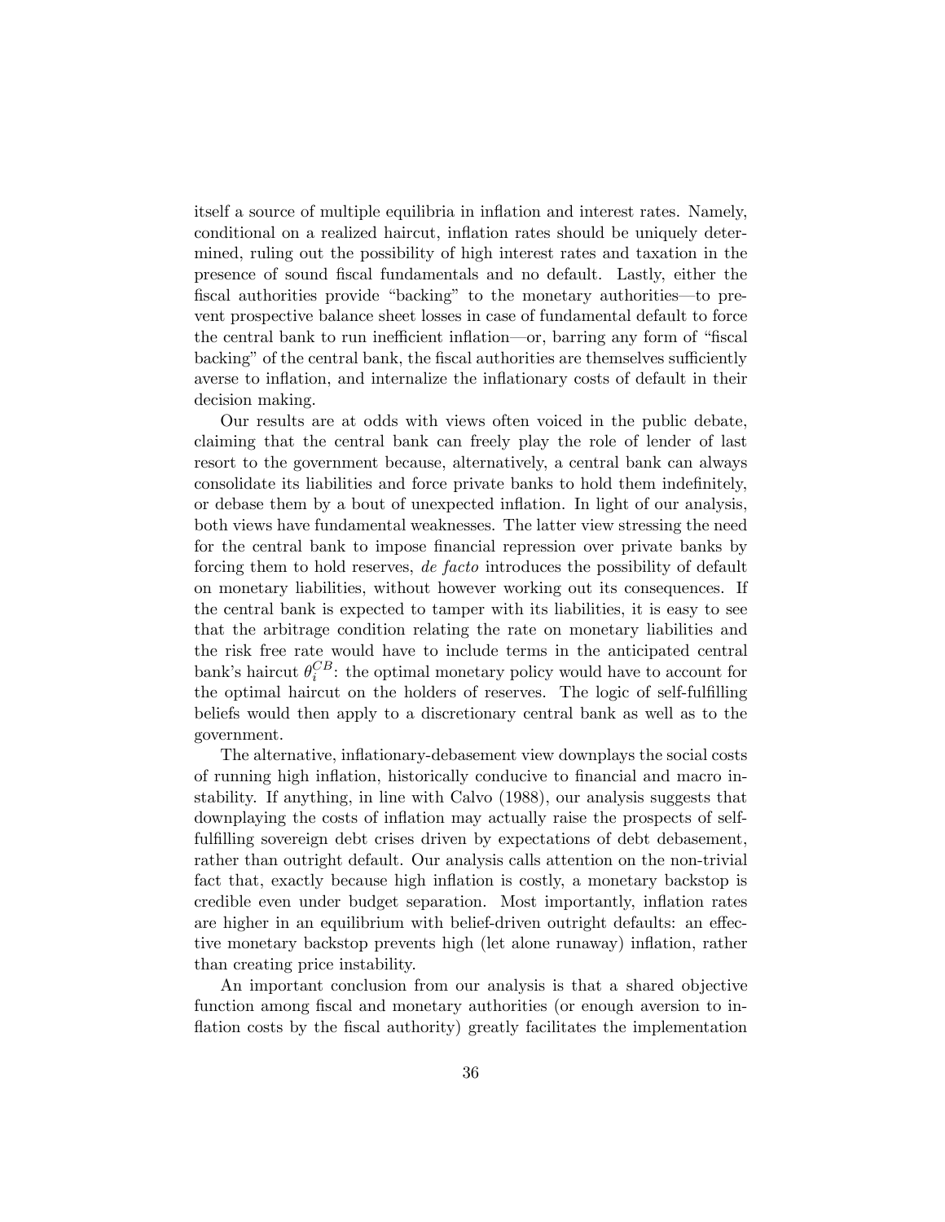itself a source of multiple equilibria in inflation and interest rates. Namely, conditional on a realized haircut, inflation rates should be uniquely determined, ruling out the possibility of high interest rates and taxation in the presence of sound fiscal fundamentals and no default. Lastly, either the fiscal authorities provide "backing" to the monetary authorities—to prevent prospective balance sheet losses in case of fundamental default to force the central bank to run inefficient inflation—or, barring any form of "fiscal backing" of the central bank, the fiscal authorities are themselves sufficiently averse to inflation, and internalize the inflationary costs of default in their decision making.

Our results are at odds with views often voiced in the public debate, claiming that the central bank can freely play the role of lender of last resort to the government because, alternatively, a central bank can always consolidate its liabilities and force private banks to hold them indefinitely, or debase them by a bout of unexpected inflation. In light of our analysis, both views have fundamental weaknesses. The latter view stressing the need for the central bank to impose financial repression over private banks by forcing them to hold reserves, *de facto* introduces the possibility of default on monetary liabilities, without however working out its consequences. If the central bank is expected to tamper with its liabilities, it is easy to see that the arbitrage condition relating the rate on monetary liabilities and the risk free rate would have to include terms in the anticipated central bank's haircut $\theta_i^{CB}$: the optimal monetary policy would have to account for the optimal haircut on the holders of reserves. The logic of self-fulfilling beliefs would then apply to a discretionary central bank as well as to the government.

The alternative, inflationary-debasement view downplays the social costs of running high inflation, historically conducive to financial and macro instability. If anything, in line with Calvo (1988), our analysis suggests that downplaying the costs of inflation may actually raise the prospects of self-fulfilling sovereign debt crises driven by expectations of debt debasement, rather than outright default. Our analysis calls attention on the non-trivial fact that, exactly because high inflation is costly, a monetary backstop is credible even under budget separation. Most importantly, inflation rates are higher in an equilibrium with belief-driven outright defaults: an effective monetary backstop prevents high (let alone runaway) inflation, rather than creating price instability.

An important conclusion from our analysis is that a shared objective function among fiscal and monetary authorities (or enough aversion to inflation costs by the fiscal authority) greatly facilitates the implementation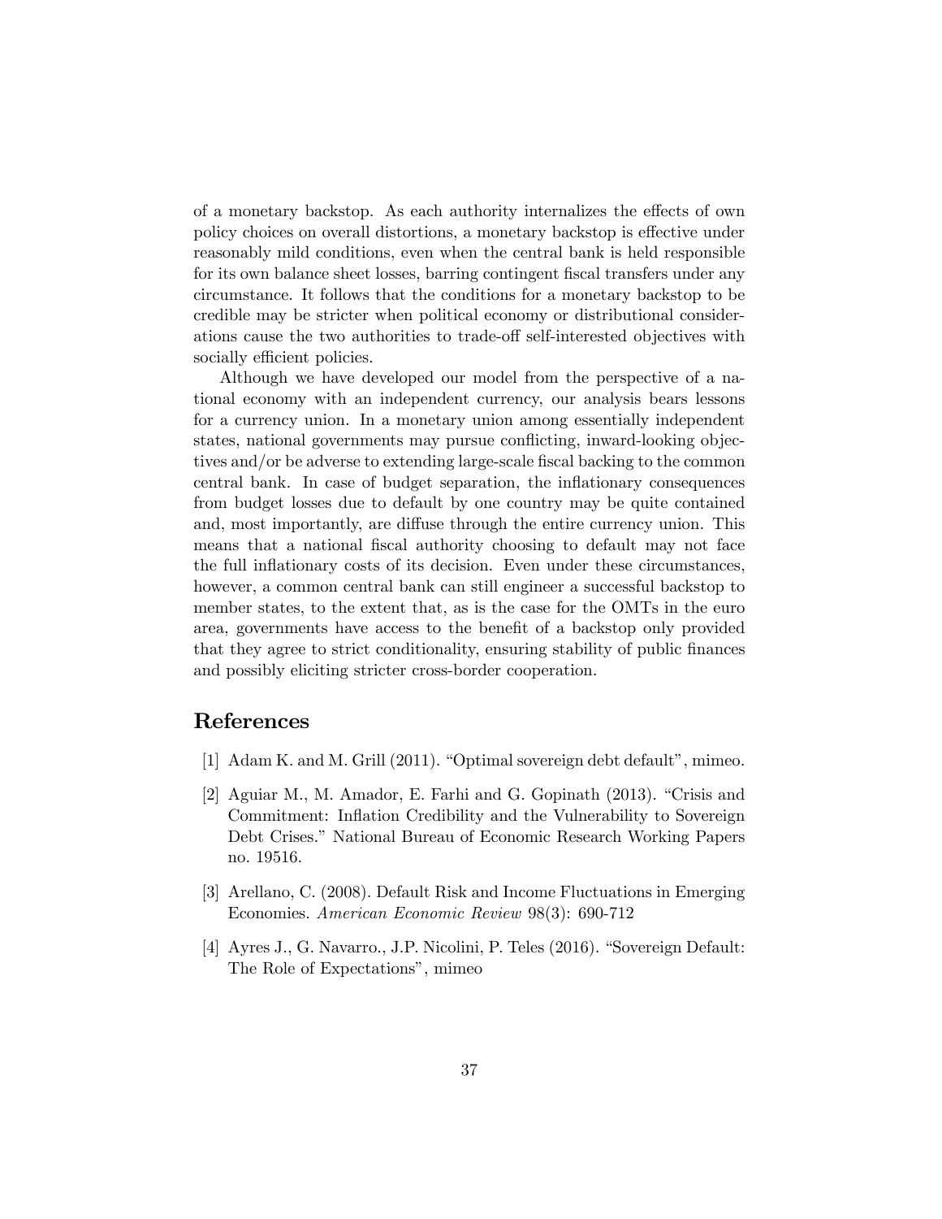of a monetary backstop. As each authority internalizes the effects of own policy choices on overall distortions, a monetary backstop is effective under reasonably mild conditions, even when the central bank is held responsible for its own balance sheet losses, barring contingent fiscal transfers under any circumstance. It follows that the conditions for a monetary backstop to be credible may be stricter when political economy or distributional considerations cause the two authorities to trade-off self-interested objectives with socially efficient policies.

Although we have developed our model from the perspective of a national economy with an independent currency, our analysis bears lessons for a currency union. In a monetary union among essentially independent states, national governments may pursue conflicting, inward-looking objectives and/or be adverse to extending large-scale fiscal backing to the common central bank. In case of budget separation, the inflationary consequences from budget losses due to default by one country may be quite contained and, most importantly, are diffuse through the entire currency union. This means that a national fiscal authority choosing to default may not face the full inflationary costs of its decision. Even under these circumstances, however, a common central bank can still engineer a successful backstop to member states, to the extent that, as is the case for the OMTs in the euro area, governments have access to the benefit of a backstop only provided that they agree to strict conditionality, ensuring stability of public finances and possibly eliciting stricter cross-border cooperation.

## References

[1] Adam K. and M. Grill (2011). "Optimal sovereign debt default", mimeo.

[2] Aguiar M., M. Amador, E. Farhi and G. Gopinath (2013). "Crisis and Commitment: Inflation Credibility and the Vulnerability to Sovereign Debt Crises." National Bureau of Economic Research Working Papers no. 19516.

[3] Arellano, C. (2008). Default Risk and Income Fluctuations in Emerging Economies. *American Economic Review* 98(3): 690-712

[4] Ayres J., G. Navarro., J.P. Nicolini, P. Teles (2016). "Sovereign Default: The Role of Expectations", mimeo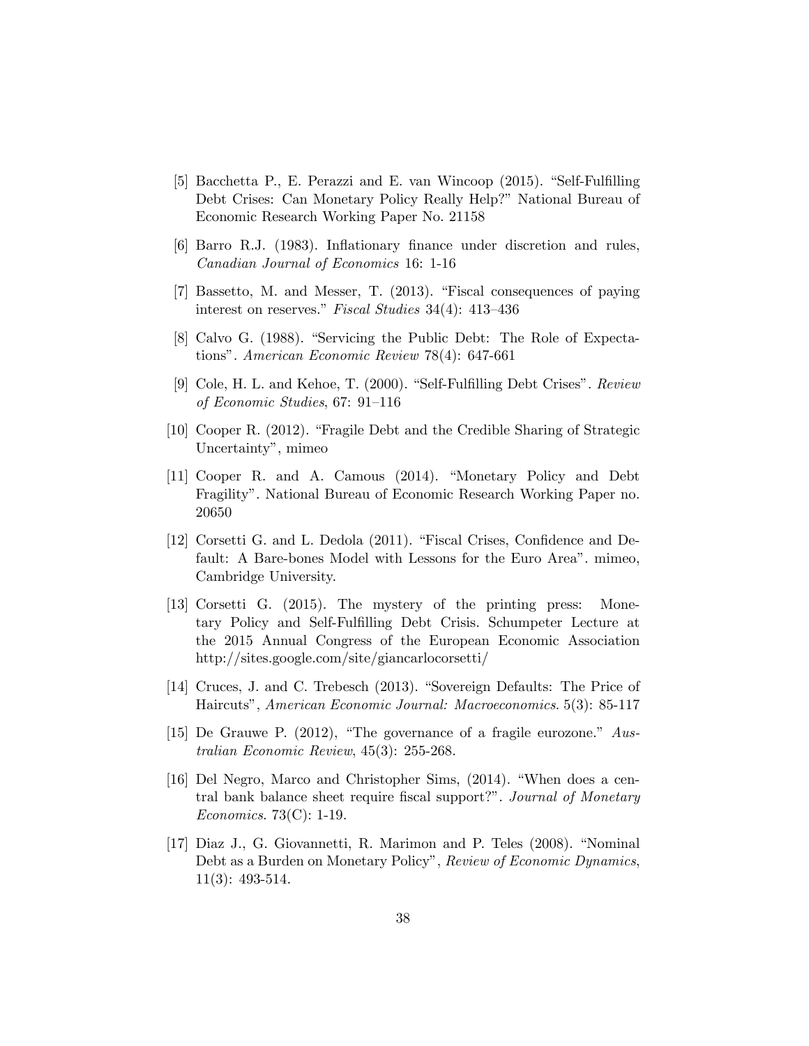[5] Bacchetta P., E. Perazzi and E. van Wincoop (2015). "Self-Fulfilling Debt Crises: Can Monetary Policy Really Help?" National Bureau of Economic Research Working Paper No. 21158

[6] Barro R.J. (1983). Inflationary finance under discretion and rules, *Canadian Journal of Economics* 16: 1-16

[7] Bassetto, M. and Messer, T. (2013). "Fiscal consequences of paying interest on reserves." *Fiscal Studies* 34(4): 413–436

[8] Calvo G. (1988). "Servicing the Public Debt: The Role of Expectations". *American Economic Review* 78(4): 647-661

[9] Cole, H. L. and Kehoe, T. (2000). "Self-Fulfilling Debt Crises". *Review of Economic Studies*, 67: 91–116

[10] Cooper R. (2012). "Fragile Debt and the Credible Sharing of Strategic Uncertainty", mimeo

[11] Cooper R. and A. Camous (2014). "Monetary Policy and Debt Fragility". National Bureau of Economic Research Working Paper no. 20650

[12] Corsetti G. and L. Dedola (2011). "Fiscal Crises, Confidence and Default: A Bare-bones Model with Lessons for the Euro Area". mimeo, Cambridge University.

[13] Corsetti G. (2015). The mystery of the printing press: Monetary Policy and Self-Fulfilling Debt Crisis. Schumpeter Lecture at the 2015 Annual Congress of the European Economic Association http://sites.google.com/site/giancarlocorsetti/

[14] Cruces, J. and C. Trebesch (2013). "Sovereign Defaults: The Price of Haircuts", *American Economic Journal: Macroeconomics*. 5(3): 85-117

[15] De Grauwe P. (2012), "The governance of a fragile eurozone." *Australian Economic Review*, 45(3): 255-268.

[16] Del Negro, Marco and Christopher Sims, (2014). "When does a central bank balance sheet require fiscal support?". *Journal of Monetary Economics*. 73(C): 1-19.

[17] Diaz J., G. Giovannetti, R. Marimon and P. Teles (2008). "Nominal Debt as a Burden on Monetary Policy", *Review of Economic Dynamics*, 11(3): 493-514.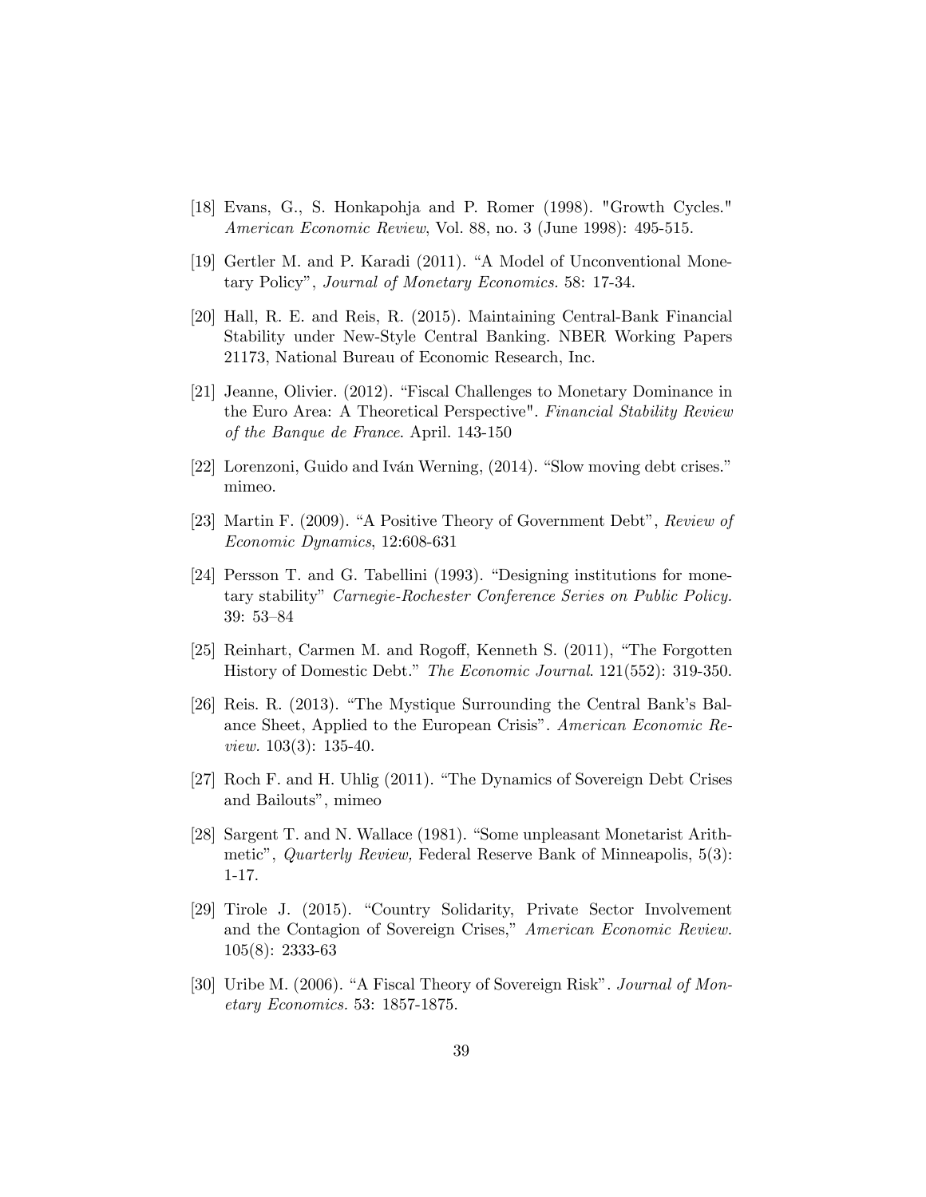[18] Evans, G., S. Honkapohja and P. Romer (1998). "Growth Cycles." *American Economic Review*, Vol. 88, no. 3 (June 1998): 495-515.

[19] Gertler M. and P. Karadi (2011). "A Model of Unconventional Monetary Policy", *Journal of Monetary Economics.* 58: 17-34.

[20] Hall, R. E. and Reis, R. (2015). Maintaining Central-Bank Financial Stability under New-Style Central Banking. NBER Working Papers 21173, National Bureau of Economic Research, Inc.

[21] Jeanne, Olivier. (2012). "Fiscal Challenges to Monetary Dominance in the Euro Area: A Theoretical Perspective". *Financial Stability Review of the Banque de France*. April. 143-150

[22] Lorenzoni, Guido and Iván Werning, (2014). "Slow moving debt crises." mimeo.

[23] Martin F. (2009). "A Positive Theory of Government Debt", *Review of Economic Dynamics*, 12:608-631

[24] Persson T. and G. Tabellini (1993). "Designing institutions for monetary stability" *Carnegie-Rochester Conference Series on Public Policy.* 39: 53–84

[25] Reinhart, Carmen M. and Rogoff, Kenneth S. (2011), "The Forgotten History of Domestic Debt." *The Economic Journal*. 121(552): 319-350.

[26] Reis. R. (2013). "The Mystique Surrounding the Central Bank's Balance Sheet, Applied to the European Crisis". *American Economic Review.* 103(3): 135-40.

[27] Roch F. and H. Uhlig (2011). "The Dynamics of Sovereign Debt Crises and Bailouts", mimeo

[28] Sargent T. and N. Wallace (1981). "Some unpleasant Monetarist Arithmetic", *Quarterly Review,* Federal Reserve Bank of Minneapolis, 5(3): 1-17.

[29] Tirole J. (2015). "Country Solidarity, Private Sector Involvement and the Contagion of Sovereign Crises," *American Economic Review*. 105(8): 2333-63

[30] Uribe M. (2006). "A Fiscal Theory of Sovereign Risk". *Journal of Monetary Economics.* 53: 1857-1875.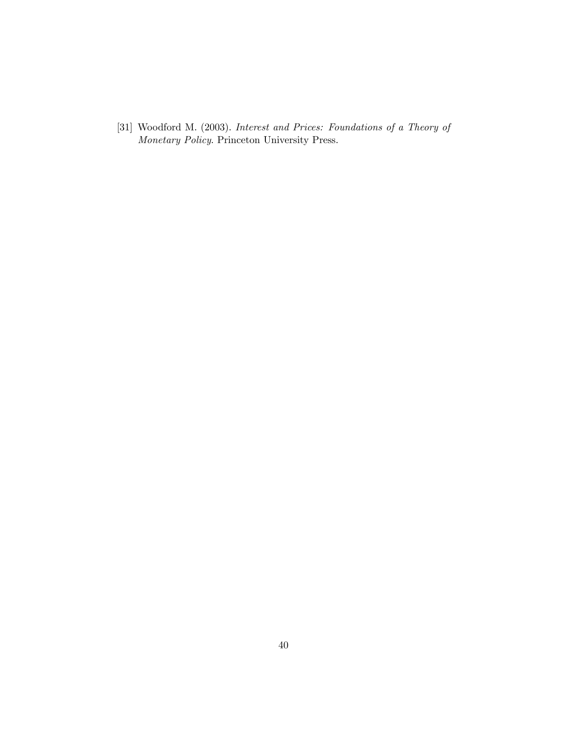[31] Woodford M. (2003). *Interest and Prices: Foundations of a Theory of Monetary Policy*. Princeton University Press.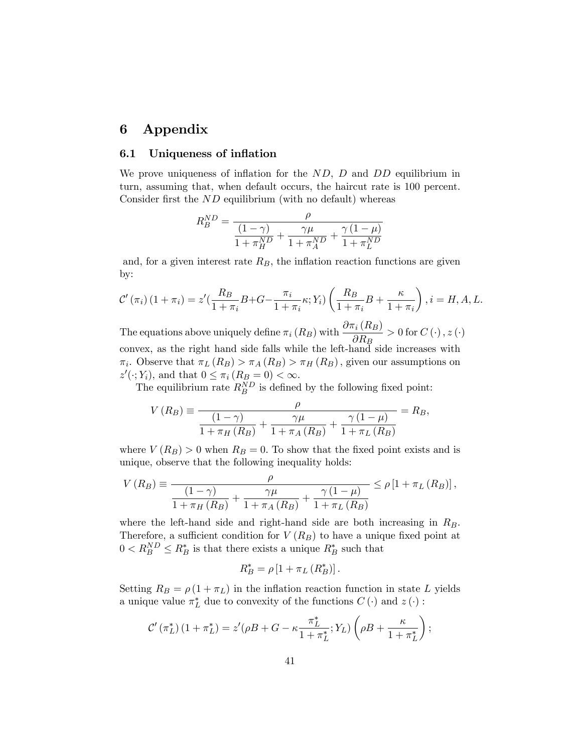# 6 Appendix

## 6.1 Uniqueness of inflation

We prove uniqueness of inflation for the $ND$, $D$ and $DD$ equilibrium in turn, assuming that, when default occurs, the haircut rate is 100 percent. Consider first the $ND$ equilibrium (with no default) whereas

$$R_B^{ND} = \frac{\rho}{\dfrac{(1-\gamma)}{1+\pi_H^{ND}} + \dfrac{\gamma\mu}{1+\pi_A^{ND}} + \dfrac{\gamma(1-\mu)}{1+\pi_L^{ND}}}$$

and, for a given interest rate $R_B$, the inflation reaction functions are given by:

$$\mathcal{C}'(\pi_i)(1+\pi_i) = z'(\frac{R_B}{1+\pi_i}B + G - \frac{\pi_i}{1+\pi_i}\kappa; Y_i)\left(\frac{R_B}{1+\pi_i}B + \frac{\kappa}{1+\pi_i}\right), i = H, A, L.$$

The equations above uniquely define $\pi_i(R_B)$ with $\dfrac{\partial \pi_i(R_B)}{\partial R_B} > 0$ for $C(\cdot), z(\cdot)$ convex, as the right hand side falls while the left-hand side increases with $\pi_i$. Observe that $\pi_L(R_B) > \pi_A(R_B) > \pi_H(R_B)$, given our assumptions on $z'(\cdot; Y_i)$, and that $0 \leq \pi_i(R_B = 0) < \infty$.

The equilibrium rate $R_B^{ND}$ is defined by the following fixed point:

$$V(R_B) \equiv \frac{\rho}{\dfrac{(1-\gamma)}{1+\pi_H(R_B)} + \dfrac{\gamma\mu}{1+\pi_A(R_B)} + \dfrac{\gamma(1-\mu)}{1+\pi_L(R_B)}} = R_B,$$

where $V(R_B) > 0$ when $R_B = 0$. To show that the fixed point exists and is unique, observe that the following inequality holds:

$$V(R_B) \equiv \frac{\rho}{\dfrac{(1-\gamma)}{1+\pi_H(R_B)} + \dfrac{\gamma\mu}{1+\pi_A(R_B)} + \dfrac{\gamma(1-\mu)}{1+\pi_L(R_B)}} \leq \rho\left[1+\pi_L(R_B)\right],$$

where the left-hand side and right-hand side are both increasing in $R_B$. Therefore, a sufficient condition for $V(R_B)$ to have a unique fixed point at $0 < R_B^{ND} \leq R_B^*$ is that there exists a unique $R_B^*$ such that

$$R_B^* = \rho\left[1+\pi_L(R_B^*)\right].$$

Setting $R_B = \rho(1+\pi_L)$ in the inflation reaction function in state $L$ yields a unique value $\pi_L^*$ due to convexity of the functions $C(\cdot)$ and $z(\cdot)$ :

$$\mathcal{C}'(\pi_L^*)(1+\pi_L^*) = z'(\rho B + G - \kappa\frac{\pi_L^*}{1+\pi_L^*}; Y_L)\left(\rho B + \frac{\kappa}{1+\pi_L^*}\right);$$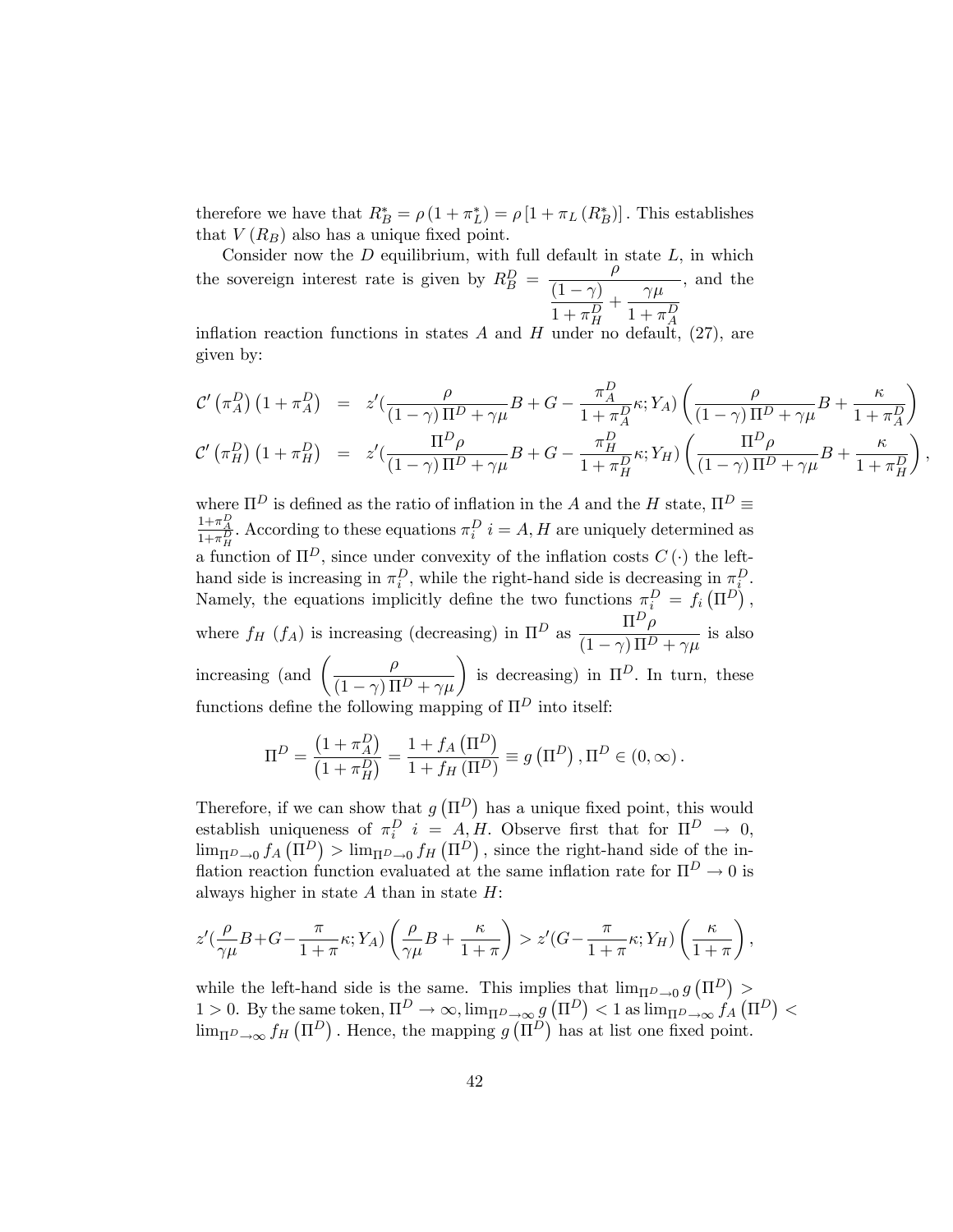therefore we have that $R_B^* = \rho(1+\pi_L^*) = \rho\left[1+\pi_L(R_B^*)\right]$. This establishes that $V(R_B)$ also has a unique fixed point.

Consider now the $D$ equilibrium, with full default in state $L$, in which the sovereign interest rate is given by $R_B^D = \dfrac{\rho}{\dfrac{(1-\gamma)}{1+\pi_H^D} + \dfrac{\gamma\mu}{1+\pi_A^D}}$, and the inflation reaction functions in states $A$ and $H$ under no default, (27), are given by:

$$
\begin{aligned}
\mathcal{C}'\left(\pi_A^D\right)\left(1+\pi_A^D\right) &= z'\left(\frac{\rho}{(1-\gamma)\,\Pi^D+\gamma\mu}B+G-\frac{\pi_A^D}{1+\pi_A^D}\kappa;Y_A\right)\left(\frac{\rho}{(1-\gamma)\,\Pi^D+\gamma\mu}B+\frac{\kappa}{1+\pi_A^D}\right)\\
\mathcal{C}'\left(\pi_H^D\right)\left(1+\pi_H^D\right) &= z'\left(\frac{\Pi^D\rho}{(1-\gamma)\,\Pi^D+\gamma\mu}B+G-\frac{\pi_H^D}{1+\pi_H^D}\kappa;Y_H\right)\left(\frac{\Pi^D\rho}{(1-\gamma)\,\Pi^D+\gamma\mu}B+\frac{\kappa}{1+\pi_H^D}\right),
\end{aligned}
$$

where $\Pi^D$ is defined as the ratio of inflation in the $A$ and the $H$ state, $\Pi^D \equiv \frac{1+\pi_A^D}{1+\pi_H^D}$. According to these equations $\pi_i^D$ $i=A,H$ are uniquely determined as a function of $\Pi^D$, since under convexity of the inflation costs $C(\cdot)$ the left-hand side is increasing in $\pi_i^D$, while the right-hand side is decreasing in $\pi_i^D$. Namely, the equations implicitly define the two functions $\pi_i^D = f_i\left(\Pi^D\right)$, where $f_H$ ($f_A$) is increasing (decreasing) in $\Pi^D$ as $\dfrac{\Pi^D\rho}{(1-\gamma)\,\Pi^D+\gamma\mu}$ is also increasing (and $\left(\dfrac{\rho}{(1-\gamma)\,\Pi^D+\gamma\mu}\right)$ is decreasing) in $\Pi^D$. In turn, these functions define the following mapping of $\Pi^D$ into itself:

$$
\Pi^D = \frac{\left(1+\pi_A^D\right)}{\left(1+\pi_H^D\right)} = \frac{1+f_A\left(\Pi^D\right)}{1+f_H\left(\Pi^D\right)} \equiv g\left(\Pi^D\right), \Pi^D \in (0,\infty).
$$

Therefore, if we can show that $g\left(\Pi^D\right)$ has a unique fixed point, this would establish uniqueness of $\pi_i^D$ $i=A,H$. Observe first that for $\Pi^D \to 0$, $\lim_{\Pi^D\to 0} f_A\left(\Pi^D\right) > \lim_{\Pi^D\to 0} f_H\left(\Pi^D\right)$, since the right-hand side of the inflation reaction function evaluated at the same inflation rate for $\Pi^D \to 0$ is always higher in state $A$ than in state $H$:

$$
z'\left(\frac{\rho}{\gamma\mu}B+G-\frac{\pi}{1+\pi}\kappa;Y_A\right)\left(\frac{\rho}{\gamma\mu}B+\frac{\kappa}{1+\pi}\right) > z'\left(G-\frac{\pi}{1+\pi}\kappa;Y_H\right)\left(\frac{\kappa}{1+\pi}\right),
$$

while the left-hand side is the same. This implies that $\lim_{\Pi^D\to 0} g\left(\Pi^D\right) > 1 > 0$. By the same token, $\Pi^D \to \infty$, $\lim_{\Pi^D\to\infty} g\left(\Pi^D\right) < 1$ as $\lim_{\Pi^D\to\infty} f_A\left(\Pi^D\right) < \lim_{\Pi^D\to\infty} f_H\left(\Pi^D\right)$. Hence, the mapping $g\left(\Pi^D\right)$ has at list one fixed point.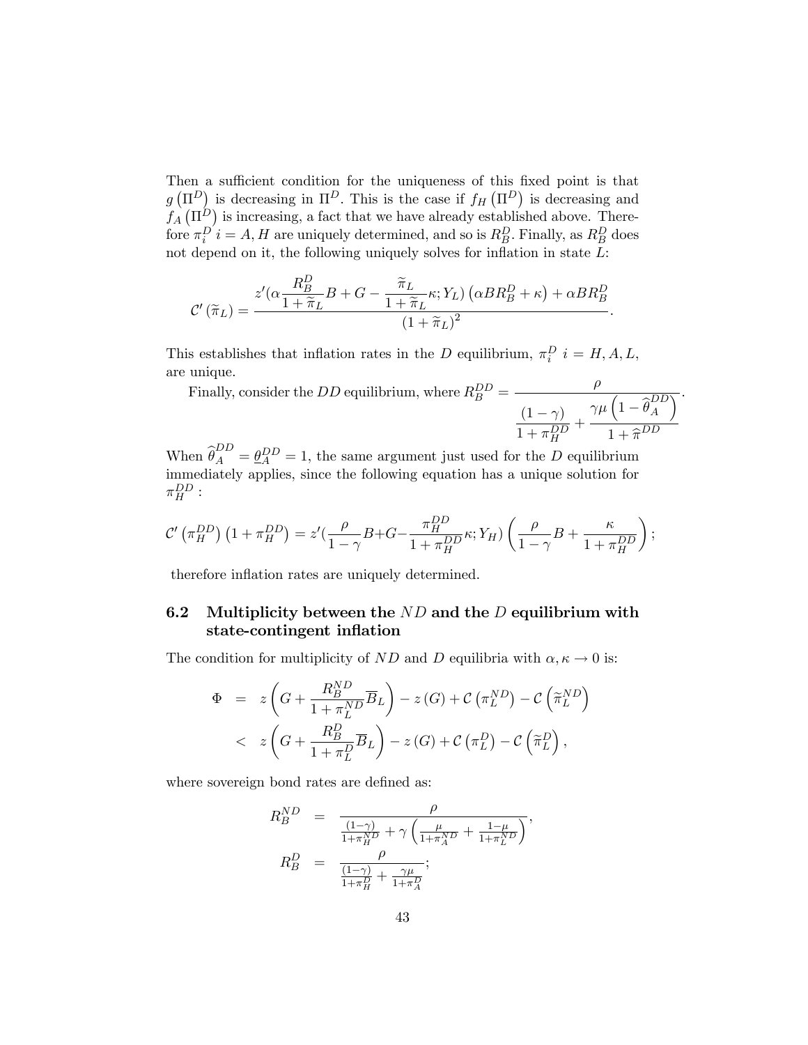Then a sufficient condition for the uniqueness of this fixed point is that $g\left(\Pi^D\right)$ is decreasing in $\Pi^D$. This is the case if $f_H\left(\Pi^D\right)$ is decreasing and $f_A\left(\Pi^D\right)$ is increasing, a fact that we have already established above. Therefore $\pi_i^D$ $i = A, H$ are uniquely determined, and so is $R_B^D$. Finally, as $R_B^D$ does not depend on it, the following uniquely solves for inflation in state $L$:

$$\mathcal{C}'\left(\widetilde{\pi}_L\right) = \frac{z'(\alpha\frac{R_B^D}{1+\widetilde{\pi}_L}B + G - \frac{\widetilde{\pi}_L}{1+\widetilde{\pi}_L}\kappa; Y_L)\left(\alpha B R_B^D + \kappa\right) + \alpha B R_B^D}{\left(1+\widetilde{\pi}_L\right)^2}.$$

This establishes that inflation rates in the $D$ equilibrium, $\pi_i^D$ $i = H, A, L$, are unique.

Finally, consider the $DD$ equilibrium, where $R_B^{DD} = \dfrac{\rho}{\dfrac{(1-\gamma)}{1+\pi_H^{DD}} + \dfrac{\gamma\mu\left(1-\widehat{\theta}_A^{DD}\right)}{1+\widehat{\pi}^{DD}}}$.

When $\widehat{\theta}_A^{DD} = \underline{\theta}_A^{DD} = 1$, the same argument just used for the $D$ equilibrium immediately applies, since the following equation has a unique solution for $\pi_H^{DD}$ :

$$\mathcal{C}'\left(\pi_H^{DD}\right)\left(1+\pi_H^{DD}\right) = z'(\frac{\rho}{1-\gamma}B + G - \frac{\pi_H^{DD}}{1+\pi_H^{DD}}\kappa; Y_H)\left(\frac{\rho}{1-\gamma}B + \frac{\kappa}{1+\pi_H^{DD}}\right);$$

therefore inflation rates are uniquely determined.

## 6.2 Multiplicity between the $ND$ and the $D$ equilibrium with state-contingent inflation

The condition for multiplicity of $ND$ and $D$ equilibria with $\alpha, \kappa \to 0$ is:

$$\begin{aligned}
\Phi &= z\left(G + \frac{R_B^{ND}}{1+\pi_L^{ND}}\overline{B}_L\right) - z\left(G\right) + \mathcal{C}\left(\pi_L^{ND}\right) - \mathcal{C}\left(\widetilde{\pi}_L^{ND}\right) \\
&< z\left(G + \frac{R_B^{D}}{1+\pi_L^{D}}\overline{B}_L\right) - z\left(G\right) + \mathcal{C}\left(\pi_L^{D}\right) - \mathcal{C}\left(\widetilde{\pi}_L^{D}\right),
\end{aligned}$$

where sovereign bond rates are defined as:

$$\begin{aligned}
R_B^{ND} &= \frac{\rho}{\frac{(1-\gamma)}{1+\pi_H^{ND}} + \gamma\left(\frac{\mu}{1+\pi_A^{ND}} + \frac{1-\mu}{1+\pi_L^{ND}}\right)}, \\
R_B^{D} &= \frac{\rho}{\frac{(1-\gamma)}{1+\pi_H^{D}} + \frac{\gamma\mu}{1+\pi_A^{D}}};
\end{aligned}$$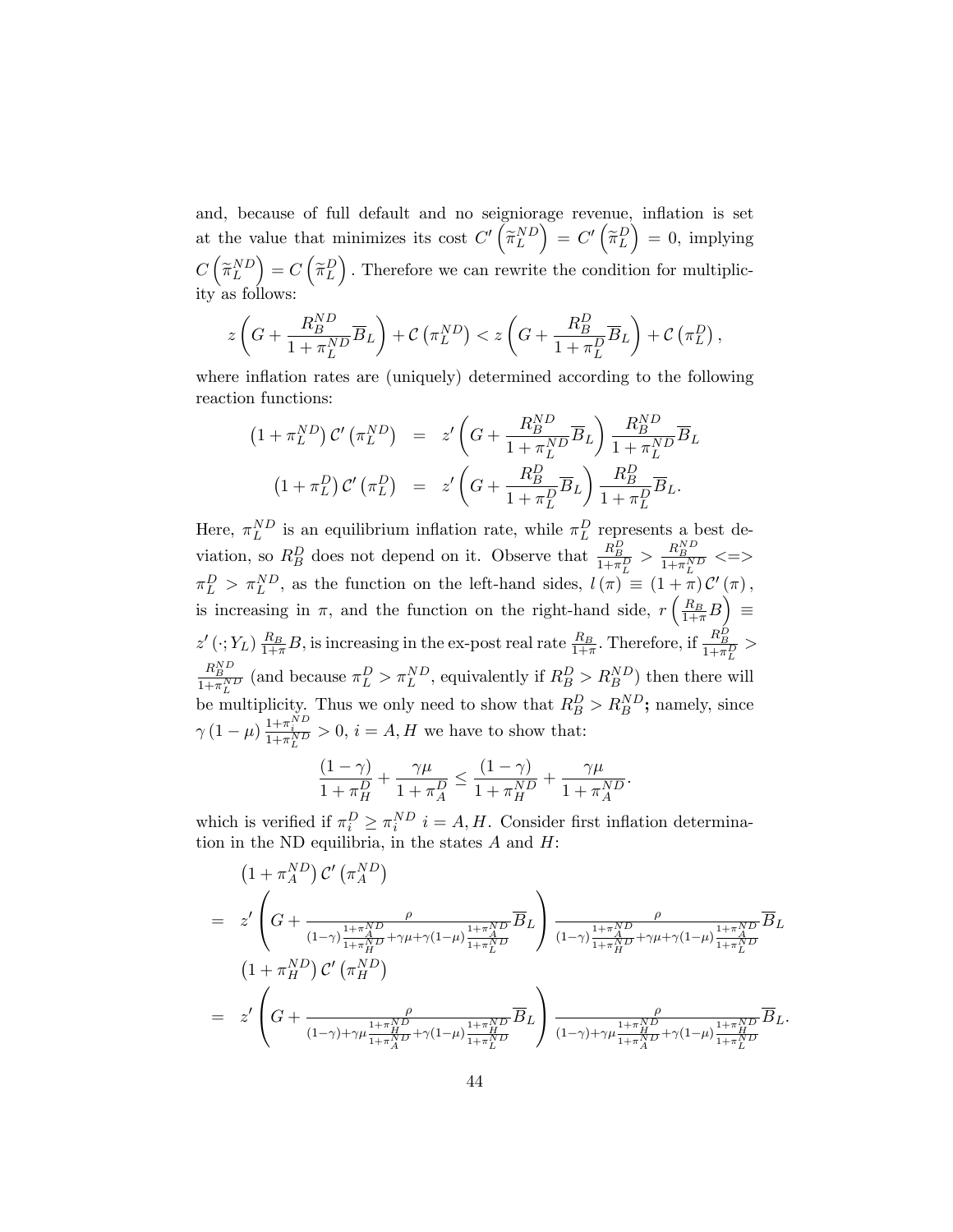and, because of full default and no seigniorage revenue, inflation is set at the value that minimizes its cost $C'\left(\widetilde{\pi}_L^{ND}\right) = C'\left(\widetilde{\pi}_L^{D}\right) = 0$, implying $C\left(\widetilde{\pi}_L^{ND}\right) = C\left(\widetilde{\pi}_L^{D}\right)$. Therefore we can rewrite the condition for multiplicity as follows:

$$z\left(G + \frac{R_B^{ND}}{1+\pi_L^{ND}}\overline{B}_L\right) + \mathcal{C}\left(\pi_L^{ND}\right) < z\left(G + \frac{R_B^{D}}{1+\pi_L^{D}}\overline{B}_L\right) + \mathcal{C}\left(\pi_L^{D}\right),$$

where inflation rates are (uniquely) determined according to the following reaction functions:

$$\begin{aligned}
\left(1+\pi_L^{ND}\right)\mathcal{C}'\left(\pi_L^{ND}\right) &= z'\left(G + \frac{R_B^{ND}}{1+\pi_L^{ND}}\overline{B}_L\right)\frac{R_B^{ND}}{1+\pi_L^{ND}}\overline{B}_L \\
\left(1+\pi_L^{D}\right)\mathcal{C}'\left(\pi_L^{D}\right) &= z'\left(G + \frac{R_B^{D}}{1+\pi_L^{D}}\overline{B}_L\right)\frac{R_B^{D}}{1+\pi_L^{D}}\overline{B}_L.
\end{aligned}$$

Here, $\pi_L^{ND}$ is an equilibrium inflation rate, while $\pi_L^{D}$ represents a best deviation, so $R_B^D$ does not depend on it. Observe that $\frac{R_B^D}{1+\pi_L^D} > \frac{R_B^{ND}}{1+\pi_L^{ND}} <=> \pi_L^D > \pi_L^{ND}$, as the function on the left-hand sides, $l(\pi) \equiv (1+\pi)\mathcal{C}'(\pi)$, is increasing in $\pi$, and the function on the right-hand side, $r\left(\frac{R_B}{1+\pi}B\right) \equiv z'(\cdot; Y_L)\frac{R_B}{1+\pi}B$, is increasing in the ex-post real rate $\frac{R_B}{1+\pi}$. Therefore, if $\frac{R_B^D}{1+\pi_L^D} > \frac{R_B^{ND}}{1+\pi_L^{ND}}$ (and because $\pi_L^D > \pi_L^{ND}$, equivalently if $R_B^D > R_B^{ND}$) then there will be multiplicity. Thus we only need to show that $R_B^D > R_B^{ND}$**;** namely, since $\gamma(1-\mu)\frac{1+\pi_i^{ND}}{1+\pi_L^{ND}} > 0$, $i = A, H$ we have to show that:

$$\frac{(1-\gamma)}{1+\pi_H^D} + \frac{\gamma\mu}{1+\pi_A^D} \leq \frac{(1-\gamma)}{1+\pi_H^{ND}} + \frac{\gamma\mu}{1+\pi_A^{ND}}.$$

which is verified if $\pi_i^D \geq \pi_i^{ND}$ $i = A, H$. Consider first inflation determination in the ND equilibria, in the states $A$ and $H$:

$$\begin{aligned}
&\left(1+\pi_A^{ND}\right)\mathcal{C}'\left(\pi_A^{ND}\right) \\
= \; & z'\left(G + \frac{\rho}{(1-\gamma)\frac{1+\pi_A^{ND}}{1+\pi_H^{ND}} + \gamma\mu + \gamma(1-\mu)\frac{1+\pi_A^{ND}}{1+\pi_L^{ND}}}\overline{B}_L\right)\frac{\rho}{(1-\gamma)\frac{1+\pi_A^{ND}}{1+\pi_H^{ND}} + \gamma\mu + \gamma(1-\mu)\frac{1+\pi_A^{ND}}{1+\pi_L^{ND}}}\overline{B}_L \\
&\left(1+\pi_H^{ND}\right)\mathcal{C}'\left(\pi_H^{ND}\right) \\
= \; & z'\left(G + \frac{\rho}{(1-\gamma) + \gamma\mu\frac{1+\pi_H^{ND}}{1+\pi_A^{ND}} + \gamma(1-\mu)\frac{1+\pi_H^{ND}}{1+\pi_L^{ND}}}\overline{B}_L\right)\frac{\rho}{(1-\gamma) + \gamma\mu\frac{1+\pi_H^{ND}}{1+\pi_A^{ND}} + \gamma(1-\mu)\frac{1+\pi_H^{ND}}{1+\pi_L^{ND}}}\overline{B}_L.
\end{aligned}$$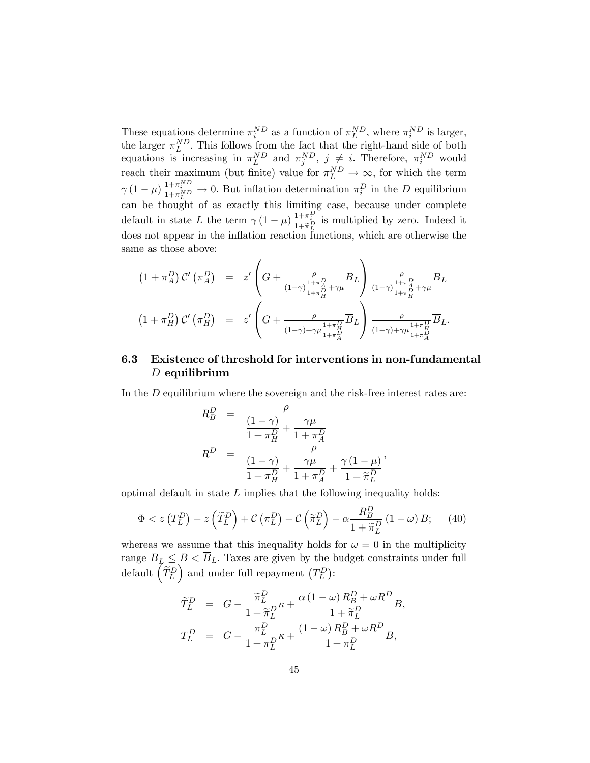These equations determine $\pi_i^{ND}$ as a function of $\pi_L^{ND}$, where $\pi_i^{ND}$ is larger, the larger $\pi_L^{ND}$. This follows from the fact that the right-hand side of both equations is increasing in $\pi_L^{ND}$ and $\pi_j^{ND}$, $j \neq i$. Therefore, $\pi_i^{ND}$ would reach their maximum (but finite) value for $\pi_L^{ND} \to \infty$, for which the term $\gamma(1-\mu)\frac{1+\pi_i^{ND}}{1+\pi_L^{ND}} \to 0$. But inflation determination $\pi_i^D$ in the $D$ equilibrium can be thought of as exactly this limiting case, because under complete default in state $L$ the term $\gamma(1-\mu)\frac{1+\pi_i^D}{1+\widetilde{\pi}_L^D}$ is multiplied by zero. Indeed it does not appear in the inflation reaction functions, which are otherwise the same as those above:

$$
\begin{aligned}
\left(1+\pi_A^D\right)\mathcal{C}'\left(\pi_A^D\right) &= z'\left(G + \frac{\rho}{(1-\gamma)\frac{1+\pi_A^D}{1+\pi_H^D}+\gamma\mu}\overline{B}_L\right)\frac{\rho}{(1-\gamma)\frac{1+\pi_A^D}{1+\pi_H^D}+\gamma\mu}\overline{B}_L \\
\left(1+\pi_H^D\right)\mathcal{C}'\left(\pi_H^D\right) &= z'\left(G + \frac{\rho}{(1-\gamma)+\gamma\mu\frac{1+\pi_H^D}{1+\pi_A^D}}\overline{B}_L\right)\frac{\rho}{(1-\gamma)+\gamma\mu\frac{1+\pi_H^D}{1+\pi_A^D}}\overline{B}_L.
\end{aligned}
$$

### 6.3 Existence of threshold for interventions in non-fundamental $D$ equilibrium

In the $D$ equilibrium where the sovereign and the risk-free interest rates are:

$$
\begin{aligned}
R_B^D &= \frac{\rho}{\dfrac{(1-\gamma)}{1+\pi_H^D}+\dfrac{\gamma\mu}{1+\pi_A^D}} \\
R^D &= \frac{\rho}{\dfrac{(1-\gamma)}{1+\pi_H^D}+\dfrac{\gamma\mu}{1+\pi_A^D}+\dfrac{\gamma(1-\mu)}{1+\widetilde{\pi}_L^D}},
\end{aligned}
$$

optimal default in state $L$ implies that the following inequality holds:

$$
\Phi < z\left(T_L^D\right) - z\left(\widetilde{T}_L^D\right) + \mathcal{C}\left(\pi_L^D\right) - \mathcal{C}\left(\widetilde{\pi}_L^D\right) - \alpha\frac{R_B^D}{1+\widetilde{\pi}_L^D}(1-\omega)B; \tag{40}
$$

whereas we assume that this inequality holds for $\omega = 0$ in the multiplicity range $\underline{B}_L \leq B < \overline{B}_L$. Taxes are given by the budget constraints under full default $\left(\widetilde{T}_L^D\right)$ and under full repayment $\left(T_L^D\right)$:

$$
\begin{aligned}
\widetilde{T}_L^D &= G - \frac{\widetilde{\pi}_L^D}{1+\widetilde{\pi}_L^D}\kappa + \frac{\alpha(1-\omega)R_B^D + \omega R^D}{1+\widetilde{\pi}_L^D}B, \\
T_L^D &= G - \frac{\pi_L^D}{1+\pi_L^D}\kappa + \frac{(1-\omega)R_B^D + \omega R^D}{1+\pi_L^D}B,
\end{aligned}
$$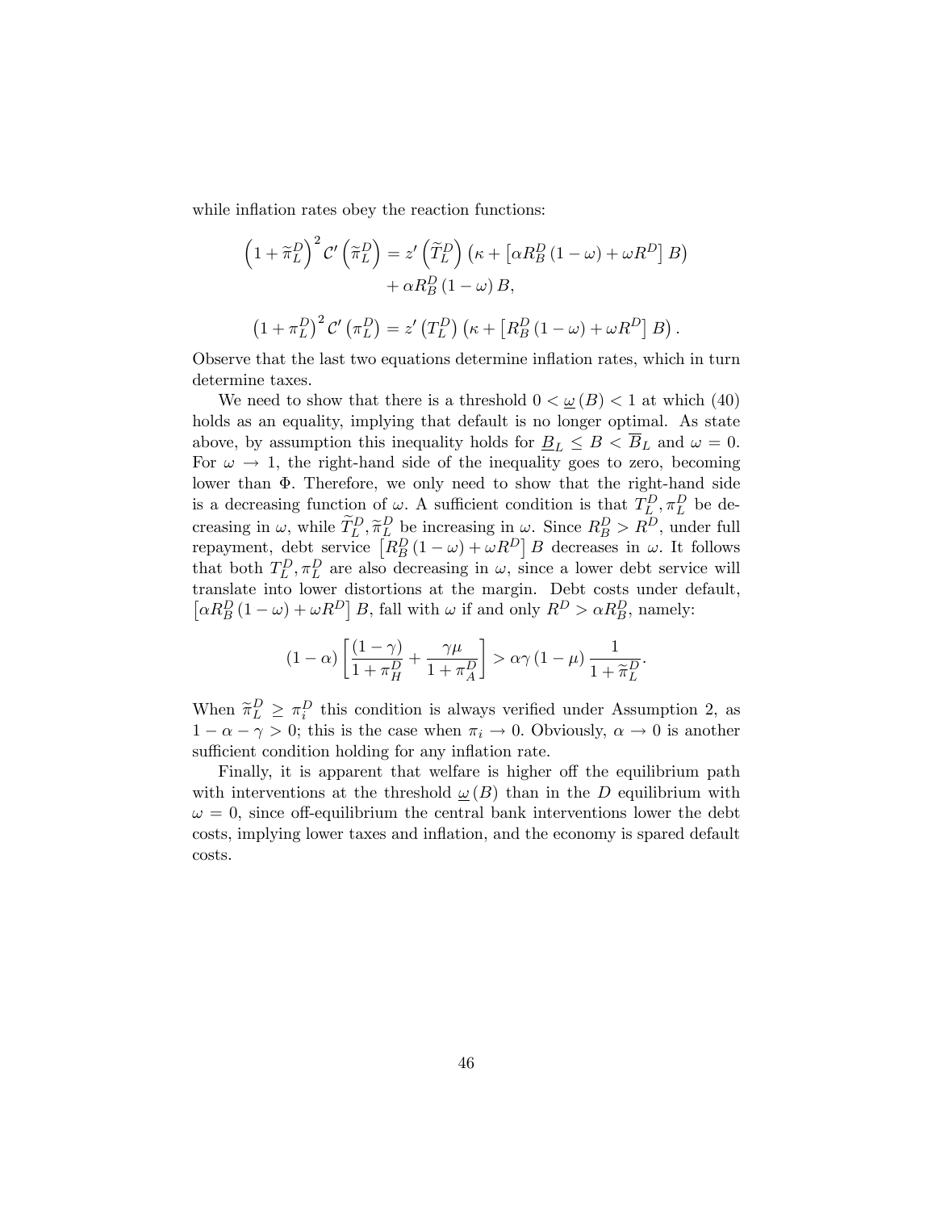while inflation rates obey the reaction functions:

$$
\begin{aligned}
\left(1+\widetilde{\pi}_L^D\right)^2 \mathcal{C}'\left(\widetilde{\pi}_L^D\right) = z'\left(\widetilde{T}_L^D\right)&\left(\kappa + \left[\alpha R_B^D\left(1-\omega\right)+\omega R^D\right]B\right) \\
&+\alpha R_B^D\left(1-\omega\right)B,
\end{aligned}
$$

$$
\left(1+\pi_L^D\right)^2 \mathcal{C}'\left(\pi_L^D\right) = z'\left(T_L^D\right)\left(\kappa + \left[R_B^D\left(1-\omega\right)+\omega R^D\right]B\right).
$$

Observe that the last two equations determine inflation rates, which in turn determine taxes.

We need to show that there is a threshold $0 < \underline{\omega}(B) < 1$ at which (40) holds as an equality, implying that default is no longer optimal. As state above, by assumption this inequality holds for $\underline{B}_L \leq B < \overline{B}_L$ and $\omega = 0$. For $\omega \to 1$, the right-hand side of the inequality goes to zero, becoming lower than $\Phi$. Therefore, we only need to show that the right-hand side is a decreasing function of $\omega$. A sufficient condition is that $T_L^D, \pi_L^D$ be decreasing in $\omega$, while $\widetilde{T}_L^D, \widetilde{\pi}_L^D$ be increasing in $\omega$. Since $R_B^D > R^D$, under full repayment, debt service $\left[R_B^D\left(1-\omega\right)+\omega R^D\right]B$ decreases in $\omega$. It follows that both $T_L^D, \pi_L^D$ are also decreasing in $\omega$, since a lower debt service will translate into lower distortions at the margin. Debt costs under default, $\left[\alpha R_B^D\left(1-\omega\right)+\omega R^D\right]B$, fall with $\omega$ if and only if $R^D > \alpha R_B^D$, namely:

$$
\left(1-\alpha\right)\left[\frac{\left(1-\gamma\right)}{1+\pi_H^D}+\frac{\gamma\mu}{1+\pi_A^D}\right] > \alpha\gamma\left(1-\mu\right)\frac{1}{1+\widetilde{\pi}_L^D}.
$$

When $\widetilde{\pi}_L^D \geq \pi_i^D$ this condition is always verified under Assumption 2, as $1-\alpha-\gamma > 0$; this is the case when $\pi_i \to 0$. Obviously, $\alpha \to 0$ is another sufficient condition holding for any inflation rate.

Finally, it is apparent that welfare is higher off the equilibrium path with interventions at the threshold $\underline{\omega}(B)$ than in the $D$ equilibrium with $\omega = 0$, since off-equilibrium the central bank interventions lower the debt costs, implying lower taxes and inflation, and the economy is spared default costs.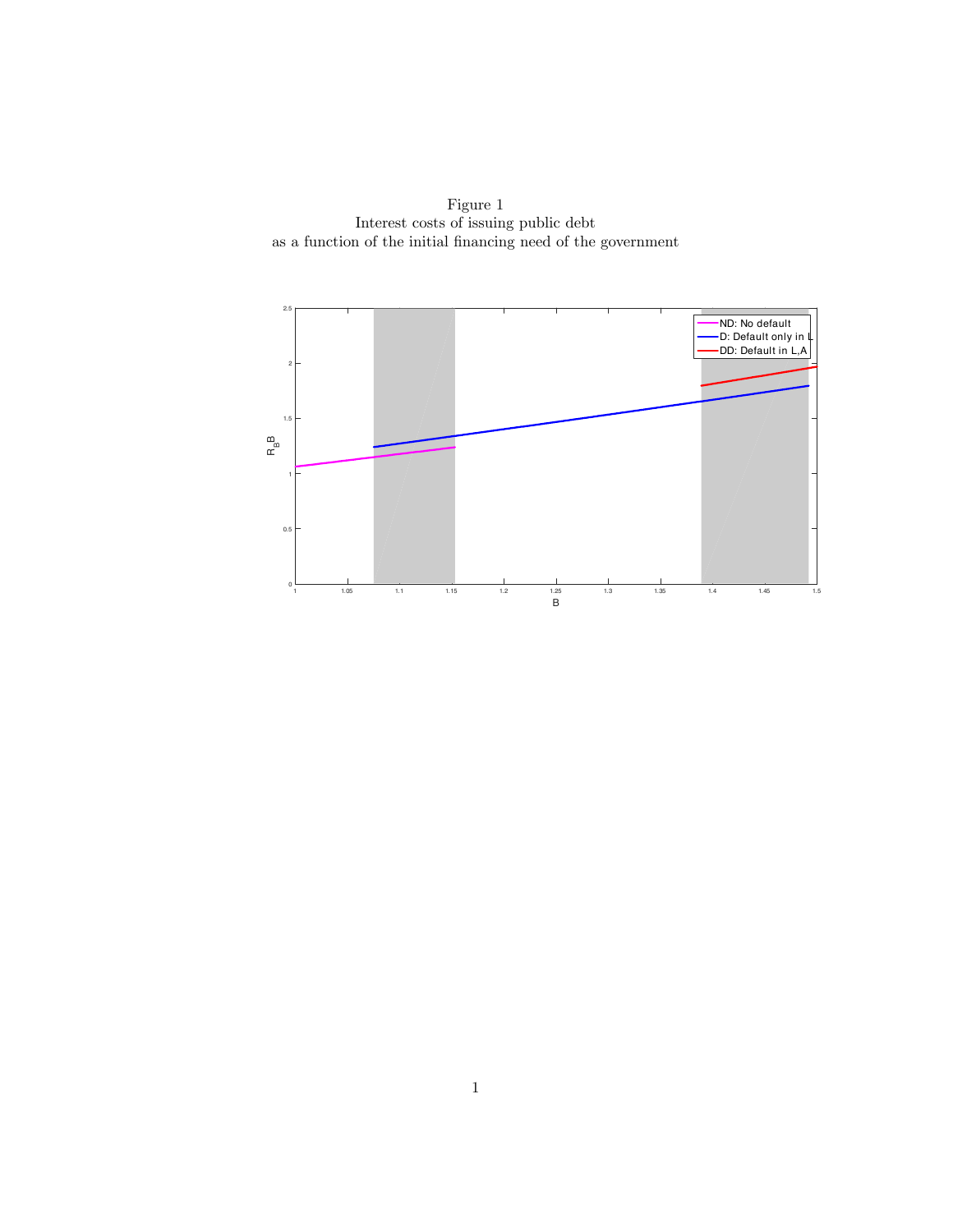Figure 1
Interest costs of issuing public debt
as a function of the initial financing need of the government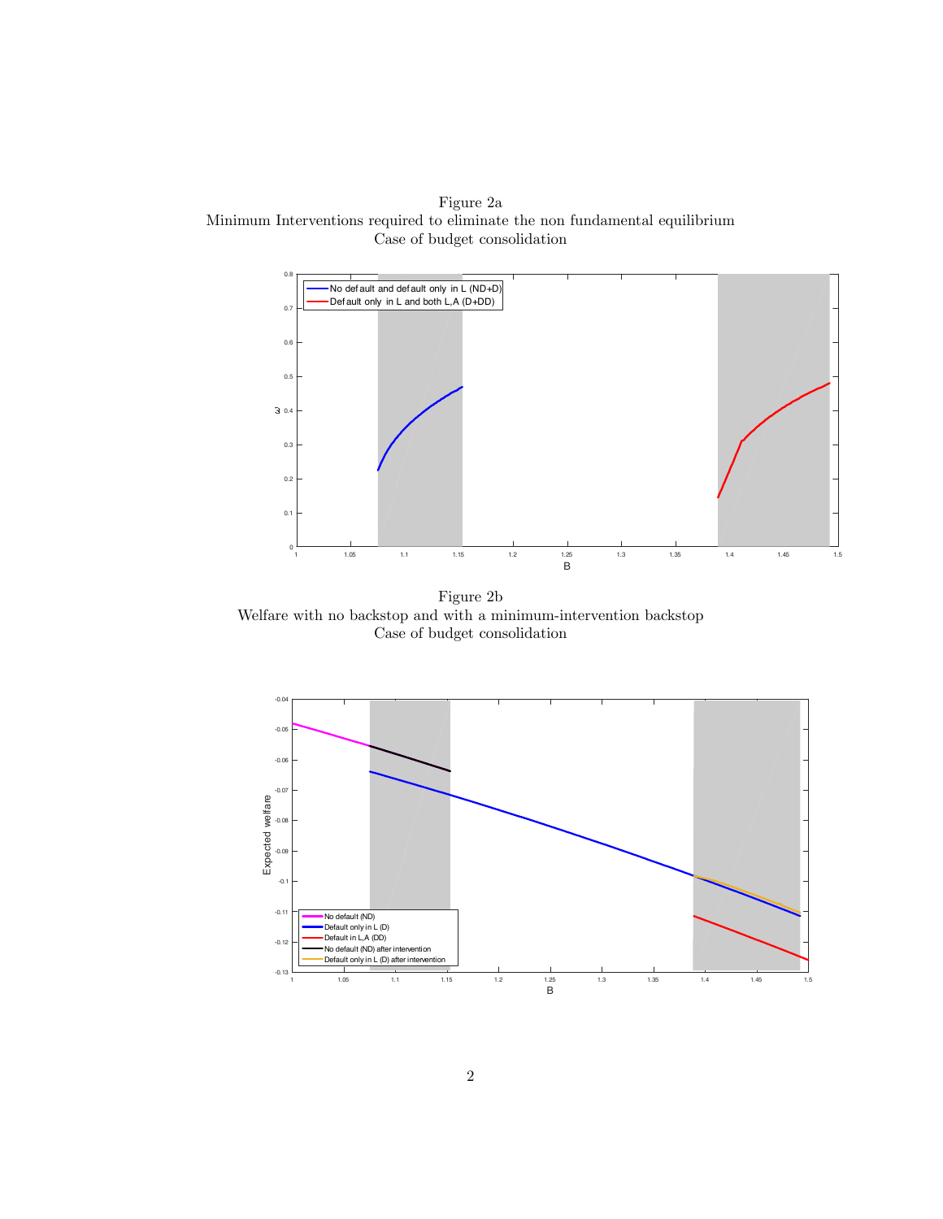Figure 2a
Minimum Interventions required to eliminate the non fundamental equilibrium
Case of budget consolidation

Figure 2b
Welfare with no backstop and with a minimum-intervention backstop
Case of budget consolidation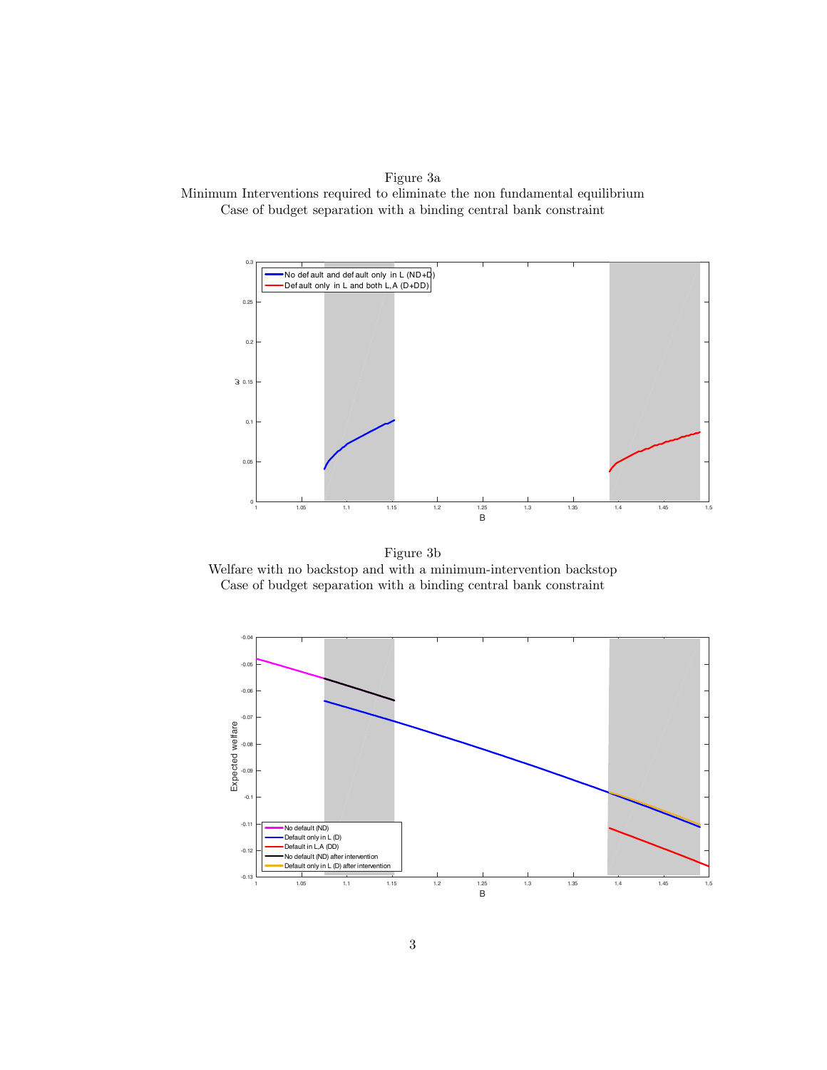Figure 3a
Minimum Interventions required to eliminate the non fundamental equilibrium
Case of budget separation with a binding central bank constraint

No default and default only in L (ND+D)
Default only in L and both L,A (D+DD)

$\omega$

0
0.05
0.1
0.15
0.2
0.25
0.3

B

1
1.05
1.1
1.15
1.2
1.25
1.3
1.35
1.4
1.45
1.5

Figure 3b
Welfare with no backstop and with a minimum-intervention backstop
Case of budget separation with a binding central bank constraint

No default (ND)
Default only in L (D)
Default in L,A (DD)
No default (ND) after intervention
Default only in L (D) after intervention

Expected welfare

-0.04
-0.05
-0.06
-0.07
-0.08
-0.09
-0.1
-0.11
-0.12
-0.13

B

1
1.05
1.1
1.15
1.2
1.25
1.3
1.35
1.4
1.45
1.5